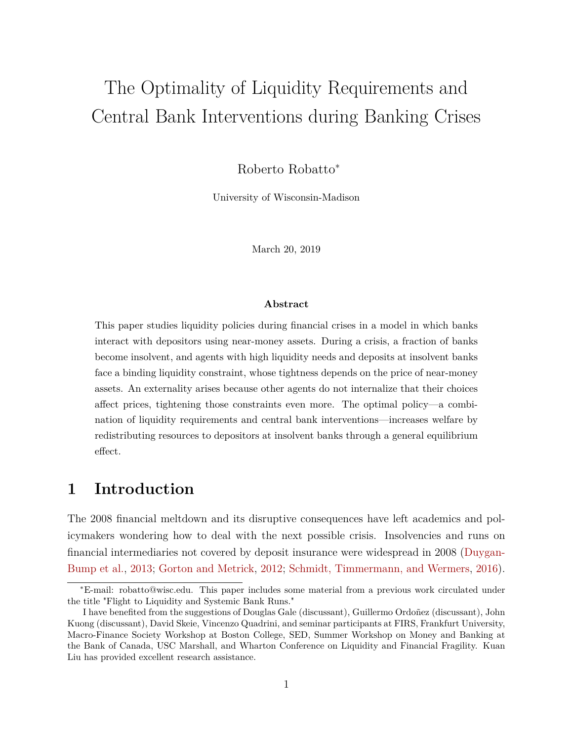# The Optimality of Liquidity Requirements and Central Bank Interventions during Banking Crises

Roberto Robatto*

University of Wisconsin-Madison

March 20, 2019

**Abstract**

This paper studies liquidity policies during financial crises in a model in which banks interact with depositors using near-money assets. During a crisis, a fraction of banks become insolvent, and agents with high liquidity needs and deposits at insolvent banks face a binding liquidity constraint, whose tightness depends on the price of near-money assets. An externality arises because other agents do not internalize that their choices affect prices, tightening those constraints even more. The optimal policy—a combination of liquidity requirements and central bank interventions—increases welfare by redistributing resources to depositors at insolvent banks through a general equilibrium effect.

## 1 Introduction

The 2008 financial meltdown and its disruptive consequences have left academics and policymakers wondering how to deal with the next possible crisis. Insolvencies and runs on financial intermediaries not covered by deposit insurance were widespread in 2008 (Duygan-Bump et al., 2013; Gorton and Metrick, 2012; Schmidt, Timmermann, and Wermers, 2016).

---

*E-mail: robatto@wisc.edu. This paper includes some material from a previous work circulated under the title "Flight to Liquidity and Systemic Bank Runs."

I have benefited from the suggestions of Douglas Gale (discussant), Guillermo Ordoñez (discussant), John Kuong (discussant), David Skeie, Vincenzo Quadrini, and seminar participants at FIRS, Frankfurt University, Macro-Finance Society Workshop at Boston College, SED, Summer Workshop on Money and Banking at the Bank of Canada, USC Marshall, and Wharton Conference on Liquidity and Financial Fragility. Kuan Liu has provided excellent research assistance.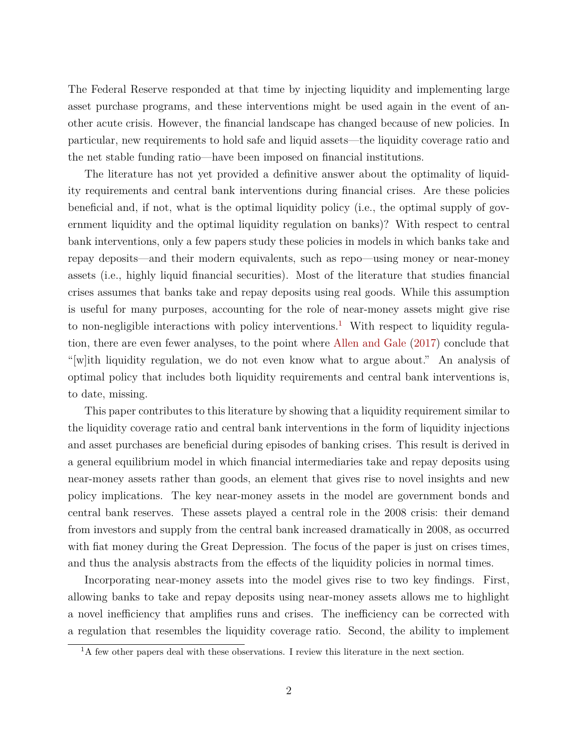The Federal Reserve responded at that time by injecting liquidity and implementing large asset purchase programs, and these interventions might be used again in the event of another acute crisis. However, the financial landscape has changed because of new policies. In particular, new requirements to hold safe and liquid assets—the liquidity coverage ratio and the net stable funding ratio—have been imposed on financial institutions.

The literature has not yet provided a definitive answer about the optimality of liquidity requirements and central bank interventions during financial crises. Are these policies beneficial and, if not, what is the optimal liquidity policy (i.e., the optimal supply of government liquidity and the optimal liquidity regulation on banks)? With respect to central bank interventions, only a few papers study these policies in models in which banks take and repay deposits—and their modern equivalents, such as repo—using money or near-money assets (i.e., highly liquid financial securities). Most of the literature that studies financial crises assumes that banks take and repay deposits using real goods. While this assumption is useful for many purposes, accounting for the role of near-money assets might give rise to non-negligible interactions with policy interventions.[1] With respect to liquidity regulation, there are even fewer analyses, to the point where Allen and Gale (2017) conclude that "[w]ith liquidity regulation, we do not even know what to argue about." An analysis of optimal policy that includes both liquidity requirements and central bank interventions is, to date, missing.

This paper contributes to this literature by showing that a liquidity requirement similar to the liquidity coverage ratio and central bank interventions in the form of liquidity injections and asset purchases are beneficial during episodes of banking crises. This result is derived in a general equilibrium model in which financial intermediaries take and repay deposits using near-money assets rather than goods, an element that gives rise to novel insights and new policy implications. The key near-money assets in the model are government bonds and central bank reserves. These assets played a central role in the 2008 crisis: their demand from investors and supply from the central bank increased dramatically in 2008, as occurred with fiat money during the Great Depression. The focus of the paper is just on crises times, and thus the analysis abstracts from the effects of the liquidity policies in normal times.

Incorporating near-money assets into the model gives rise to two key findings. First, allowing banks to take and repay deposits using near-money assets allows me to highlight a novel inefficiency that amplifies runs and crises. The inefficiency can be corrected with a regulation that resembles the liquidity coverage ratio. Second, the ability to implement

[1] A few other papers deal with these observations. I review this literature in the next section.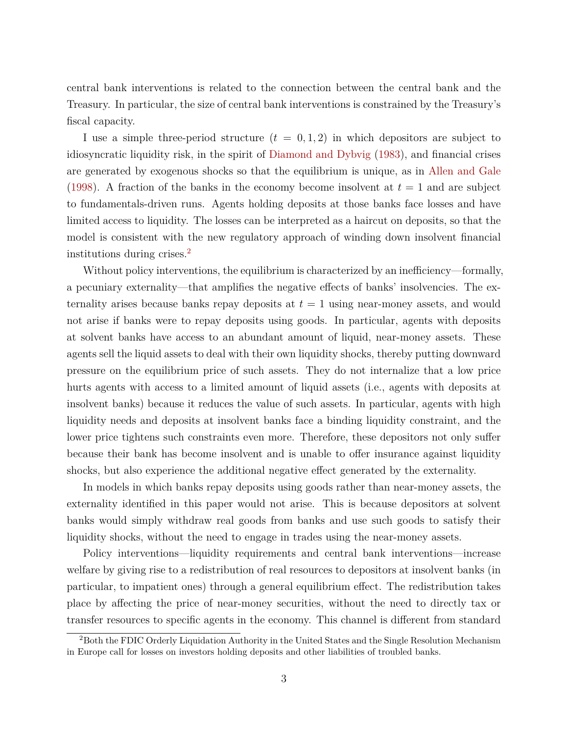central bank interventions is related to the connection between the central bank and the Treasury. In particular, the size of central bank interventions is constrained by the Treasury's fiscal capacity.

I use a simple three-period structure ($t = 0, 1, 2$) in which depositors are subject to idiosyncratic liquidity risk, in the spirit of Diamond and Dybvig (1983), and financial crises are generated by exogenous shocks so that the equilibrium is unique, as in Allen and Gale (1998). A fraction of the banks in the economy become insolvent at $t = 1$ and are subject to fundamentals-driven runs. Agents holding deposits at those banks face losses and have limited access to liquidity. The losses can be interpreted as a haircut on deposits, so that the model is consistent with the new regulatory approach of winding down insolvent financial institutions during crises.[2]

Without policy interventions, the equilibrium is characterized by an inefficiency—formally, a pecuniary externality—that amplifies the negative effects of banks' insolvencies. The externality arises because banks repay deposits at $t = 1$ using near-money assets, and would not arise if banks were to repay deposits using goods. In particular, agents with deposits at solvent banks have access to an abundant amount of liquid, near-money assets. These agents sell the liquid assets to deal with their own liquidity shocks, thereby putting downward pressure on the equilibrium price of such assets. They do not internalize that a low price hurts agents with access to a limited amount of liquid assets (i.e., agents with deposits at insolvent banks) because it reduces the value of such assets. In particular, agents with high liquidity needs and deposits at insolvent banks face a binding liquidity constraint, and the lower price tightens such constraints even more. Therefore, these depositors not only suffer because their bank has become insolvent and is unable to offer insurance against liquidity shocks, but also experience the additional negative effect generated by the externality.

In models in which banks repay deposits using goods rather than near-money assets, the externality identified in this paper would not arise. This is because depositors at solvent banks would simply withdraw real goods from banks and use such goods to satisfy their liquidity shocks, without the need to engage in trades using the near-money assets.

Policy interventions—liquidity requirements and central bank interventions—increase welfare by giving rise to a redistribution of real resources to depositors at insolvent banks (in particular, to impatient ones) through a general equilibrium effect. The redistribution takes place by affecting the price of near-money securities, without the need to directly tax or transfer resources to specific agents in the economy. This channel is different from standard

[2] Both the FDIC Orderly Liquidation Authority in the United States and the Single Resolution Mechanism in Europe call for losses on investors holding deposits and other liabilities of troubled banks.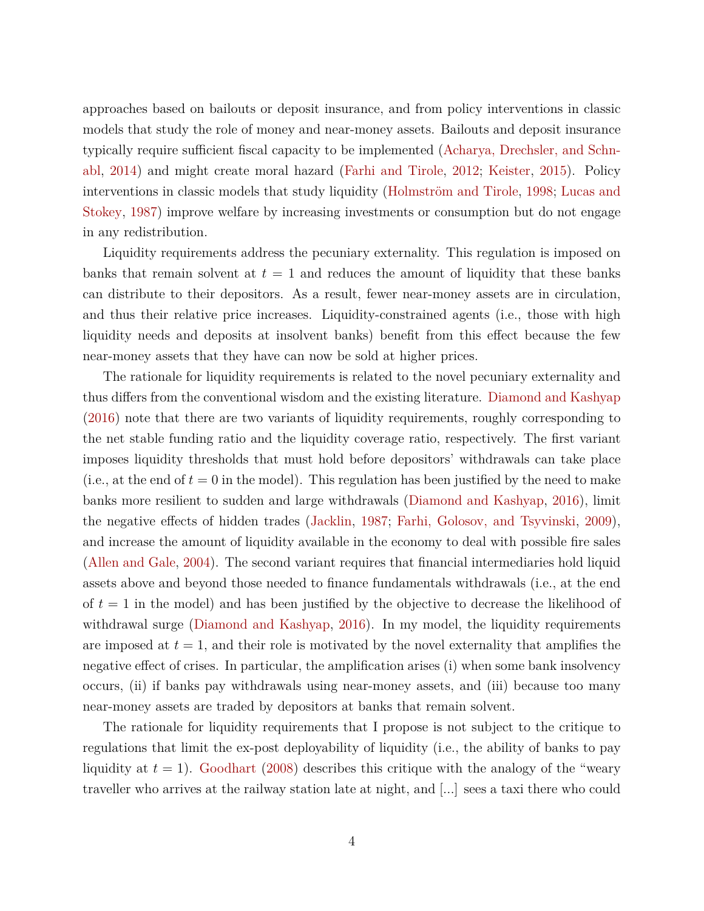approaches based on bailouts or deposit insurance, and from policy interventions in classic models that study the role of money and near-money assets. Bailouts and deposit insurance typically require sufficient fiscal capacity to be implemented (Acharya, Drechsler, and Schnabl, 2014) and might create moral hazard (Farhi and Tirole, 2012; Keister, 2015). Policy interventions in classic models that study liquidity (Holmström and Tirole, 1998; Lucas and Stokey, 1987) improve welfare by increasing investments or consumption but do not engage in any redistribution.

Liquidity requirements address the pecuniary externality. This regulation is imposed on banks that remain solvent at $t = 1$ and reduces the amount of liquidity that these banks can distribute to their depositors. As a result, fewer near-money assets are in circulation, and thus their relative price increases. Liquidity-constrained agents (i.e., those with high liquidity needs and deposits at insolvent banks) benefit from this effect because the few near-money assets that they have can now be sold at higher prices.

The rationale for liquidity requirements is related to the novel pecuniary externality and thus differs from the conventional wisdom and the existing literature. Diamond and Kashyap (2016) note that there are two variants of liquidity requirements, roughly corresponding to the net stable funding ratio and the liquidity coverage ratio, respectively. The first variant imposes liquidity thresholds that must hold before depositors' withdrawals can take place (i.e., at the end of $t = 0$ in the model). This regulation has been justified by the need to make banks more resilient to sudden and large withdrawals (Diamond and Kashyap, 2016), limit the negative effects of hidden trades (Jacklin, 1987; Farhi, Golosov, and Tsyvinski, 2009), and increase the amount of liquidity available in the economy to deal with possible fire sales (Allen and Gale, 2004). The second variant requires that financial intermediaries hold liquid assets above and beyond those needed to finance fundamentals withdrawals (i.e., at the end of $t = 1$ in the model) and has been justified by the objective to decrease the likelihood of withdrawal surge (Diamond and Kashyap, 2016). In my model, the liquidity requirements are imposed at $t = 1$, and their role is motivated by the novel externality that amplifies the negative effect of crises. In particular, the amplification arises (i) when some bank insolvency occurs, (ii) if banks pay withdrawals using near-money assets, and (iii) because too many near-money assets are traded by depositors at banks that remain solvent.

The rationale for liquidity requirements that I propose is not subject to the critique to regulations that limit the ex-post deployability of liquidity (i.e., the ability of banks to pay liquidity at $t = 1$). Goodhart (2008) describes this critique with the analogy of the "weary traveller who arrives at the railway station late at night, and [...] sees a taxi there who could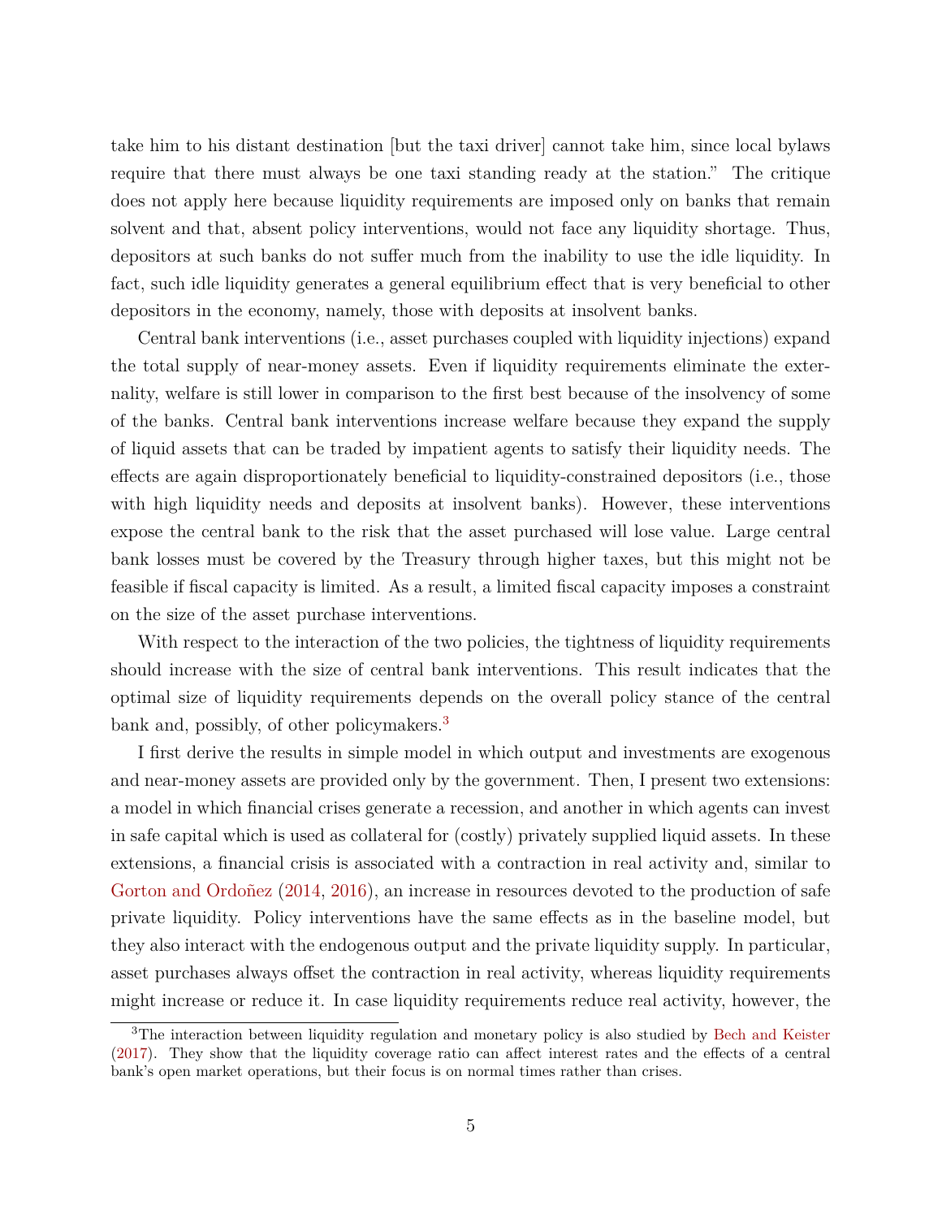take him to his distant destination [but the taxi driver] cannot take him, since local bylaws require that there must always be one taxi standing ready at the station." The critique does not apply here because liquidity requirements are imposed only on banks that remain solvent and that, absent policy interventions, would not face any liquidity shortage. Thus, depositors at such banks do not suffer much from the inability to use the idle liquidity. In fact, such idle liquidity generates a general equilibrium effect that is very beneficial to other depositors in the economy, namely, those with deposits at insolvent banks.

Central bank interventions (i.e., asset purchases coupled with liquidity injections) expand the total supply of near-money assets. Even if liquidity requirements eliminate the externality, welfare is still lower in comparison to the first best because of the insolvency of some of the banks. Central bank interventions increase welfare because they expand the supply of liquid assets that can be traded by impatient agents to satisfy their liquidity needs. The effects are again disproportionately beneficial to liquidity-constrained depositors (i.e., those with high liquidity needs and deposits at insolvent banks). However, these interventions expose the central bank to the risk that the asset purchased will lose value. Large central bank losses must be covered by the Treasury through higher taxes, but this might not be feasible if fiscal capacity is limited. As a result, a limited fiscal capacity imposes a constraint on the size of the asset purchase interventions.

With respect to the interaction of the two policies, the tightness of liquidity requirements should increase with the size of central bank interventions. This result indicates that the optimal size of liquidity requirements depends on the overall policy stance of the central bank and, possibly, of other policymakers.[3]

I first derive the results in simple model in which output and investments are exogenous and near-money assets are provided only by the government. Then, I present two extensions: a model in which financial crises generate a recession, and another in which agents can invest in safe capital which is used as collateral for (costly) privately supplied liquid assets. In these extensions, a financial crisis is associated with a contraction in real activity and, similar to Gorton and Ordoñez (2014, 2016), an increase in resources devoted to the production of safe private liquidity. Policy interventions have the same effects as in the baseline model, but they also interact with the endogenous output and the private liquidity supply. In particular, asset purchases always offset the contraction in real activity, whereas liquidity requirements might increase or reduce it. In case liquidity requirements reduce real activity, however, the

[3] The interaction between liquidity regulation and monetary policy is also studied by Bech and Keister (2017). They show that the liquidity coverage ratio can affect interest rates and the effects of a central bank's open market operations, but their focus is on normal times rather than crises.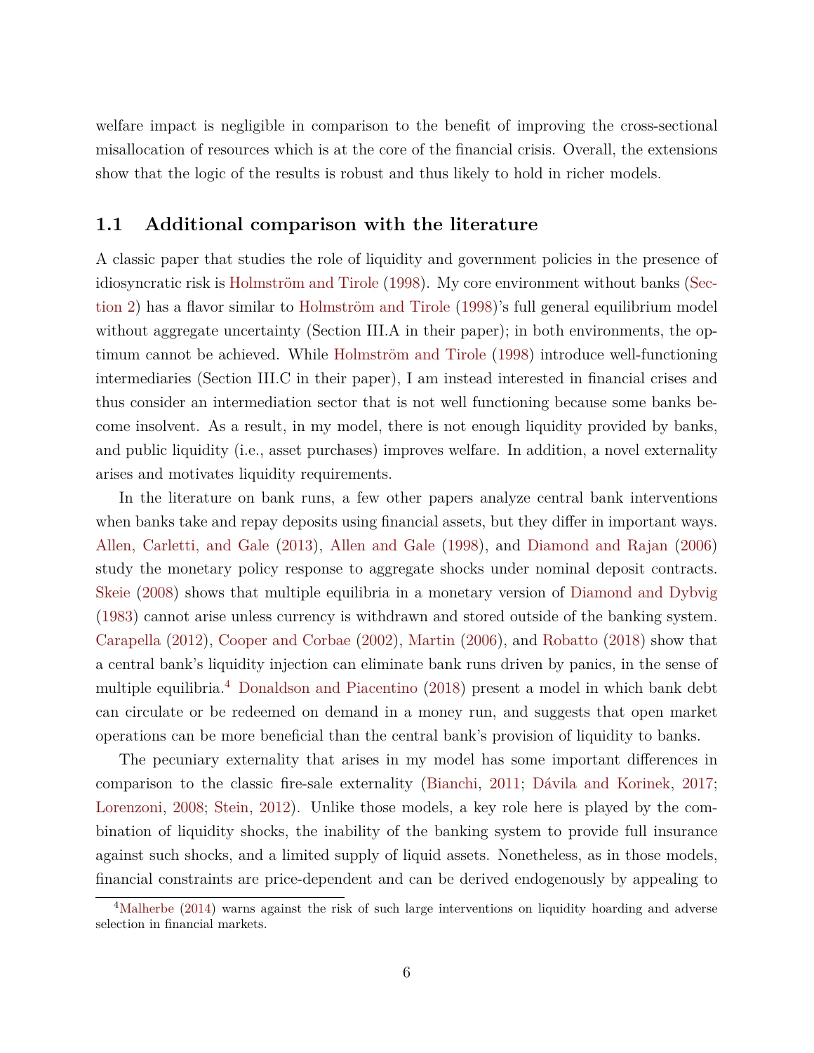welfare impact is negligible in comparison to the benefit of improving the cross-sectional misallocation of resources which is at the core of the financial crisis. Overall, the extensions show that the logic of the results is robust and thus likely to hold in richer models.

## 1.1 Additional comparison with the literature

A classic paper that studies the role of liquidity and government policies in the presence of idiosyncratic risk is Holmström and Tirole (1998). My core environment without banks (Section 2) has a flavor similar to Holmström and Tirole (1998)'s full general equilibrium model without aggregate uncertainty (Section III.A in their paper); in both environments, the optimum cannot be achieved. While Holmström and Tirole (1998) introduce well-functioning intermediaries (Section III.C in their paper), I am instead interested in financial crises and thus consider an intermediation sector that is not well functioning because some banks become insolvent. As a result, in my model, there is not enough liquidity provided by banks, and public liquidity (i.e., asset purchases) improves welfare. In addition, a novel externality arises and motivates liquidity requirements.

In the literature on bank runs, a few other papers analyze central bank interventions when banks take and repay deposits using financial assets, but they differ in important ways. Allen, Carletti, and Gale (2013), Allen and Gale (1998), and Diamond and Rajan (2006) study the monetary policy response to aggregate shocks under nominal deposit contracts. Skeie (2008) shows that multiple equilibria in a monetary version of Diamond and Dybvig (1983) cannot arise unless currency is withdrawn and stored outside of the banking system. Carapella (2012), Cooper and Corbae (2002), Martin (2006), and Robatto (2018) show that a central bank's liquidity injection can eliminate bank runs driven by panics, in the sense of multiple equilibria.[4] Donaldson and Piacentino (2018) present a model in which bank debt can circulate or be redeemed on demand in a money run, and suggests that open market operations can be more beneficial than the central bank's provision of liquidity to banks.

The pecuniary externality that arises in my model has some important differences in comparison to the classic fire-sale externality (Bianchi, 2011; Dávila and Korinek, 2017; Lorenzoni, 2008; Stein, 2012). Unlike those models, a key role here is played by the combination of liquidity shocks, the inability of the banking system to provide full insurance against such shocks, and a limited supply of liquid assets. Nonetheless, as in those models, financial constraints are price-dependent and can be derived endogenously by appealing to

[4] Malherbe (2014) warns against the risk of such large interventions on liquidity hoarding and adverse selection in financial markets.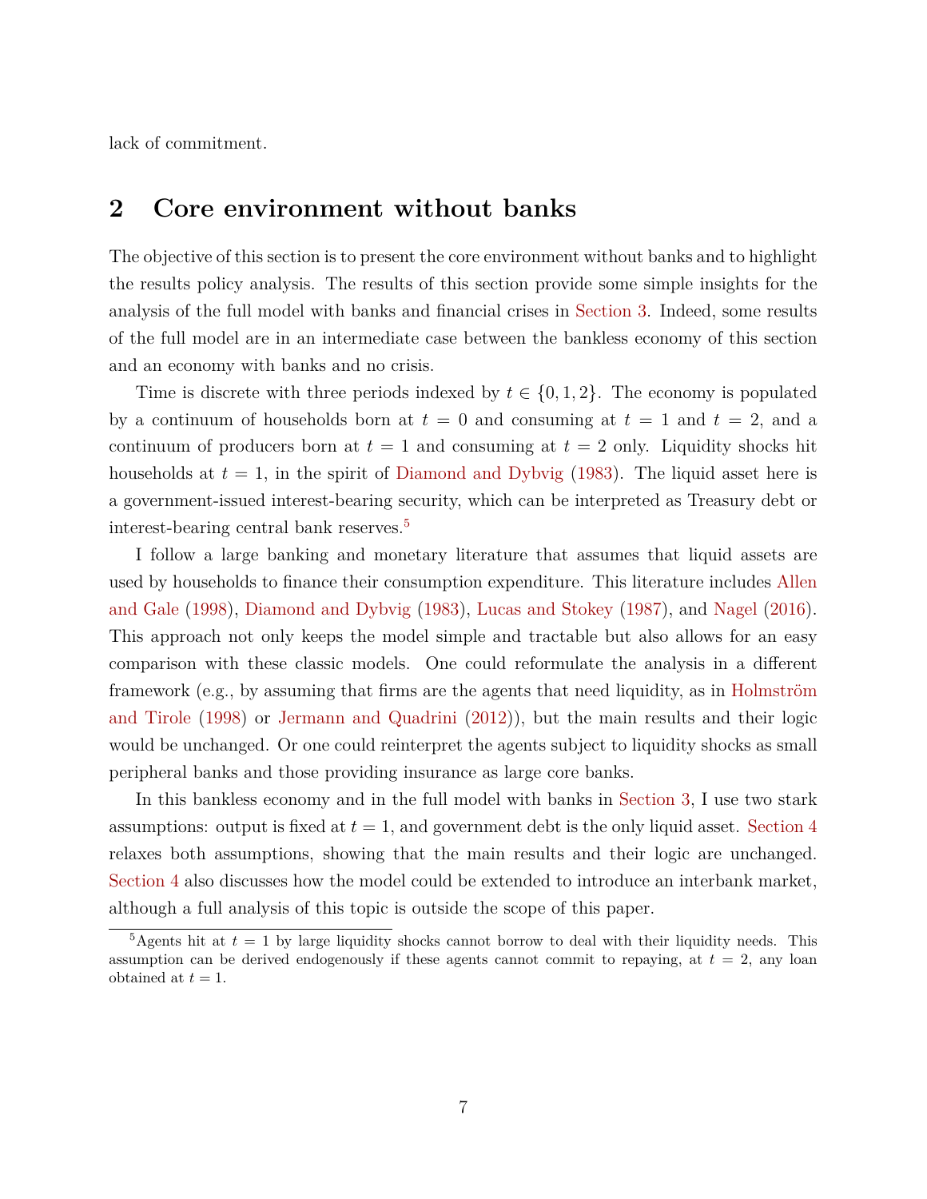lack of commitment.

## 2 Core environment without banks

The objective of this section is to present the core environment without banks and to highlight the results policy analysis. The results of this section provide some simple insights for the analysis of the full model with banks and financial crises in Section 3. Indeed, some results of the full model are in an intermediate case between the bankless economy of this section and an economy with banks and no crisis.

Time is discrete with three periods indexed by $t \in \{0, 1, 2\}$. The economy is populated by a continuum of households born at $t = 0$ and consuming at $t = 1$ and $t = 2$, and a continuum of producers born at $t = 1$ and consuming at $t = 2$ only. Liquidity shocks hit households at $t = 1$, in the spirit of Diamond and Dybvig (1983). The liquid asset here is a government-issued interest-bearing security, which can be interpreted as Treasury debt or interest-bearing central bank reserves.[5]

I follow a large banking and monetary literature that assumes that liquid assets are used by households to finance their consumption expenditure. This literature includes Allen and Gale (1998), Diamond and Dybvig (1983), Lucas and Stokey (1987), and Nagel (2016). This approach not only keeps the model simple and tractable but also allows for an easy comparison with these classic models. One could reformulate the analysis in a different framework (e.g., by assuming that firms are the agents that need liquidity, as in Holmström and Tirole (1998) or Jermann and Quadrini (2012)), but the main results and their logic would be unchanged. Or one could reinterpret the agents subject to liquidity shocks as small peripheral banks and those providing insurance as large core banks.

In this bankless economy and in the full model with banks in Section 3, I use two stark assumptions: output is fixed at $t = 1$, and government debt is the only liquid asset. Section 4 relaxes both assumptions, showing that the main results and their logic are unchanged. Section 4 also discusses how the model could be extended to introduce an interbank market, although a full analysis of this topic is outside the scope of this paper.

[5] Agents hit at $t = 1$ by large liquidity shocks cannot borrow to deal with their liquidity needs. This assumption can be derived endogenously if these agents cannot commit to repaying, at $t = 2$, any loan obtained at $t = 1$.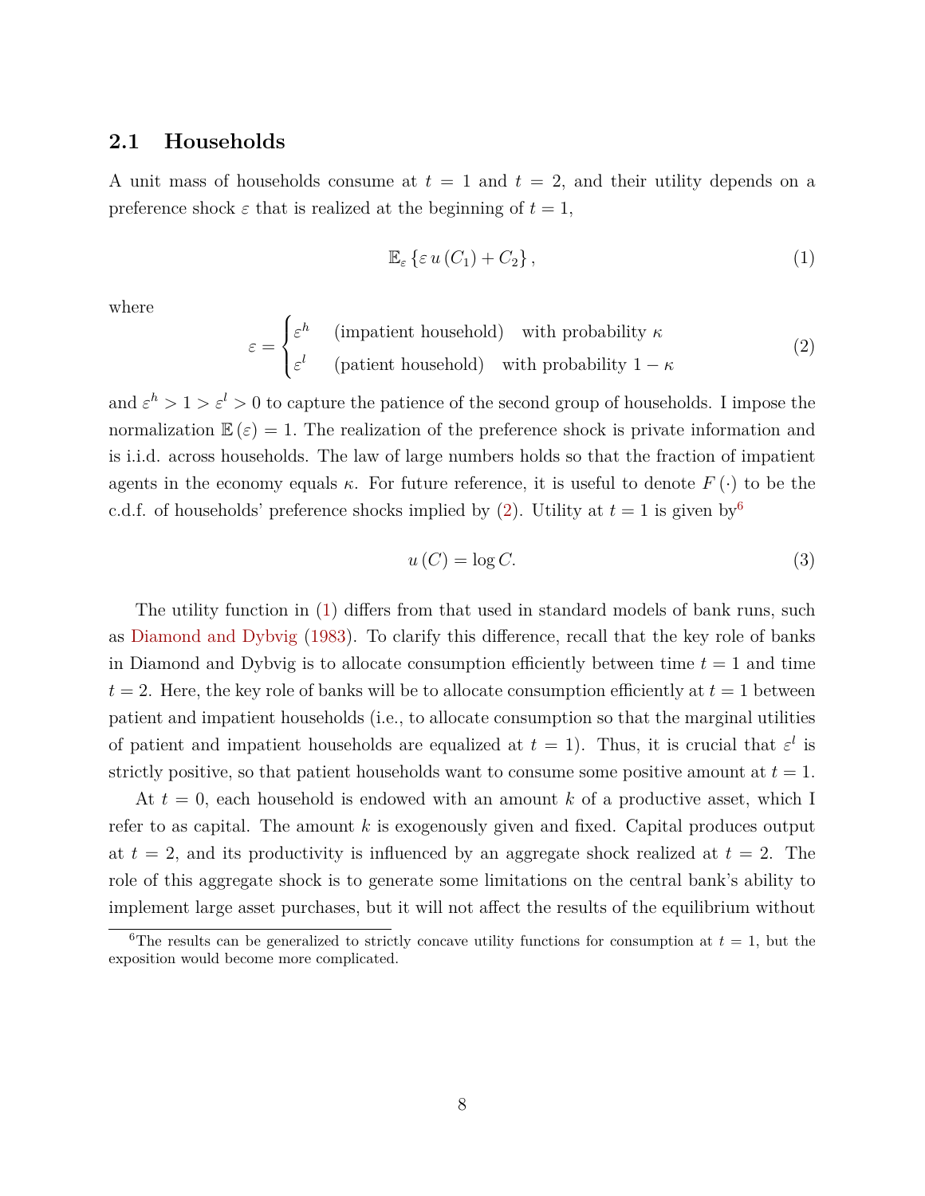### 2.1 Households

A unit mass of households consume at $t = 1$ and $t = 2$, and their utility depends on a preference shock $\varepsilon$ that is realized at the beginning of $t = 1$,

$$\mathbb{E}_{\varepsilon} \left\{ \varepsilon \, u \left( C_1 \right) + C_2 \right\}, \tag{1}$$

where

$$\varepsilon = \begin{cases} \varepsilon^h & \text{(impatient household)} \quad \text{with probability } \kappa \\ \varepsilon^l & \text{(patient household)} \quad \text{with probability } 1 - \kappa \end{cases} \tag{2}$$

and $\varepsilon^h > 1 > \varepsilon^l > 0$ to capture the patience of the second group of households. I impose the normalization $\mathbb{E}(\varepsilon) = 1$. The realization of the preference shock is private information and is i.i.d. across households. The law of large numbers holds so that the fraction of impatient agents in the economy equals $\kappa$. For future reference, it is useful to denote $F(\cdot)$ to be the c.d.f. of households' preference shocks implied by (2). Utility at $t = 1$ is given by[6]

$$u(C) = \log C. \tag{3}$$

The utility function in (1) differs from that used in standard models of bank runs, such as Diamond and Dybvig (1983). To clarify this difference, recall that the key role of banks in Diamond and Dybvig is to allocate consumption efficiently between time $t = 1$ and time $t = 2$. Here, the key role of banks will be to allocate consumption efficiently at $t = 1$ between patient and impatient households (i.e., to allocate consumption so that the marginal utilities of patient and impatient households are equalized at $t = 1$). Thus, it is crucial that $\varepsilon^l$ is strictly positive, so that patient households want to consume some positive amount at $t = 1$.

At $t = 0$, each household is endowed with an amount $k$ of a productive asset, which I refer to as capital. The amount $k$ is exogenously given and fixed. Capital produces output at $t = 2$, and its productivity is influenced by an aggregate shock realized at $t = 2$. The role of this aggregate shock is to generate some limitations on the central bank's ability to implement large asset purchases, but it will not affect the results of the equilibrium without

[6] The results can be generalized to strictly concave utility functions for consumption at $t = 1$, but the exposition would become more complicated.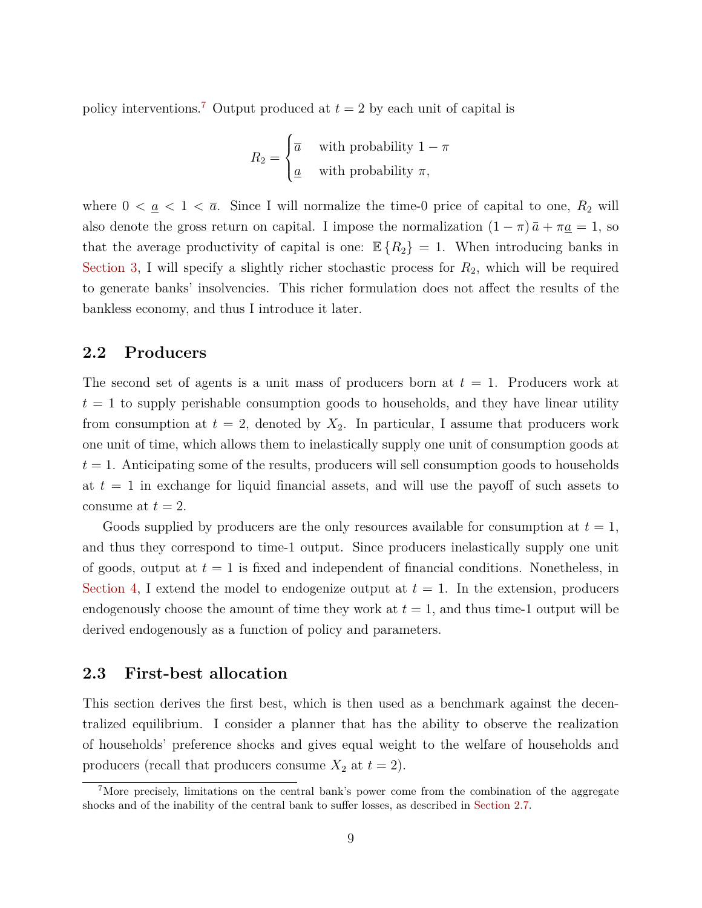policy interventions.[7] Output produced at $t = 2$ by each unit of capital is

$$R_2 = \begin{cases} \overline{a} & \text{with probability } 1 - \pi \\ \underline{a} & \text{with probability } \pi, \end{cases}$$

where $0 < \underline{a} < 1 < \overline{a}$. Since I will normalize the time-0 price of capital to one, $R_2$ will also denote the gross return on capital. I impose the normalization $(1 - \pi)\,\bar{a} + \pi\underline{a} = 1$, so that the average productivity of capital is one: $\mathbb{E}\{R_2\} = 1$. When introducing banks in Section 3, I will specify a slightly richer stochastic process for $R_2$, which will be required to generate banks' insolvencies. This richer formulation does not affect the results of the bankless economy, and thus I introduce it later.

## 2.2 Producers

The second set of agents is a unit mass of producers born at $t = 1$. Producers work at $t = 1$ to supply perishable consumption goods to households, and they have linear utility from consumption at $t = 2$, denoted by $X_2$. In particular, I assume that producers work one unit of time, which allows them to inelastically supply one unit of consumption goods at $t = 1$. Anticipating some of the results, producers will sell consumption goods to households at $t = 1$ in exchange for liquid financial assets, and will use the payoff of such assets to consume at $t = 2$.

Goods supplied by producers are the only resources available for consumption at $t = 1$, and thus they correspond to time-1 output. Since producers inelastically supply one unit of goods, output at $t = 1$ is fixed and independent of financial conditions. Nonetheless, in Section 4, I extend the model to endogenize output at $t = 1$. In the extension, producers endogenously choose the amount of time they work at $t = 1$, and thus time-1 output will be derived endogenously as a function of policy and parameters.

## 2.3 First-best allocation

This section derives the first best, which is then used as a benchmark against the decentralized equilibrium. I consider a planner that has the ability to observe the realization of households' preference shocks and gives equal weight to the welfare of households and producers (recall that producers consume $X_2$ at $t = 2$).

[7] More precisely, limitations on the central bank's power come from the combination of the aggregate shocks and of the inability of the central bank to suffer losses, as described in Section 2.7.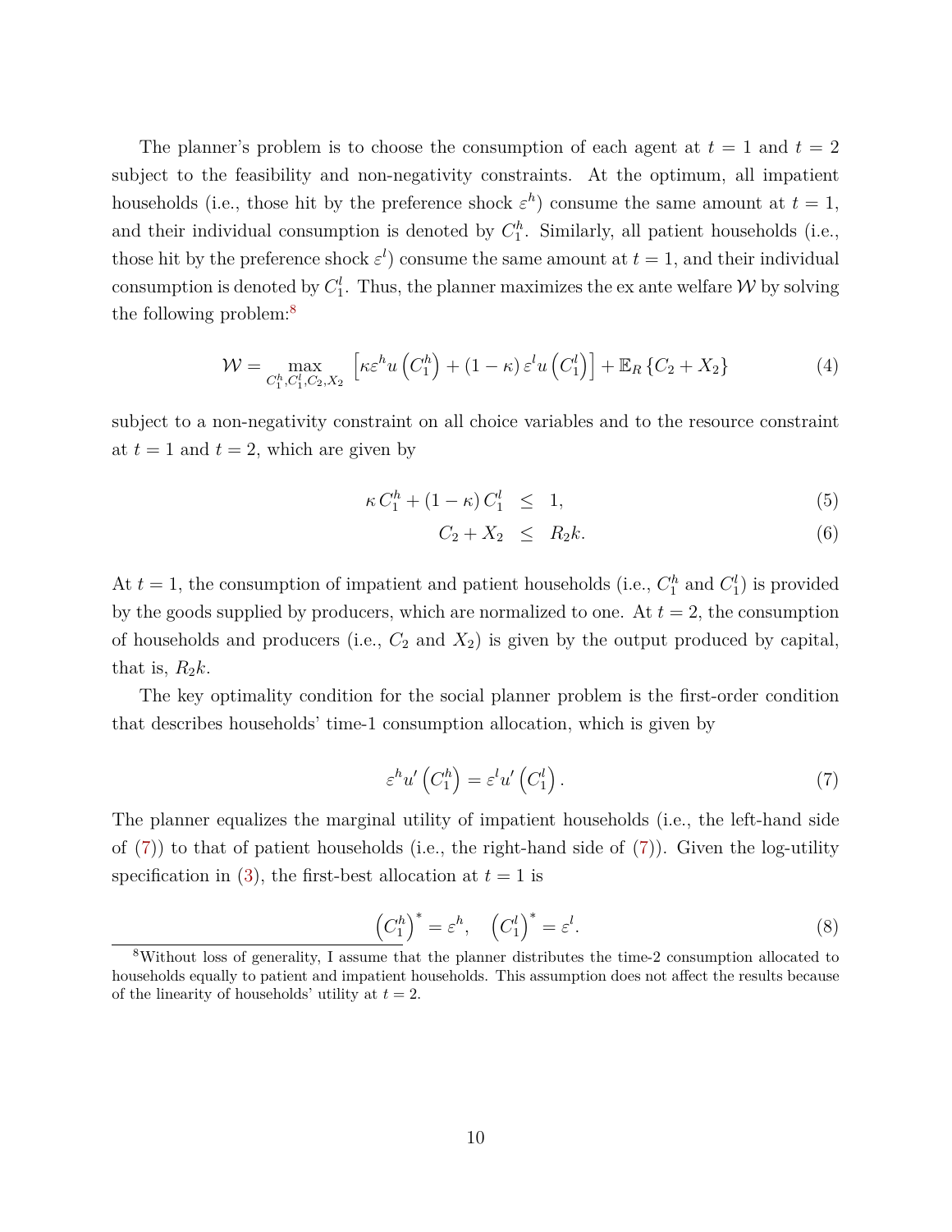The planner's problem is to choose the consumption of each agent at $t = 1$ and $t = 2$ subject to the feasibility and non-negativity constraints. At the optimum, all impatient households (i.e., those hit by the preference shock $\varepsilon^h$) consume the same amount at $t = 1$, and their individual consumption is denoted by $C_1^h$. Similarly, all patient households (i.e., those hit by the preference shock $\varepsilon^l$) consume the same amount at $t = 1$, and their individual consumption is denoted by $C_1^l$. Thus, the planner maximizes the ex ante welfare $\mathcal{W}$ by solving the following problem:[8]

$$
\mathcal{W} = \max_{C_1^h, C_1^l, C_2, X_2} \left[ \kappa \varepsilon^h u\left(C_1^h\right) + (1-\kappa)\, \varepsilon^l u\left(C_1^l\right) \right] + \mathbb{E}_R \left\{ C_2 + X_2 \right\} \tag{4}
$$

subject to a non-negativity constraint on all choice variables and to the resource constraint at $t = 1$ and $t = 2$, which are given by

$$
\kappa\, C_1^h + (1-\kappa)\, C_1^l \leq 1, \tag{5}
$$

$$
C_2 + X_2 \leq R_2 k. \tag{6}
$$

At $t = 1$, the consumption of impatient and patient households (i.e., $C_1^h$ and $C_1^l$) is provided by the goods supplied by producers, which are normalized to one. At $t = 2$, the consumption of households and producers (i.e., $C_2$ and $X_2$) is given by the output produced by capital, that is, $R_2 k$.

The key optimality condition for the social planner problem is the first-order condition that describes households' time-1 consumption allocation, which is given by

$$
\varepsilon^h u'\left(C_1^h\right) = \varepsilon^l u'\left(C_1^l\right). \tag{7}
$$

The planner equalizes the marginal utility of impatient households (i.e., the left-hand side of (7)) to that of patient households (i.e., the right-hand side of (7)). Given the log-utility specification in (3), the first-best allocation at $t = 1$ is

$$
\left(C_1^h\right)^* = \varepsilon^h, \quad \left(C_1^l\right)^* = \varepsilon^l. \tag{8}
$$

[8] Without loss of generality, I assume that the planner distributes the time-2 consumption allocated to households equally to patient and impatient households. This assumption does not affect the results because of the linearity of households' utility at $t = 2$.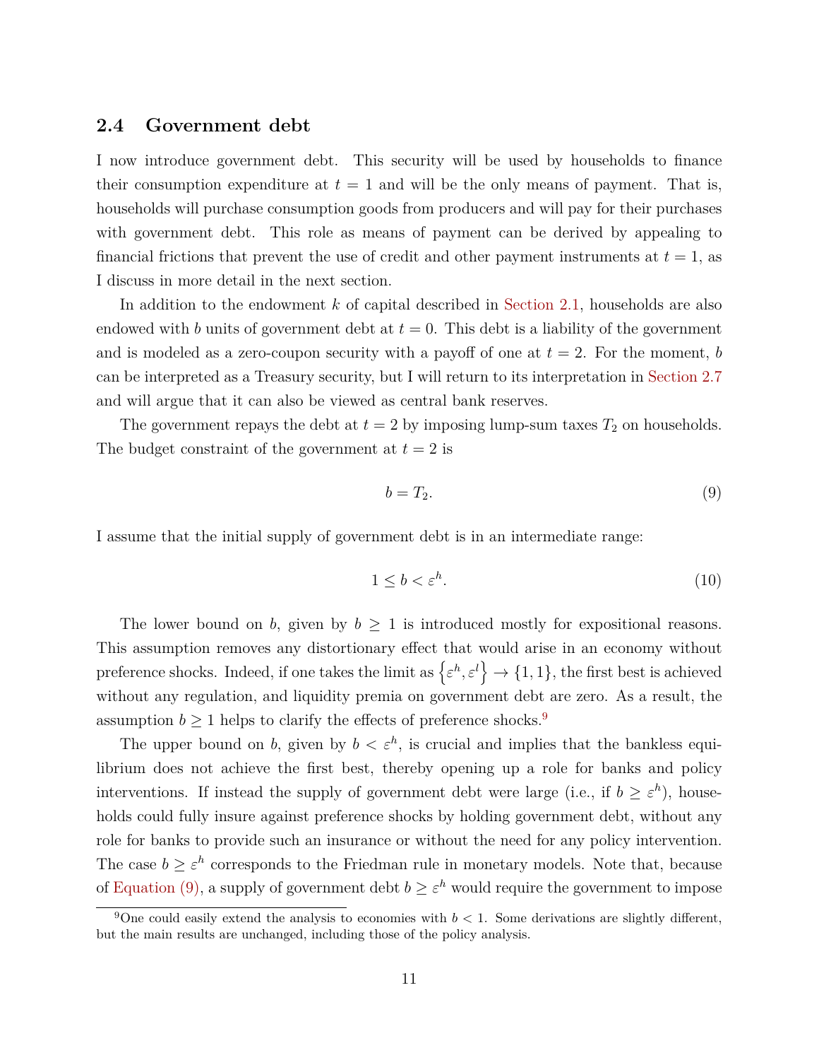## 2.4 Government debt

I now introduce government debt. This security will be used by households to finance their consumption expenditure at $t = 1$ and will be the only means of payment. That is, households will purchase consumption goods from producers and will pay for their purchases with government debt. This role as means of payment can be derived by appealing to financial frictions that prevent the use of credit and other payment instruments at $t = 1$, as I discuss in more detail in the next section.

In addition to the endowment $k$ of capital described in Section 2.1, households are also endowed with $b$ units of government debt at $t = 0$. This debt is a liability of the government and is modeled as a zero-coupon security with a payoff of one at $t = 2$. For the moment, $b$ can be interpreted as a Treasury security, but I will return to its interpretation in Section 2.7 and will argue that it can also be viewed as central bank reserves.

The government repays the debt at $t = 2$ by imposing lump-sum taxes $T_2$ on households. The budget constraint of the government at $t = 2$ is

$$b = T_2. \tag{9}$$

I assume that the initial supply of government debt is in an intermediate range:

$$1 \leq b < \varepsilon^h. \tag{10}$$

The lower bound on $b$, given by $b \geq 1$ is introduced mostly for expositional reasons. This assumption removes any distortionary effect that would arise in an economy without preference shocks. Indeed, if one takes the limit as $\left\{\varepsilon^h, \varepsilon^l\right\} \to \{1, 1\}$, the first best is achieved without any regulation, and liquidity premia on government debt are zero. As a result, the assumption $b \geq 1$ helps to clarify the effects of preference shocks.[9]

The upper bound on $b$, given by $b < \varepsilon^h$, is crucial and implies that the bankless equilibrium does not achieve the first best, thereby opening up a role for banks and policy interventions. If instead the supply of government debt were large (i.e., if $b \geq \varepsilon^h$), households could fully insure against preference shocks by holding government debt, without any role for banks to provide such an insurance or without the need for any policy intervention. The case $b \geq \varepsilon^h$ corresponds to the Friedman rule in monetary models. Note that, because of Equation (9), a supply of government debt $b \geq \varepsilon^h$ would require the government to impose

[9] One could easily extend the analysis to economies with $b < 1$. Some derivations are slightly different, but the main results are unchanged, including those of the policy analysis.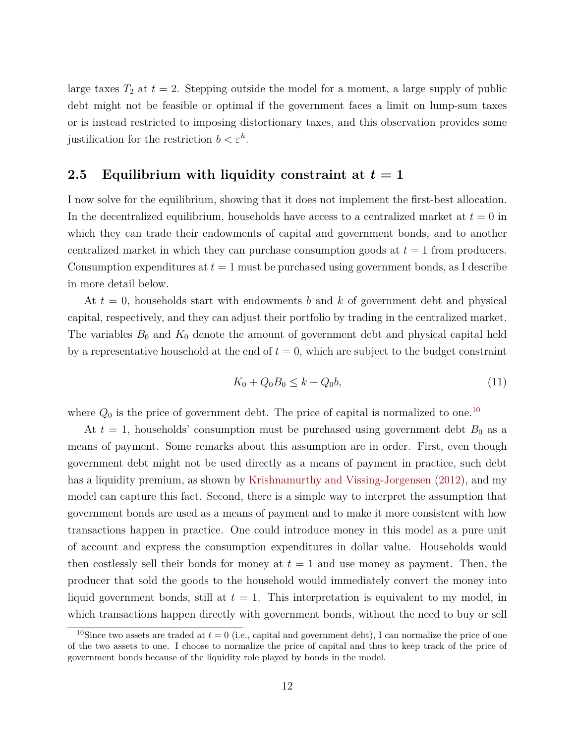large taxes $T_2$ at $t = 2$. Stepping outside the model for a moment, a large supply of public debt might not be feasible or optimal if the government faces a limit on lump-sum taxes or is instead restricted to imposing distortionary taxes, and this observation provides some justification for the restriction $b < \varepsilon^h$.

## 2.5 Equilibrium with liquidity constraint at $t = 1$

I now solve for the equilibrium, showing that it does not implement the first-best allocation. In the decentralized equilibrium, households have access to a centralized market at $t = 0$ in which they can trade their endowments of capital and government bonds, and to another centralized market in which they can purchase consumption goods at $t = 1$ from producers. Consumption expenditures at $t = 1$ must be purchased using government bonds, as I describe in more detail below.

At $t = 0$, households start with endowments $b$ and $k$ of government debt and physical capital, respectively, and they can adjust their portfolio by trading in the centralized market. The variables $B_0$ and $K_0$ denote the amount of government debt and physical capital held by a representative household at the end of $t = 0$, which are subject to the budget constraint

$$K_0 + Q_0 B_0 \leq k + Q_0 b, \tag{11}$$

where $Q_0$ is the price of government debt. The price of capital is normalized to one.[10]

At $t = 1$, households' consumption must be purchased using government debt $B_0$ as a means of payment. Some remarks about this assumption are in order. First, even though government debt might not be used directly as a means of payment in practice, such debt has a liquidity premium, as shown by Krishnamurthy and Vissing-Jorgensen (2012), and my model can capture this fact. Second, there is a simple way to interpret the assumption that government bonds are used as a means of payment and to make it more consistent with how transactions happen in practice. One could introduce money in this model as a pure unit of account and express the consumption expenditures in dollar value. Households would then costlessly sell their bonds for money at $t = 1$ and use money as payment. Then, the producer that sold the goods to the household would immediately convert the money into liquid government bonds, still at $t = 1$. This interpretation is equivalent to my model, in which transactions happen directly with government bonds, without the need to buy or sell

[10] Since two assets are traded at $t = 0$ (i.e., capital and government debt), I can normalize the price of one of the two assets to one. I choose to normalize the price of capital and thus to keep track of the price of government bonds because of the liquidity role played by bonds in the model.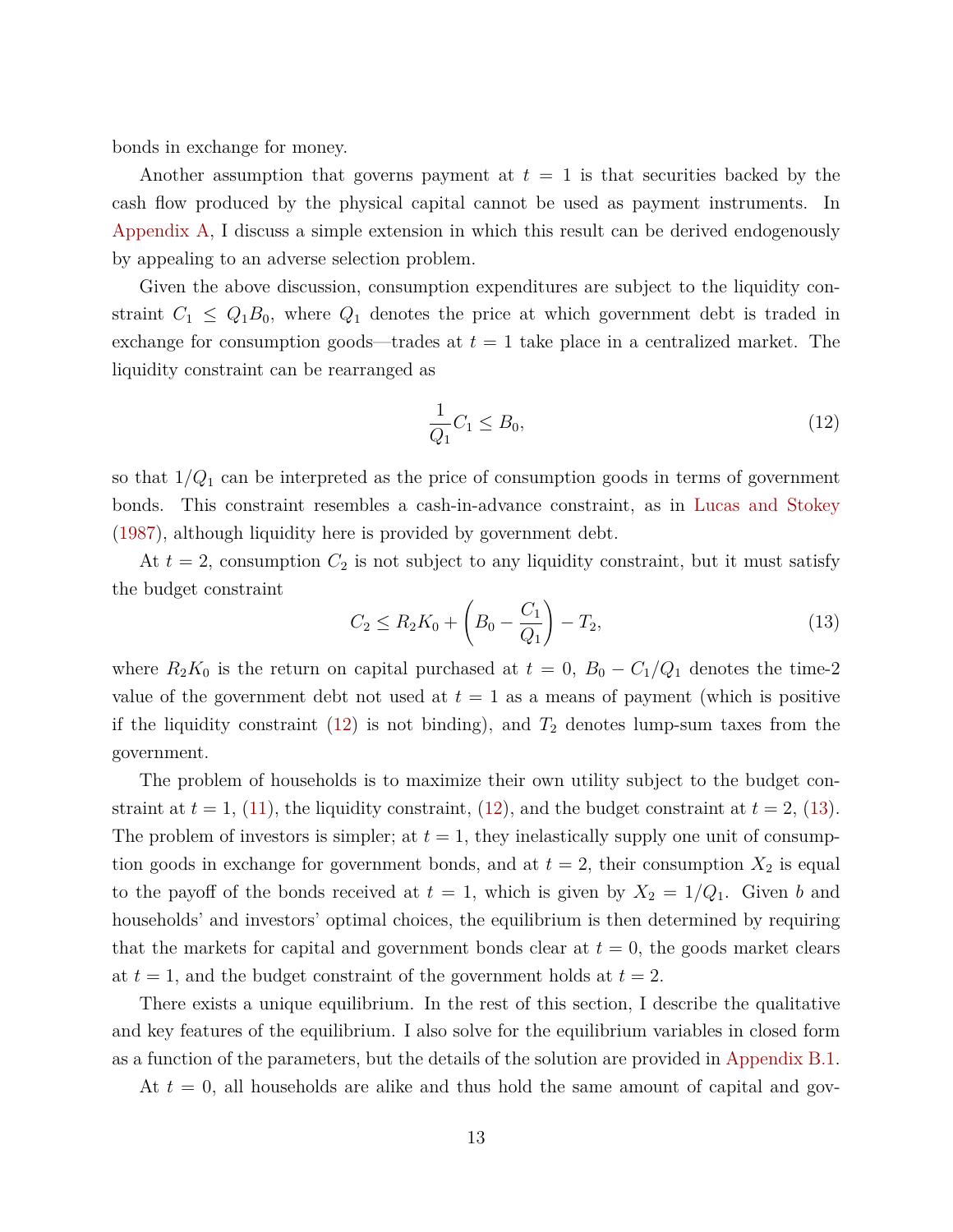bonds in exchange for money.

Another assumption that governs payment at $t = 1$ is that securities backed by the cash flow produced by the physical capital cannot be used as payment instruments. In Appendix A, I discuss a simple extension in which this result can be derived endogenously by appealing to an adverse selection problem.

Given the above discussion, consumption expenditures are subject to the liquidity constraint $C_1 \leq Q_1 B_0$, where $Q_1$ denotes the price at which government debt is traded in exchange for consumption goods—trades at $t = 1$ take place in a centralized market. The liquidity constraint can be rearranged as

$$\frac{1}{Q_1} C_1 \leq B_0, \tag{12}$$

so that $1/Q_1$ can be interpreted as the price of consumption goods in terms of government bonds. This constraint resembles a cash-in-advance constraint, as in Lucas and Stokey (1987), although liquidity here is provided by government debt.

At $t = 2$, consumption $C_2$ is not subject to any liquidity constraint, but it must satisfy the budget constraint

$$C_2 \leq R_2 K_0 + \left( B_0 - \frac{C_1}{Q_1} \right) - T_2, \tag{13}$$

where $R_2 K_0$ is the return on capital purchased at $t = 0$, $B_0 - C_1/Q_1$ denotes the time-2 value of the government debt not used at $t = 1$ as a means of payment (which is positive if the liquidity constraint (12) is not binding), and $T_2$ denotes lump-sum taxes from the government.

The problem of households is to maximize their own utility subject to the budget constraint at $t = 1$, (11), the liquidity constraint, (12), and the budget constraint at $t = 2$, (13). The problem of investors is simpler; at $t = 1$, they inelastically supply one unit of consumption goods in exchange for government bonds, and at $t = 2$, their consumption $X_2$ is equal to the payoff of the bonds received at $t = 1$, which is given by $X_2 = 1/Q_1$. Given $b$ and households' and investors' optimal choices, the equilibrium is then determined by requiring that the markets for capital and government bonds clear at $t = 0$, the goods market clears at $t = 1$, and the budget constraint of the government holds at $t = 2$.

There exists a unique equilibrium. In the rest of this section, I describe the qualitative and key features of the equilibrium. I also solve for the equilibrium variables in closed form as a function of the parameters, but the details of the solution are provided in Appendix B.1.

At $t = 0$, all households are alike and thus hold the same amount of capital and gov-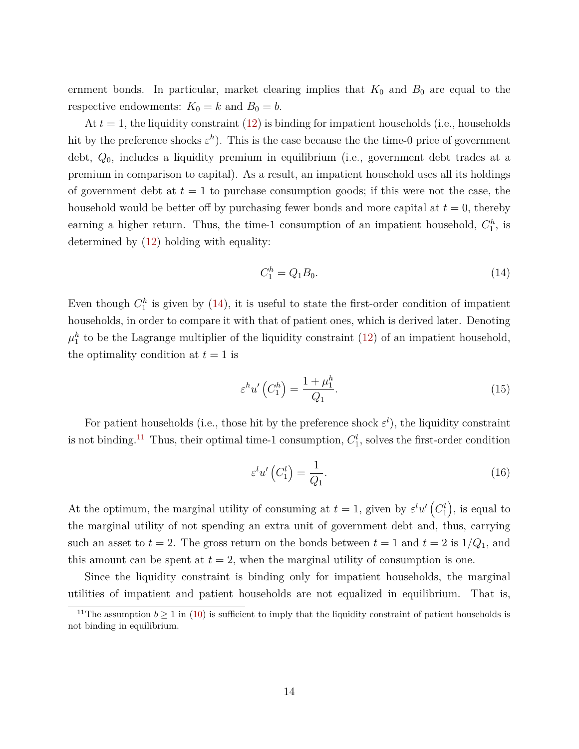ernment bonds. In particular, market clearing implies that $K_0$ and $B_0$ are equal to the respective endowments: $K_0 = k$ and $B_0 = b$.

At $t = 1$, the liquidity constraint (12) is binding for impatient households (i.e., households hit by the preference shocks $\varepsilon^h$). This is the case because the the time-0 price of government debt, $Q_0$, includes a liquidity premium in equilibrium (i.e., government debt trades at a premium in comparison to capital). As a result, an impatient household uses all its holdings of government debt at $t = 1$ to purchase consumption goods; if this were not the case, the household would be better off by purchasing fewer bonds and more capital at $t = 0$, thereby earning a higher return. Thus, the time-1 consumption of an impatient household, $C_1^h$, is determined by (12) holding with equality:

$$C_1^h = Q_1 B_0. \tag{14}$$

Even though $C_1^h$ is given by (14), it is useful to state the first-order condition of impatient households, in order to compare it with that of patient ones, which is derived later. Denoting $\mu_1^h$ to be the Lagrange multiplier of the liquidity constraint (12) of an impatient household, the optimality condition at $t = 1$ is

$$\varepsilon^h u'\left(C_1^h\right) = \frac{1 + \mu_1^h}{Q_1}. \tag{15}$$

For patient households (i.e., those hit by the preference shock $\varepsilon^l$), the liquidity constraint is not binding.[11] Thus, their optimal time-1 consumption, $C_1^l$, solves the first-order condition

$$\varepsilon^l u'\left(C_1^l\right) = \frac{1}{Q_1}. \tag{16}$$

At the optimum, the marginal utility of consuming at $t = 1$, given by $\varepsilon^l u'\left(C_1^l\right)$, is equal to the marginal utility of not spending an extra unit of government debt and, thus, carrying such an asset to $t = 2$. The gross return on the bonds between $t = 1$ and $t = 2$ is $1/Q_1$, and this amount can be spent at $t = 2$, when the marginal utility of consumption is one.

Since the liquidity constraint is binding only for impatient households, the marginal utilities of impatient and patient households are not equalized in equilibrium. That is,

[11] The assumption $b \geq 1$ in (10) is sufficient to imply that the liquidity constraint of patient households is not binding in equilibrium.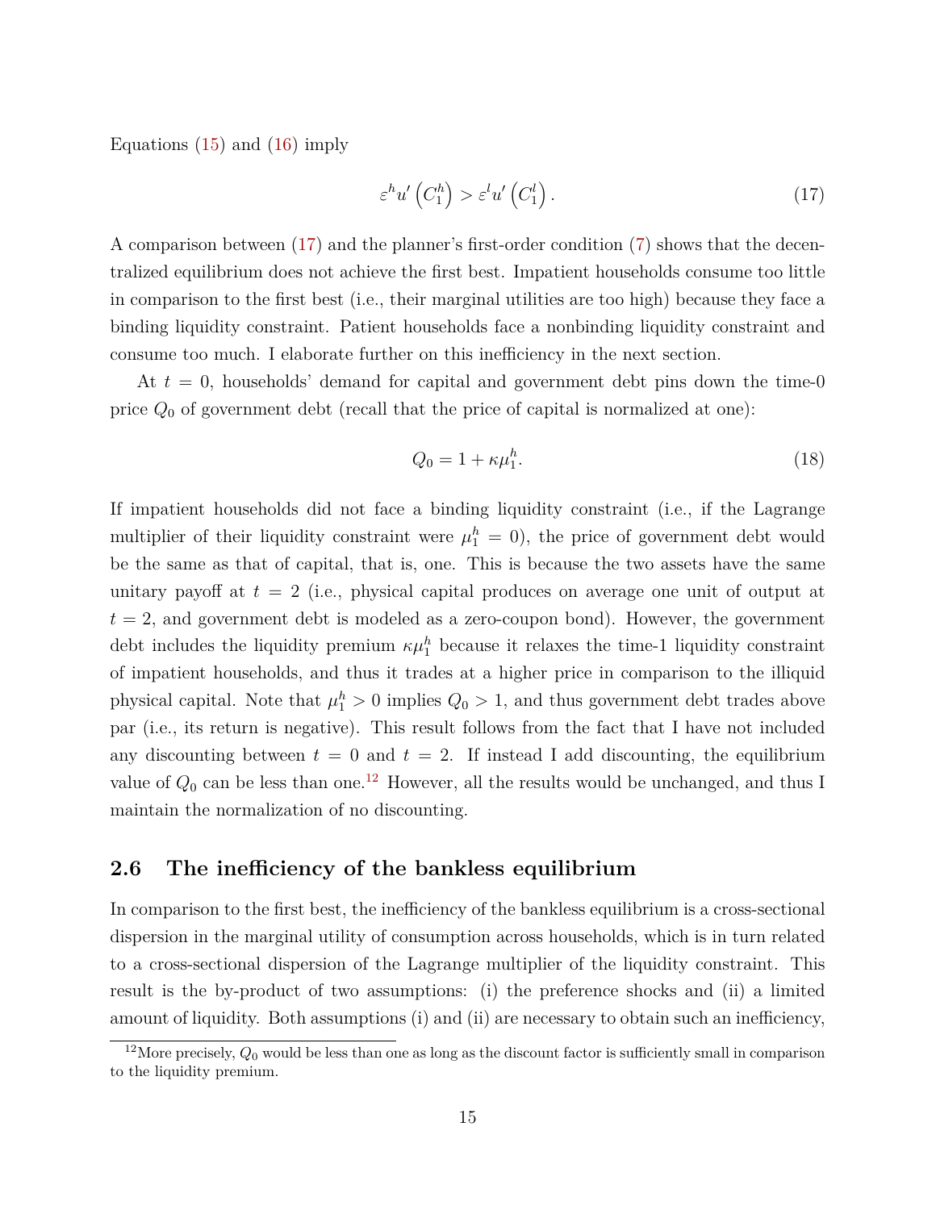Equations (15) and (16) imply

$$\varepsilon^h u'\left(C_1^h\right) > \varepsilon^l u'\left(C_1^l\right). \tag{17}$$

A comparison between (17) and the planner's first-order condition (7) shows that the decentralized equilibrium does not achieve the first best. Impatient households consume too little in comparison to the first best (i.e., their marginal utilities are too high) because they face a binding liquidity constraint. Patient households face a nonbinding liquidity constraint and consume too much. I elaborate further on this inefficiency in the next section.

At $t = 0$, households' demand for capital and government debt pins down the time-0 price $Q_0$ of government debt (recall that the price of capital is normalized at one):

$$Q_0 = 1 + \kappa\mu_1^h. \tag{18}$$

If impatient households did not face a binding liquidity constraint (i.e., if the Lagrange multiplier of their liquidity constraint were $\mu_1^h = 0$), the price of government debt would be the same as that of capital, that is, one. This is because the two assets have the same unitary payoff at $t = 2$ (i.e., physical capital produces on average one unit of output at $t = 2$, and government debt is modeled as a zero-coupon bond). However, the government debt includes the liquidity premium $\kappa\mu_1^h$ because it relaxes the time-1 liquidity constraint of impatient households, and thus it trades at a higher price in comparison to the illiquid physical capital. Note that $\mu_1^h > 0$ implies $Q_0 > 1$, and thus government debt trades above par (i.e., its return is negative). This result follows from the fact that I have not included any discounting between $t = 0$ and $t = 2$. If instead I add discounting, the equilibrium value of $Q_0$ can be less than one.[12] However, all the results would be unchanged, and thus I maintain the normalization of no discounting.

## 2.6 The inefficiency of the bankless equilibrium

In comparison to the first best, the inefficiency of the bankless equilibrium is a cross-sectional dispersion in the marginal utility of consumption across households, which is in turn related to a cross-sectional dispersion of the Lagrange multiplier of the liquidity constraint. This result is the by-product of two assumptions: (i) the preference shocks and (ii) a limited amount of liquidity. Both assumptions (i) and (ii) are necessary to obtain such an inefficiency,

[12] More precisely, $Q_0$ would be less than one as long as the discount factor is sufficiently small in comparison to the liquidity premium.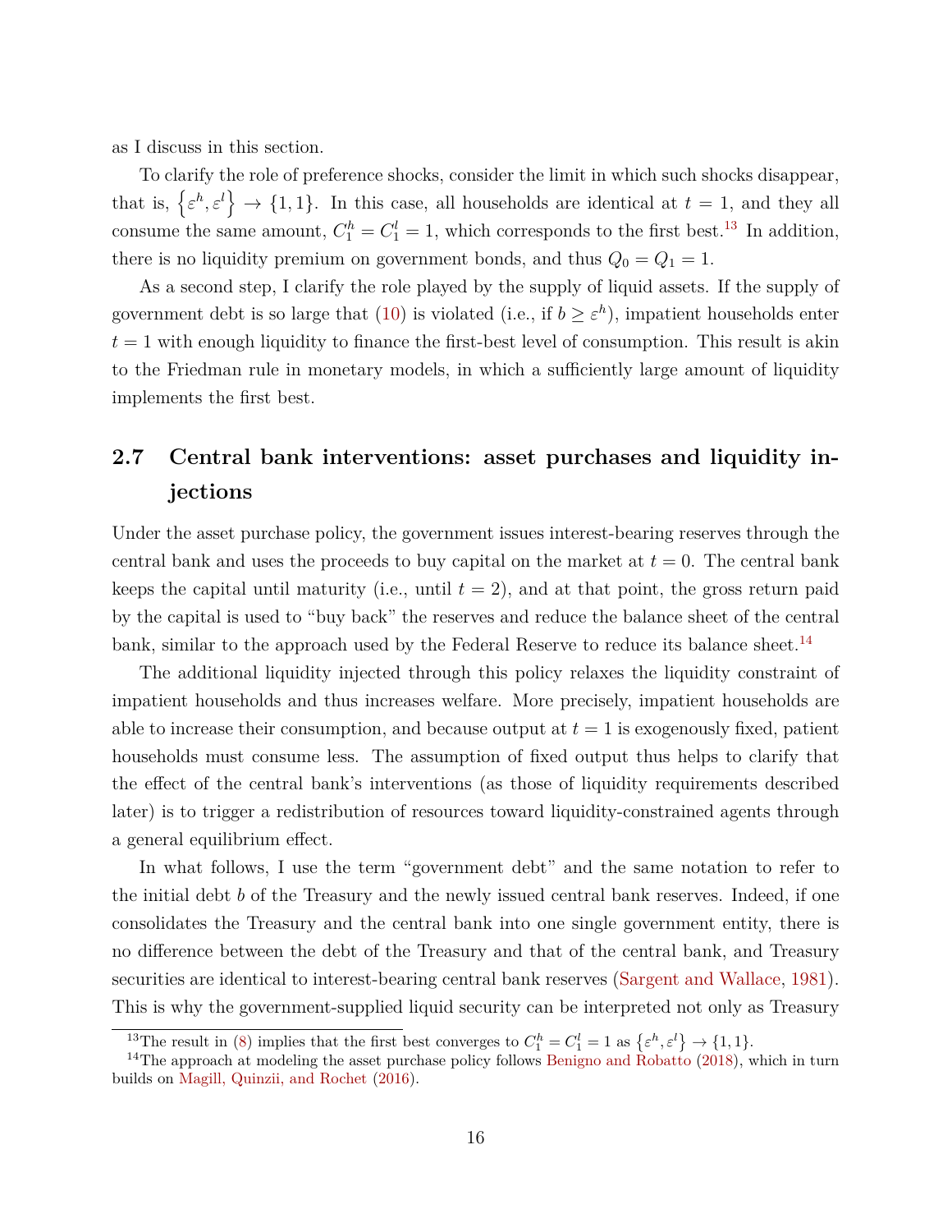as I discuss in this section.

To clarify the role of preference shocks, consider the limit in which such shocks disappear, that is, $\left\{\varepsilon^h, \varepsilon^l\right\} \to \{1, 1\}$. In this case, all households are identical at $t = 1$, and they all consume the same amount, $C_1^h = C_1^l = 1$, which corresponds to the first best.[13] In addition, there is no liquidity premium on government bonds, and thus $Q_0 = Q_1 = 1$.

As a second step, I clarify the role played by the supply of liquid assets. If the supply of government debt is so large that (10) is violated (i.e., if $b \geq \varepsilon^h$), impatient households enter $t = 1$ with enough liquidity to finance the first-best level of consumption. This result is akin to the Friedman rule in monetary models, in which a sufficiently large amount of liquidity implements the first best.

## 2.7 Central bank interventions: asset purchases and liquidity injections

Under the asset purchase policy, the government issues interest-bearing reserves through the central bank and uses the proceeds to buy capital on the market at $t = 0$. The central bank keeps the capital until maturity (i.e., until $t = 2$), and at that point, the gross return paid by the capital is used to "buy back" the reserves and reduce the balance sheet of the central bank, similar to the approach used by the Federal Reserve to reduce its balance sheet.[14]

The additional liquidity injected through this policy relaxes the liquidity constraint of impatient households and thus increases welfare. More precisely, impatient households are able to increase their consumption, and because output at $t = 1$ is exogenously fixed, patient households must consume less. The assumption of fixed output thus helps to clarify that the effect of the central bank's interventions (as those of liquidity requirements described later) is to trigger a redistribution of resources toward liquidity-constrained agents through a general equilibrium effect.

In what follows, I use the term "government debt" and the same notation to refer to the initial debt $b$ of the Treasury and the newly issued central bank reserves. Indeed, if one consolidates the Treasury and the central bank into one single government entity, there is no difference between the debt of the Treasury and that of the central bank, and Treasury securities are identical to interest-bearing central bank reserves (Sargent and Wallace, 1981). This is why the government-supplied liquid security can be interpreted not only as Treasury

[13] The result in (8) implies that the first best converges to $C_1^h = C_1^l = 1$ as $\left\{\varepsilon^h, \varepsilon^l\right\} \to \{1, 1\}$.

[14] The approach at modeling the asset purchase policy follows Benigno and Robatto (2018), which in turn builds on Magill, Quinzii, and Rochet (2016).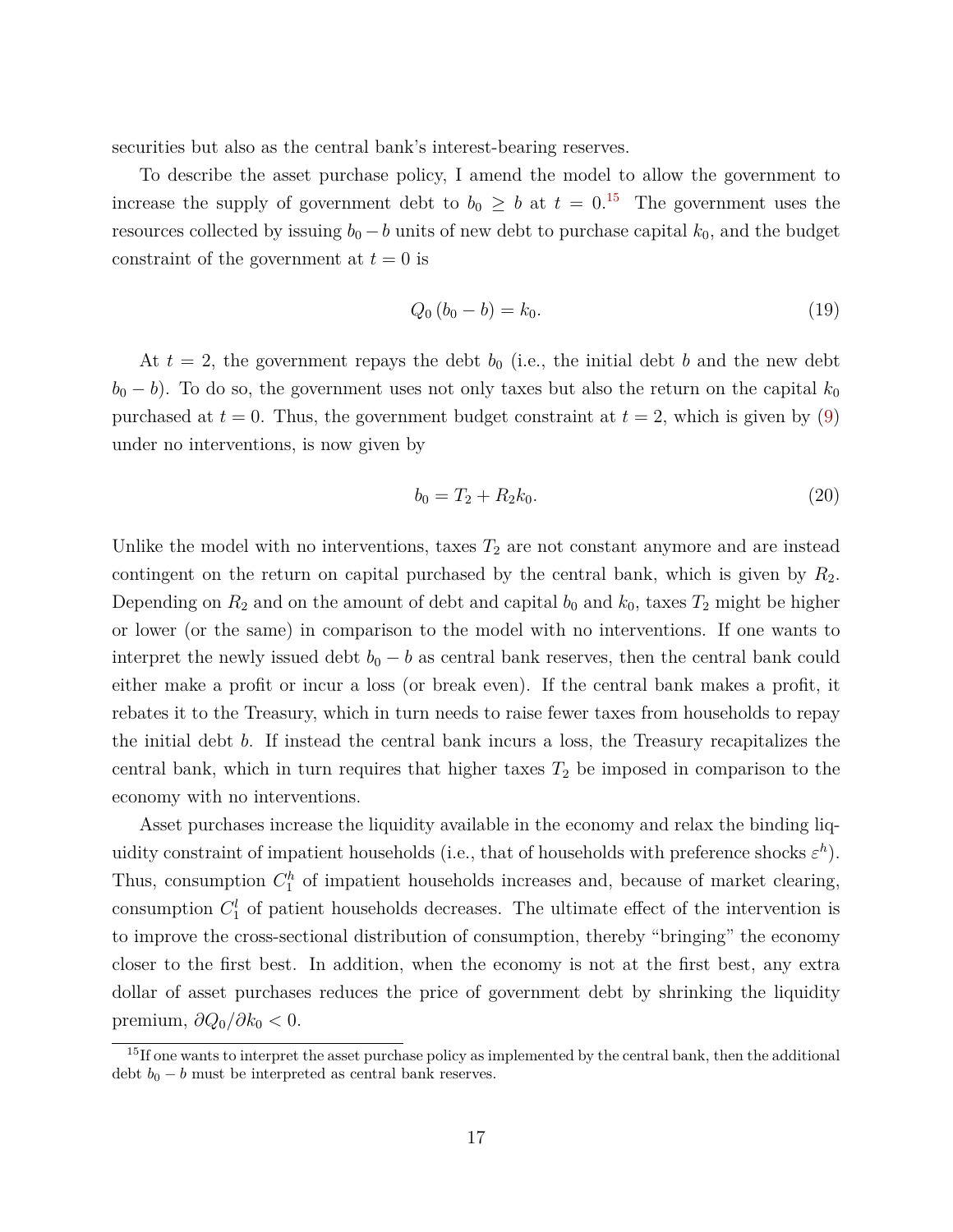securities but also as the central bank's interest-bearing reserves.

To describe the asset purchase policy, I amend the model to allow the government to increase the supply of government debt to $b_0 \geq b$ at $t = 0$.[15] The government uses the resources collected by issuing $b_0 - b$ units of new debt to purchase capital $k_0$, and the budget constraint of the government at $t = 0$ is

$$Q_0 (b_0 - b) = k_0. \tag{19}$$

At $t = 2$, the government repays the debt $b_0$ (i.e., the initial debt $b$ and the new debt $b_0 - b$). To do so, the government uses not only taxes but also the return on the capital $k_0$ purchased at $t = 0$. Thus, the government budget constraint at $t = 2$, which is given by (9) under no interventions, is now given by

$$b_0 = T_2 + R_2 k_0. \tag{20}$$

Unlike the model with no interventions, taxes $T_2$ are not constant anymore and are instead contingent on the return on capital purchased by the central bank, which is given by $R_2$. Depending on $R_2$ and on the amount of debt and capital $b_0$ and $k_0$, taxes $T_2$ might be higher or lower (or the same) in comparison to the model with no interventions. If one wants to interpret the newly issued debt $b_0 - b$ as central bank reserves, then the central bank could either make a profit or incur a loss (or break even). If the central bank makes a profit, it rebates it to the Treasury, which in turn needs to raise fewer taxes from households to repay the initial debt $b$. If instead the central bank incurs a loss, the Treasury recapitalizes the central bank, which in turn requires that higher taxes $T_2$ be imposed in comparison to the economy with no interventions.

Asset purchases increase the liquidity available in the economy and relax the binding liquidity constraint of impatient households (i.e., that of households with preference shocks $\varepsilon^h$). Thus, consumption $C_1^h$ of impatient households increases and, because of market clearing, consumption $C_1^l$ of patient households decreases. The ultimate effect of the intervention is to improve the cross-sectional distribution of consumption, thereby "bringing" the economy closer to the first best. In addition, when the economy is not at the first best, any extra dollar of asset purchases reduces the price of government debt by shrinking the liquidity premium, $\partial Q_0 / \partial k_0 < 0$.

[15] If one wants to interpret the asset purchase policy as implemented by the central bank, then the additional debt $b_0 - b$ must be interpreted as central bank reserves.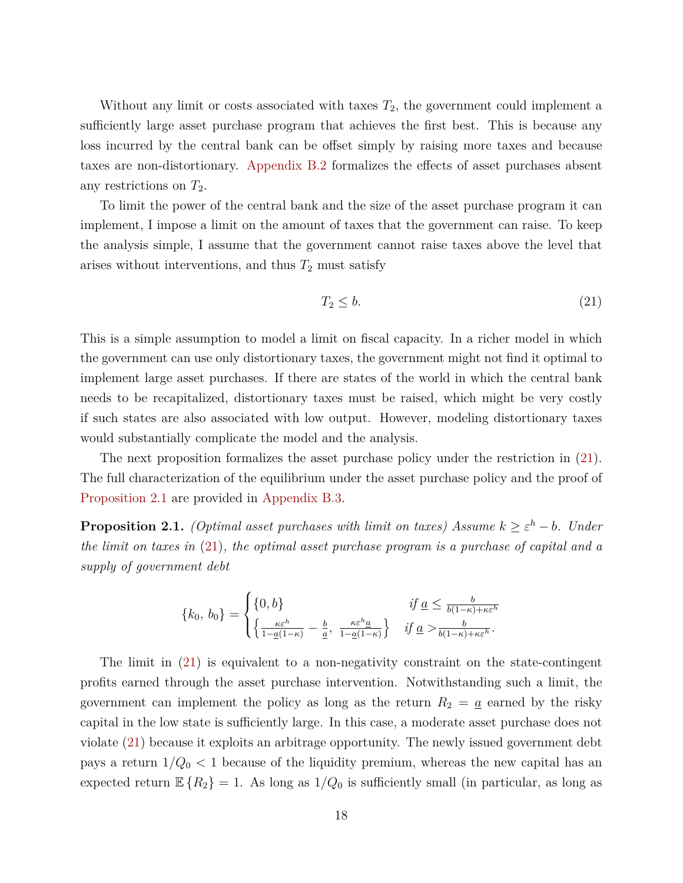Without any limit or costs associated with taxes $T_2$, the government could implement a sufficiently large asset purchase program that achieves the first best. This is because any loss incurred by the central bank can be offset simply by raising more taxes and because taxes are non-distortionary. Appendix B.2 formalizes the effects of asset purchases absent any restrictions on $T_2$.

To limit the power of the central bank and the size of the asset purchase program it can implement, I impose a limit on the amount of taxes that the government can raise. To keep the analysis simple, I assume that the government cannot raise taxes above the level that arises without interventions, and thus $T_2$ must satisfy

$$T_2 \leq b. \tag{21}$$

This is a simple assumption to model a limit on fiscal capacity. In a richer model in which the government can use only distortionary taxes, the government might not find it optimal to implement large asset purchases. If there are states of the world in which the central bank needs to be recapitalized, distortionary taxes must be raised, which might be very costly if such states are also associated with low output. However, modeling distortionary taxes would substantially complicate the model and the analysis.

The next proposition formalizes the asset purchase policy under the restriction in (21). The full characterization of the equilibrium under the asset purchase policy and the proof of Proposition 2.1 are provided in Appendix B.3.

**Proposition 2.1.** *(Optimal asset purchases with limit on taxes) Assume $k \geq \varepsilon^h - b$. Under the limit on taxes in (21), the optimal asset purchase program is a purchase of capital and a supply of government debt*

$$\{k_0,\, b_0\} = \begin{cases} \{0, b\} & \text{if } \underline{a} \leq \frac{b}{b(1-\kappa)+\kappa\varepsilon^h} \\ \left\{\frac{\kappa\varepsilon^h}{1-\underline{a}(1-\kappa)} - \frac{b}{\underline{a}},\ \frac{\kappa\varepsilon^h \underline{a}}{1-\underline{a}(1-\kappa)}\right\} & \text{if } \underline{a} > \frac{b}{b(1-\kappa)+\kappa\varepsilon^h}. \end{cases}$$

The limit in (21) is equivalent to a non-negativity constraint on the state-contingent profits earned through the asset purchase intervention. Notwithstanding such a limit, the government can implement the policy as long as the return $R_2 = \underline{a}$ earned by the risky capital in the low state is sufficiently large. In this case, a moderate asset purchase does not violate (21) because it exploits an arbitrage opportunity. The newly issued government debt pays a return $1/Q_0 < 1$ because of the liquidity premium, whereas the new capital has an expected return $\mathbb{E}\{R_2\} = 1$. As long as $1/Q_0$ is sufficiently small (in particular, as long as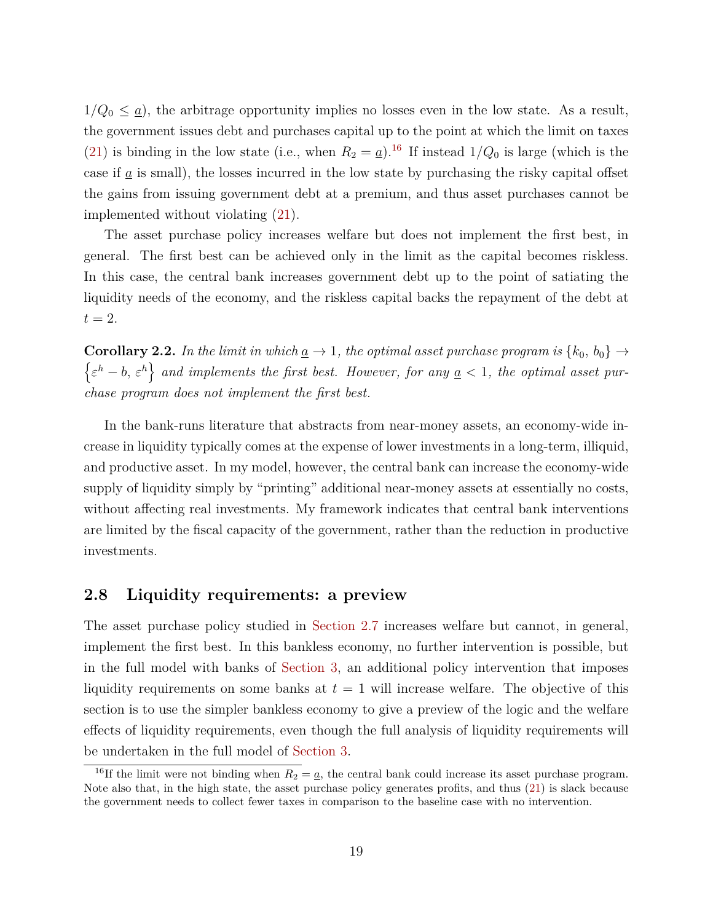$1/Q_0 \leq \underline{a}$), the arbitrage opportunity implies no losses even in the low state. As a result, the government issues debt and purchases capital up to the point at which the limit on taxes (21) is binding in the low state (i.e., when $R_2 = \underline{a}$).[16] If instead $1/Q_0$ is large (which is the case if $\underline{a}$ is small), the losses incurred in the low state by purchasing the risky capital offset the gains from issuing government debt at a premium, and thus asset purchases cannot be implemented without violating (21).

The asset purchase policy increases welfare but does not implement the first best, in general. The first best can be achieved only in the limit as the capital becomes riskless. In this case, the central bank increases government debt up to the point of satiating the liquidity needs of the economy, and the riskless capital backs the repayment of the debt at $t = 2$.

**Corollary 2.2.** *In the limit in which $\underline{a} \to 1$, the optimal asset purchase program is $\{k_0,\, b_0\} \to \left\{\varepsilon^h - b,\, \varepsilon^h\right\}$ and implements the first best. However, for any $\underline{a} < 1$, the optimal asset purchase program does not implement the first best.*

In the bank-runs literature that abstracts from near-money assets, an economy-wide increase in liquidity typically comes at the expense of lower investments in a long-term, illiquid, and productive asset. In my model, however, the central bank can increase the economy-wide supply of liquidity simply by "printing" additional near-money assets at essentially no costs, without affecting real investments. My framework indicates that central bank interventions are limited by the fiscal capacity of the government, rather than the reduction in productive investments.

## 2.8 Liquidity requirements: a preview

The asset purchase policy studied in Section 2.7 increases welfare but cannot, in general, implement the first best. In this bankless economy, no further intervention is possible, but in the full model with banks of Section 3, an additional policy intervention that imposes liquidity requirements on some banks at $t = 1$ will increase welfare. The objective of this section is to use the simpler bankless economy to give a preview of the logic and the welfare effects of liquidity requirements, even though the full analysis of liquidity requirements will be undertaken in the full model of Section 3.

[16] If the limit were not binding when $R_2 = \underline{a}$, the central bank could increase its asset purchase program. Note also that, in the high state, the asset purchase policy generates profits, and thus (21) is slack because the government needs to collect fewer taxes in comparison to the baseline case with no intervention.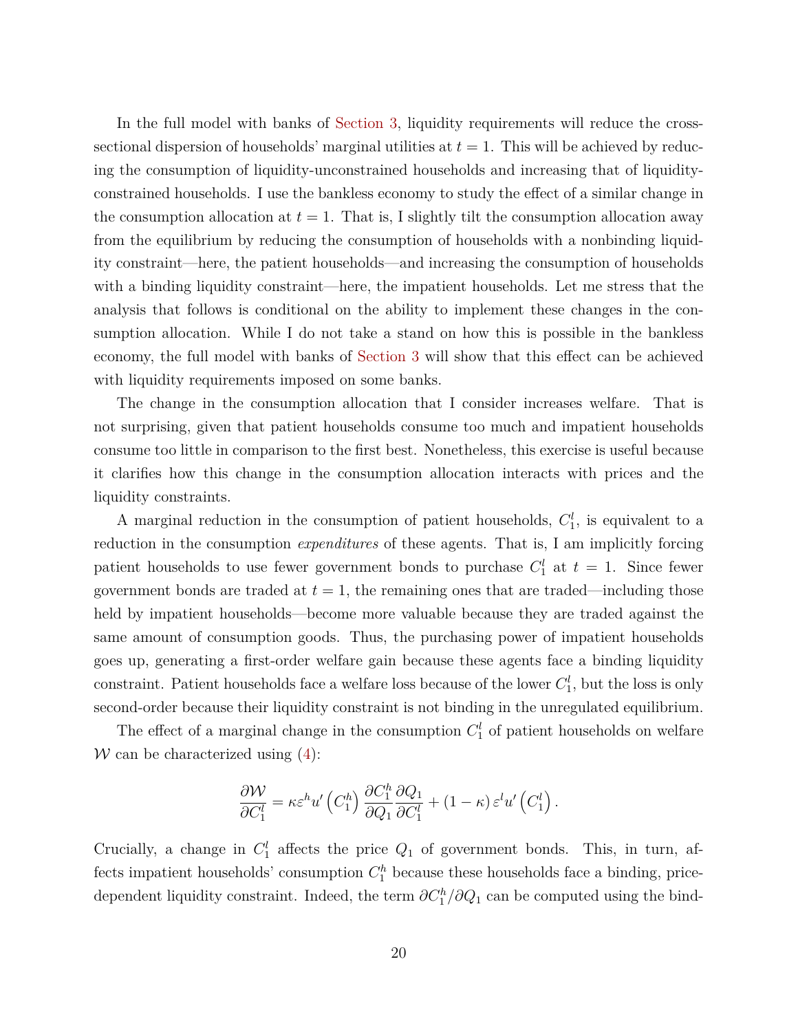In the full model with banks of Section 3, liquidity requirements will reduce the cross-sectional dispersion of households' marginal utilities at $t = 1$. This will be achieved by reducing the consumption of liquidity-unconstrained households and increasing that of liquidity-constrained households. I use the bankless economy to study the effect of a similar change in the consumption allocation at $t = 1$. That is, I slightly tilt the consumption allocation away from the equilibrium by reducing the consumption of households with a nonbinding liquidity constraint—here, the patient households—and increasing the consumption of households with a binding liquidity constraint—here, the impatient households. Let me stress that the analysis that follows is conditional on the ability to implement these changes in the consumption allocation. While I do not take a stand on how this is possible in the bankless economy, the full model with banks of Section 3 will show that this effect can be achieved with liquidity requirements imposed on some banks.

The change in the consumption allocation that I consider increases welfare. That is not surprising, given that patient households consume too much and impatient households consume too little in comparison to the first best. Nonetheless, this exercise is useful because it clarifies how this change in the consumption allocation interacts with prices and the liquidity constraints.

A marginal reduction in the consumption of patient households, $C_1^l$, is equivalent to a reduction in the consumption *expenditures* of these agents. That is, I am implicitly forcing patient households to use fewer government bonds to purchase $C_1^l$ at $t = 1$. Since fewer government bonds are traded at $t = 1$, the remaining ones that are traded—including those held by impatient households—become more valuable because they are traded against the same amount of consumption goods. Thus, the purchasing power of impatient households goes up, generating a first-order welfare gain because these agents face a binding liquidity constraint. Patient households face a welfare loss because of the lower $C_1^l$, but the loss is only second-order because their liquidity constraint is not binding in the unregulated equilibrium.

The effect of a marginal change in the consumption $C_1^l$ of patient households on welfare $\mathcal{W}$ can be characterized using (4):

$$\frac{\partial \mathcal{W}}{\partial C_1^l} = \kappa \varepsilon^h u'\left(C_1^h\right) \frac{\partial C_1^h}{\partial Q_1} \frac{\partial Q_1}{\partial C_1^l} + (1-\kappa)\, \varepsilon^l u'\left(C_1^l\right).$$

Crucially, a change in $C_1^l$ affects the price $Q_1$ of government bonds. This, in turn, affects impatient households' consumption $C_1^h$ because these households face a binding, price-dependent liquidity constraint. Indeed, the term $\partial C_1^h / \partial Q_1$ can be computed using the bind-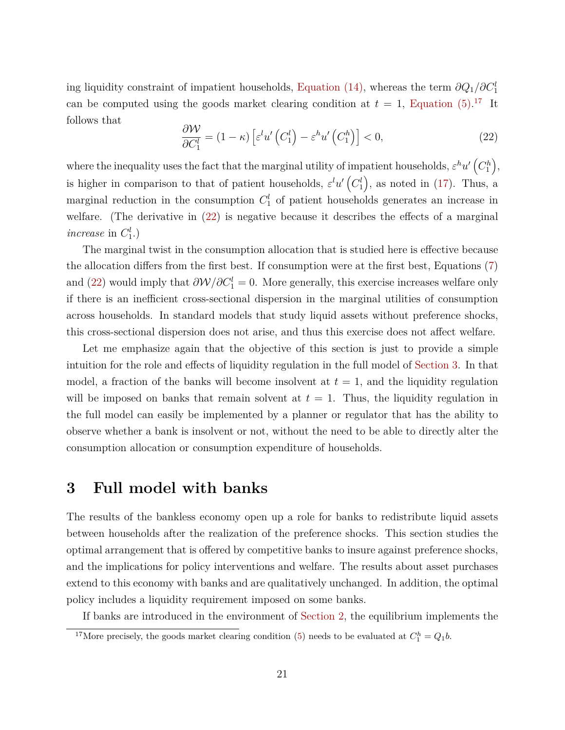ing liquidity constraint of impatient households, Equation (14), whereas the term $\partial Q_1/\partial C_1^l$ can be computed using the goods market clearing condition at $t = 1$, Equation (5).[17] It follows that

$$\frac{\partial \mathcal{W}}{\partial C_1^l} = (1-\kappa)\left[\varepsilon^l u'\left(C_1^l\right) - \varepsilon^h u'\left(C_1^h\right)\right] < 0, \tag{22}$$

where the inequality uses the fact that the marginal utility of impatient households, $\varepsilon^h u'\left(C_1^h\right)$, is higher in comparison to that of patient households, $\varepsilon^l u'\left(C_1^l\right)$, as noted in (17). Thus, a marginal reduction in the consumption $C_1^l$ of patient households generates an increase in welfare. (The derivative in (22) is negative because it describes the effects of a marginal *increase* in $C_1^l$.)

The marginal twist in the consumption allocation that is studied here is effective because the allocation differs from the first best. If consumption were at the first best, Equations (7) and (22) would imply that $\partial \mathcal{W}/\partial C_1^l = 0$. More generally, this exercise increases welfare only if there is an inefficient cross-sectional dispersion in the marginal utilities of consumption across households. In standard models that study liquid assets without preference shocks, this cross-sectional dispersion does not arise, and thus this exercise does not affect welfare.

Let me emphasize again that the objective of this section is just to provide a simple intuition for the role and effects of liquidity regulation in the full model of Section 3. In that model, a fraction of the banks will become insolvent at $t = 1$, and the liquidity regulation will be imposed on banks that remain solvent at $t = 1$. Thus, the liquidity regulation in the full model can easily be implemented by a planner or regulator that has the ability to observe whether a bank is insolvent or not, without the need to be able to directly alter the consumption allocation or consumption expenditure of households.

# 3 Full model with banks

The results of the bankless economy open up a role for banks to redistribute liquid assets between households after the realization of the preference shocks. This section studies the optimal arrangement that is offered by competitive banks to insure against preference shocks, and the implications for policy interventions and welfare. The results about asset purchases extend to this economy with banks and are qualitatively unchanged. In addition, the optimal policy includes a liquidity requirement imposed on some banks.

If banks are introduced in the environment of Section 2, the equilibrium implements the

[17] More precisely, the goods market clearing condition (5) needs to be evaluated at $C_1^h = Q_1 b$.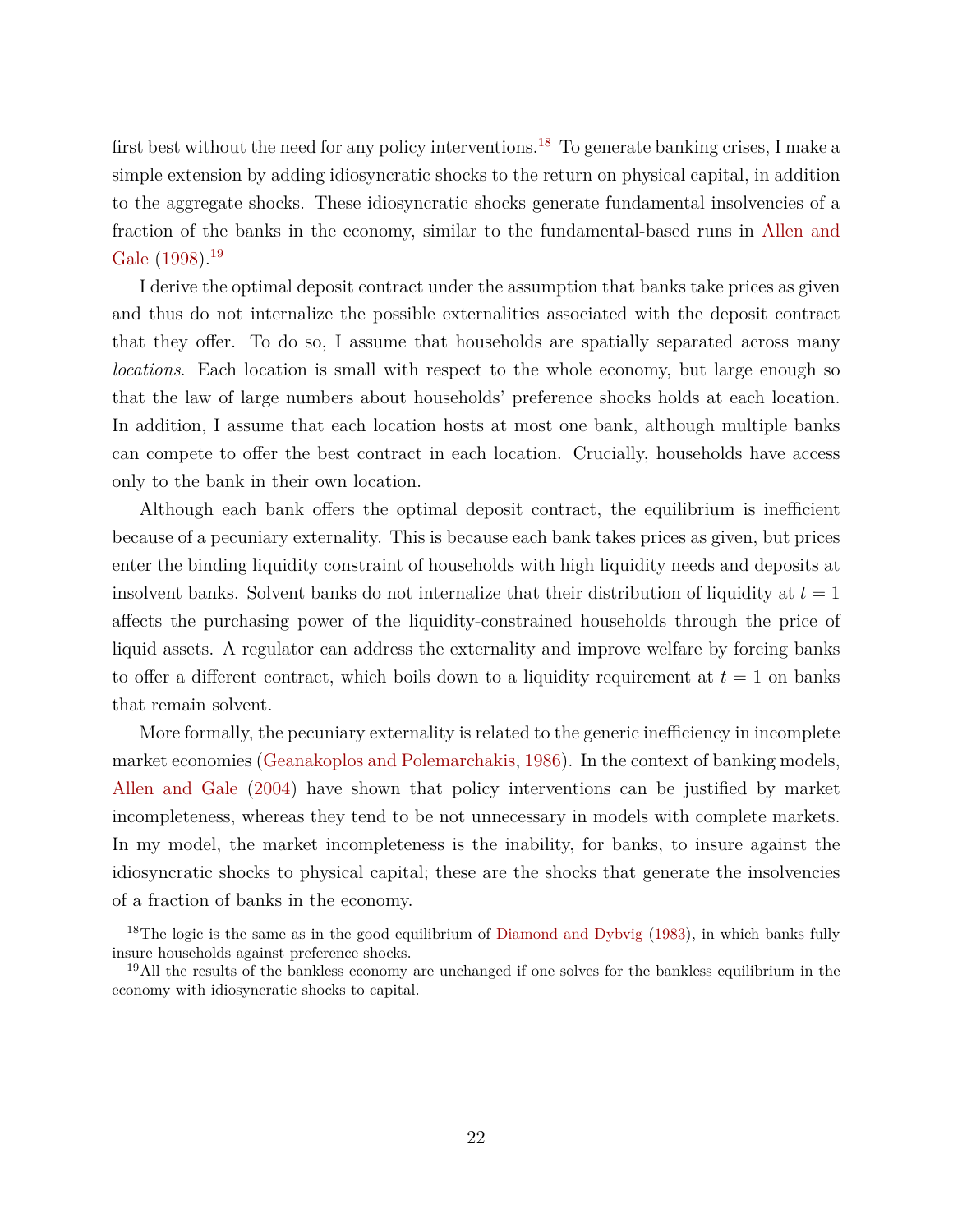first best without the need for any policy interventions.[18] To generate banking crises, I make a simple extension by adding idiosyncratic shocks to the return on physical capital, in addition to the aggregate shocks. These idiosyncratic shocks generate fundamental insolvencies of a fraction of the banks in the economy, similar to the fundamental-based runs in Allen and Gale (1998).[19]

I derive the optimal deposit contract under the assumption that banks take prices as given and thus do not internalize the possible externalities associated with the deposit contract that they offer. To do so, I assume that households are spatially separated across many *locations*. Each location is small with respect to the whole economy, but large enough so that the law of large numbers about households' preference shocks holds at each location. In addition, I assume that each location hosts at most one bank, although multiple banks can compete to offer the best contract in each location. Crucially, households have access only to the bank in their own location.

Although each bank offers the optimal deposit contract, the equilibrium is inefficient because of a pecuniary externality. This is because each bank takes prices as given, but prices enter the binding liquidity constraint of households with high liquidity needs and deposits at insolvent banks. Solvent banks do not internalize that their distribution of liquidity at $t = 1$ affects the purchasing power of the liquidity-constrained households through the price of liquid assets. A regulator can address the externality and improve welfare by forcing banks to offer a different contract, which boils down to a liquidity requirement at $t = 1$ on banks that remain solvent.

More formally, the pecuniary externality is related to the generic inefficiency in incomplete market economies (Geanakoplos and Polemarchakis, 1986). In the context of banking models, Allen and Gale (2004) have shown that policy interventions can be justified by market incompleteness, whereas they tend to be not unnecessary in models with complete markets. In my model, the market incompleteness is the inability, for banks, to insure against the idiosyncratic shocks to physical capital; these are the shocks that generate the insolvencies of a fraction of banks in the economy.

[18] The logic is the same as in the good equilibrium of Diamond and Dybvig (1983), in which banks fully insure households against preference shocks.

[19] All the results of the bankless economy are unchanged if one solves for the bankless equilibrium in the economy with idiosyncratic shocks to capital.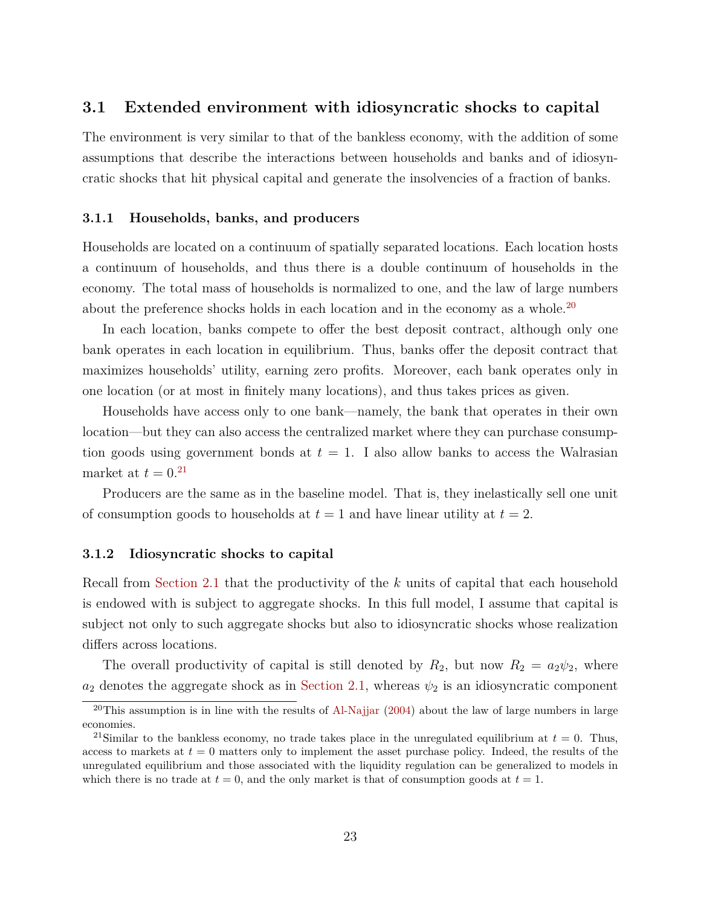## 3.1 Extended environment with idiosyncratic shocks to capital

The environment is very similar to that of the bankless economy, with the addition of some assumptions that describe the interactions between households and banks and of idiosyncratic shocks that hit physical capital and generate the insolvencies of a fraction of banks.

### 3.1.1 Households, banks, and producers

Households are located on a continuum of spatially separated locations. Each location hosts a continuum of households, and thus there is a double continuum of households in the economy. The total mass of households is normalized to one, and the law of large numbers about the preference shocks holds in each location and in the economy as a whole.[20]

In each location, banks compete to offer the best deposit contract, although only one bank operates in each location in equilibrium. Thus, banks offer the deposit contract that maximizes households' utility, earning zero profits. Moreover, each bank operates only in one location (or at most in finitely many locations), and thus takes prices as given.

Households have access only to one bank—namely, the bank that operates in their own location—but they can also access the centralized market where they can purchase consumption goods using government bonds at $t = 1$. I also allow banks to access the Walrasian market at $t = 0$.[21]

Producers are the same as in the baseline model. That is, they inelastically sell one unit of consumption goods to households at $t = 1$ and have linear utility at $t = 2$.

### 3.1.2 Idiosyncratic shocks to capital

Recall from Section 2.1 that the productivity of the $k$ units of capital that each household is endowed with is subject to aggregate shocks. In this full model, I assume that capital is subject not only to such aggregate shocks but also to idiosyncratic shocks whose realization differs across locations.

The overall productivity of capital is still denoted by $R_2$, but now $R_2 = a_2\psi_2$, where $a_2$ denotes the aggregate shock as in Section 2.1, whereas $\psi_2$ is an idiosyncratic component

[20] This assumption is in line with the results of Al-Najjar (2004) about the law of large numbers in large economies.

[21] Similar to the bankless economy, no trade takes place in the unregulated equilibrium at $t = 0$. Thus, access to markets at $t = 0$ matters only to implement the asset purchase policy. Indeed, the results of the unregulated equilibrium and those associated with the liquidity regulation can be generalized to models in which there is no trade at $t = 0$, and the only market is that of consumption goods at $t = 1$.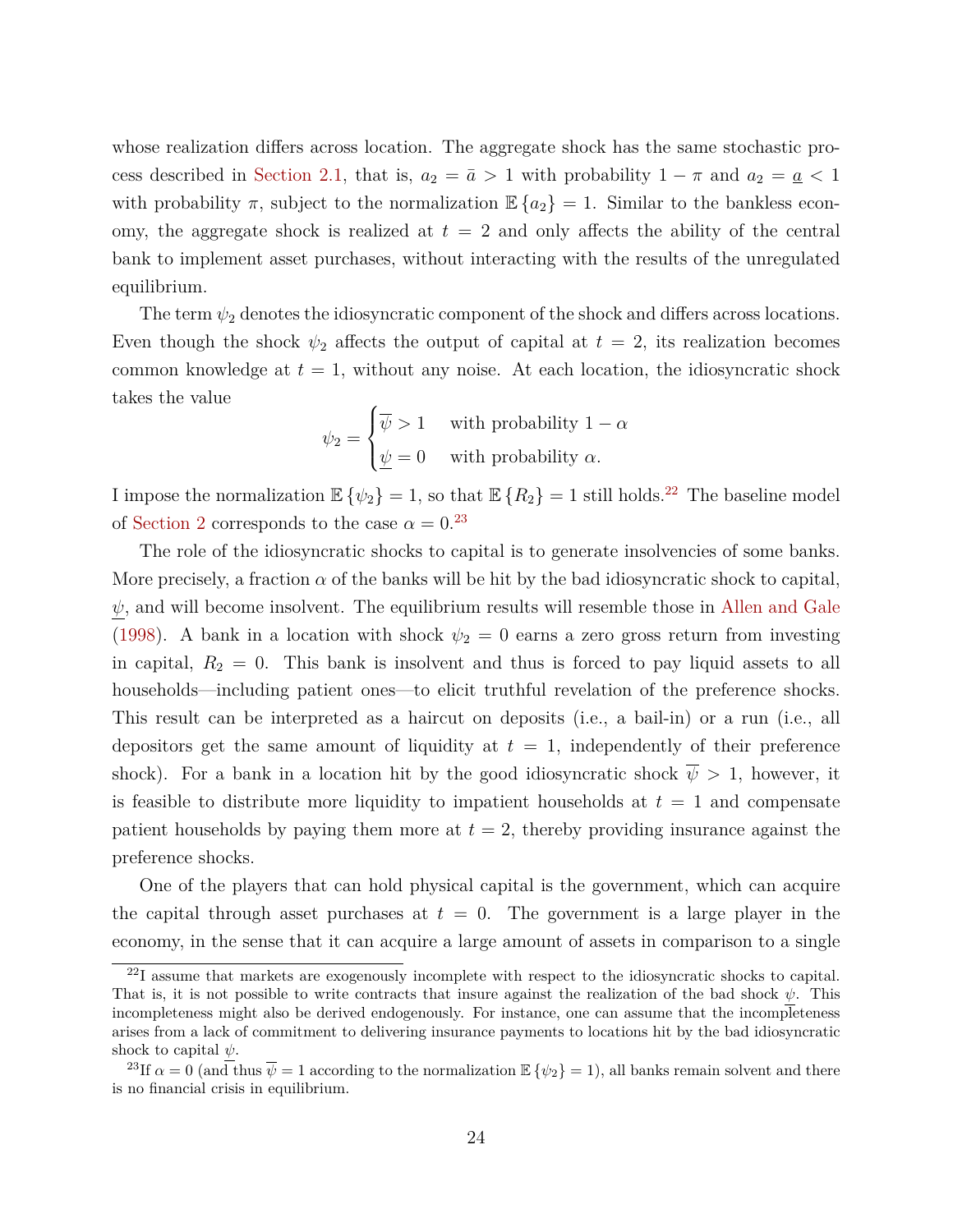whose realization differs across location. The aggregate shock has the same stochastic process described in Section 2.1, that is, $a_2 = \bar{a} > 1$ with probability $1 - \pi$ and $a_2 = \underline{a} < 1$ with probability $\pi$, subject to the normalization $\mathbb{E}\{a_2\} = 1$. Similar to the bankless economy, the aggregate shock is realized at $t = 2$ and only affects the ability of the central bank to implement asset purchases, without interacting with the results of the unregulated equilibrium.

The term $\psi_2$ denotes the idiosyncratic component of the shock and differs across locations. Even though the shock $\psi_2$ affects the output of capital at $t = 2$, its realization becomes common knowledge at $t = 1$, without any noise. At each location, the idiosyncratic shock takes the value

$$\psi_2 = \begin{cases} \overline{\psi} > 1 & \text{with probability } 1 - \alpha \\ \underline{\psi} = 0 & \text{with probability } \alpha. \end{cases}$$

I impose the normalization $\mathbb{E}\{\psi_2\} = 1$, so that $\mathbb{E}\{R_2\} = 1$ still holds.[22] The baseline model of Section 2 corresponds to the case $\alpha = 0$.[23]

The role of the idiosyncratic shocks to capital is to generate insolvencies of some banks. More precisely, a fraction $\alpha$ of the banks will be hit by the bad idiosyncratic shock to capital, $\underline{\psi}$, and will become insolvent. The equilibrium results will resemble those in Allen and Gale (1998). A bank in a location with shock $\psi_2 = 0$ earns a zero gross return from investing in capital, $R_2 = 0$. This bank is insolvent and thus is forced to pay liquid assets to all households—including patient ones—to elicit truthful revelation of the preference shocks. This result can be interpreted as a haircut on deposits (i.e., a bail-in) or a run (i.e., all depositors get the same amount of liquidity at $t = 1$, independently of their preference shock). For a bank in a location hit by the good idiosyncratic shock $\overline{\psi} > 1$, however, it is feasible to distribute more liquidity to impatient households at $t = 1$ and compensate patient households by paying them more at $t = 2$, thereby providing insurance against the preference shocks.

One of the players that can hold physical capital is the government, which can acquire the capital through asset purchases at $t = 0$. The government is a large player in the economy, in the sense that it can acquire a large amount of assets in comparison to a single

[22] I assume that markets are exogenously incomplete with respect to the idiosyncratic shocks to capital. That is, it is not possible to write contracts that insure against the realization of the bad shock $\underline{\psi}$. This incompleteness might also be derived endogenously. For instance, one can assume that the incompleteness arises from a lack of commitment to delivering insurance payments to locations hit by the bad idiosyncratic shock to capital $\underline{\psi}$.

[23] If $\alpha = 0$ (and thus $\overline{\psi} = 1$ according to the normalization $\mathbb{E}\{\psi_2\} = 1$), all banks remain solvent and there is no financial crisis in equilibrium.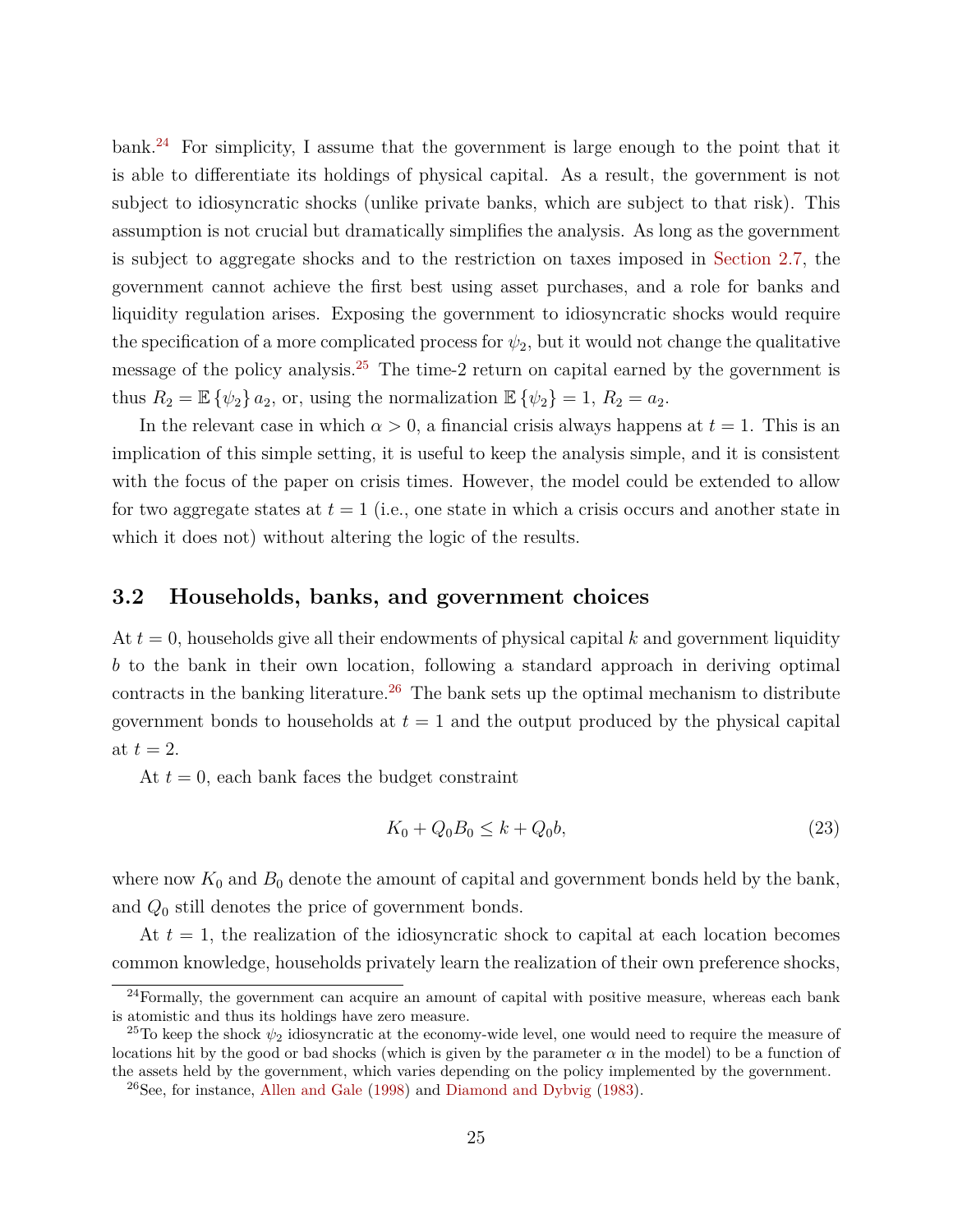bank.[24] For simplicity, I assume that the government is large enough to the point that it is able to differentiate its holdings of physical capital. As a result, the government is not subject to idiosyncratic shocks (unlike private banks, which are subject to that risk). This assumption is not crucial but dramatically simplifies the analysis. As long as the government is subject to aggregate shocks and to the restriction on taxes imposed in Section 2.7, the government cannot achieve the first best using asset purchases, and a role for banks and liquidity regulation arises. Exposing the government to idiosyncratic shocks would require the specification of a more complicated process for $\psi_2$, but it would not change the qualitative message of the policy analysis.[25] The time-2 return on capital earned by the government is thus $R_2 = \mathbb{E}\{\psi_2\} a_2$, or, using the normalization $\mathbb{E}\{\psi_2\} = 1$, $R_2 = a_2$.

In the relevant case in which $\alpha > 0$, a financial crisis always happens at $t = 1$. This is an implication of this simple setting, it is useful to keep the analysis simple, and it is consistent with the focus of the paper on crisis times. However, the model could be extended to allow for two aggregate states at $t = 1$ (i.e., one state in which a crisis occurs and another state in which it does not) without altering the logic of the results.

## 3.2 Households, banks, and government choices

At $t = 0$, households give all their endowments of physical capital $k$ and government liquidity $b$ to the bank in their own location, following a standard approach in deriving optimal contracts in the banking literature.[26] The bank sets up the optimal mechanism to distribute government bonds to households at $t = 1$ and the output produced by the physical capital at $t = 2$.

At $t = 0$, each bank faces the budget constraint

$$K_0 + Q_0 B_0 \leq k + Q_0 b, \tag{23}$$

where now $K_0$ and $B_0$ denote the amount of capital and government bonds held by the bank, and $Q_0$ still denotes the price of government bonds.

At $t = 1$, the realization of the idiosyncratic shock to capital at each location becomes common knowledge, households privately learn the realization of their own preference shocks,

---

[24] Formally, the government can acquire an amount of capital with positive measure, whereas each bank is atomistic and thus its holdings have zero measure.

[25] To keep the shock $\psi_2$ idiosyncratic at the economy-wide level, one would need to require the measure of locations hit by the good or bad shocks (which is given by the parameter $\alpha$ in the model) to be a function of the assets held by the government, which varies depending on the policy implemented by the government.

[26] See, for instance, Allen and Gale (1998) and Diamond and Dybvig (1983).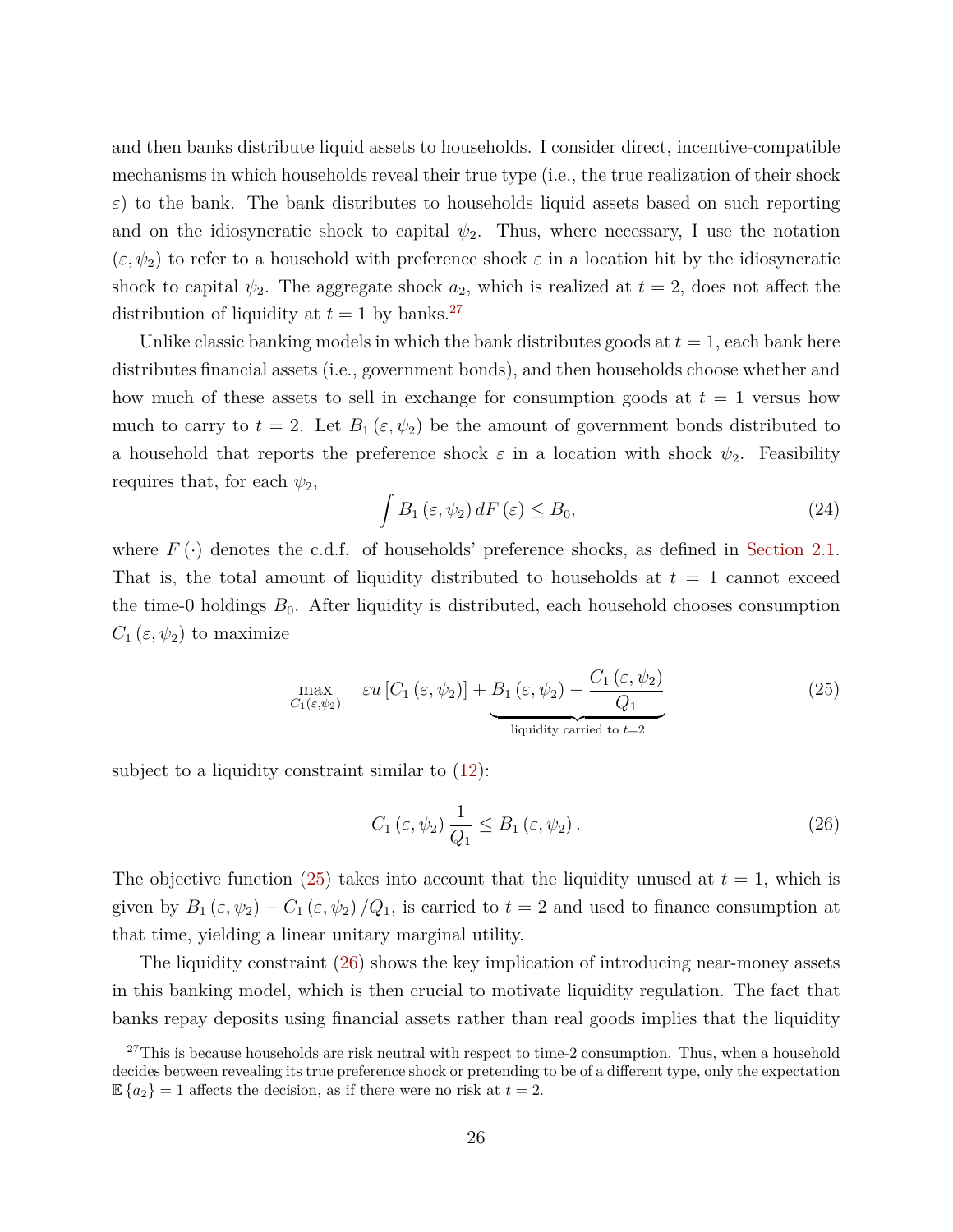and then banks distribute liquid assets to households. I consider direct, incentive-compatible mechanisms in which households reveal their true type (i.e., the true realization of their shock $\varepsilon$) to the bank. The bank distributes to households liquid assets based on such reporting and on the idiosyncratic shock to capital $\psi_2$. Thus, where necessary, I use the notation $(\varepsilon, \psi_2)$ to refer to a household with preference shock $\varepsilon$ in a location hit by the idiosyncratic shock to capital $\psi_2$. The aggregate shock $a_2$, which is realized at $t = 2$, does not affect the distribution of liquidity at $t = 1$ by banks.[27]

Unlike classic banking models in which the bank distributes goods at $t = 1$, each bank here distributes financial assets (i.e., government bonds), and then households choose whether and how much of these assets to sell in exchange for consumption goods at $t = 1$ versus how much to carry to $t = 2$. Let $B_1(\varepsilon, \psi_2)$ be the amount of government bonds distributed to a household that reports the preference shock $\varepsilon$ in a location with shock $\psi_2$. Feasibility requires that, for each $\psi_2$,

$$\int B_1(\varepsilon, \psi_2)\, dF(\varepsilon) \leq B_0, \tag{24}$$

where $F(\cdot)$ denotes the c.d.f. of households' preference shocks, as defined in Section 2.1. That is, the total amount of liquidity distributed to households at $t = 1$ cannot exceed the time-0 holdings $B_0$. After liquidity is distributed, each household chooses consumption $C_1(\varepsilon, \psi_2)$ to maximize

$$\max_{C_1(\varepsilon,\psi_2)} \quad \varepsilon u\left[C_1(\varepsilon, \psi_2)\right] + \underbrace{B_1(\varepsilon, \psi_2) - \frac{C_1(\varepsilon, \psi_2)}{Q_1}}_{\text{liquidity carried to } t=2} \tag{25}$$

subject to a liquidity constraint similar to (12):

$$C_1(\varepsilon, \psi_2)\frac{1}{Q_1} \leq B_1(\varepsilon, \psi_2). \tag{26}$$

The objective function (25) takes into account that the liquidity unused at $t = 1$, which is given by $B_1(\varepsilon, \psi_2) - C_1(\varepsilon, \psi_2)/Q_1$, is carried to $t = 2$ and used to finance consumption at that time, yielding a linear unitary marginal utility.

The liquidity constraint (26) shows the key implication of introducing near-money assets in this banking model, which is then crucial to motivate liquidity regulation. The fact that banks repay deposits using financial assets rather than real goods implies that the liquidity

[27] This is because households are risk neutral with respect to time-2 consumption. Thus, when a household decides between revealing its true preference shock or pretending to be of a different type, only the expectation $\mathbb{E}\{a_2\} = 1$ affects the decision, as if there were no risk at $t = 2$.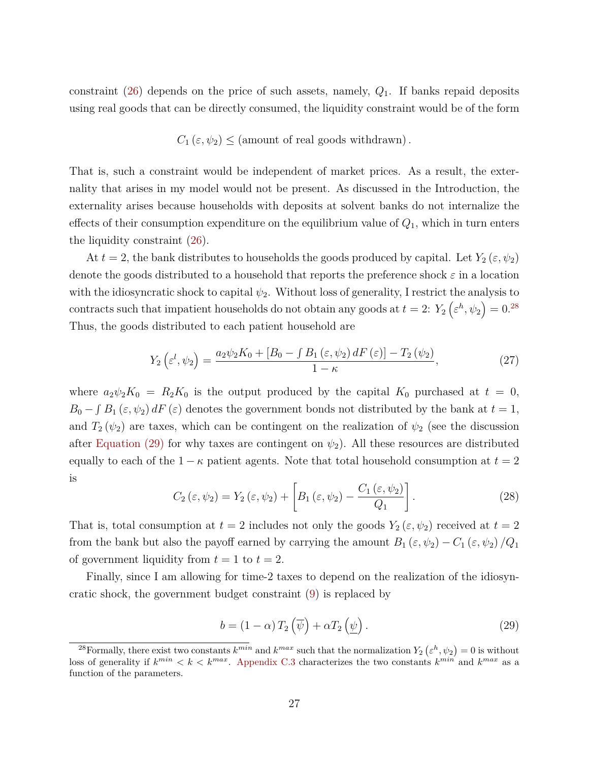constraint (26) depends on the price of such assets, namely, $Q_1$. If banks repaid deposits using real goods that can be directly consumed, the liquidity constraint would be of the form

$$C_1(\varepsilon, \psi_2) \leq (\text{amount of real goods withdrawn}).$$

That is, such a constraint would be independent of market prices. As a result, the externality that arises in my model would not be present. As discussed in the Introduction, the externality arises because households with deposits at solvent banks do not internalize the effects of their consumption expenditure on the equilibrium value of $Q_1$, which in turn enters the liquidity constraint (26).

At $t = 2$, the bank distributes to households the goods produced by capital. Let $Y_2(\varepsilon, \psi_2)$ denote the goods distributed to a household that reports the preference shock $\varepsilon$ in a location with the idiosyncratic shock to capital $\psi_2$. Without loss of generality, I restrict the analysis to contracts such that impatient households do not obtain any goods at $t = 2$: $Y_2\left(\varepsilon^h, \psi_2\right) = 0$.[28] Thus, the goods distributed to each patient household are

$$Y_2\left(\varepsilon^l, \psi_2\right) = \frac{a_2\psi_2 K_0 + \left[B_0 - \int B_1(\varepsilon, \psi_2)\, dF(\varepsilon)\right] - T_2(\psi_2)}{1-\kappa}, \tag{27}$$

where $a_2\psi_2 K_0 = R_2 K_0$ is the output produced by the capital $K_0$ purchased at $t = 0$, $B_0 - \int B_1(\varepsilon, \psi_2)\, dF(\varepsilon)$ denotes the government bonds not distributed by the bank at $t = 1$, and $T_2(\psi_2)$ are taxes, which can be contingent on the realization of $\psi_2$ (see the discussion after Equation (29) for why taxes are contingent on $\psi_2$). All these resources are distributed equally to each of the $1 - \kappa$ patient agents. Note that total household consumption at $t = 2$ is

$$C_2(\varepsilon, \psi_2) = Y_2(\varepsilon, \psi_2) + \left[B_1(\varepsilon, \psi_2) - \frac{C_1(\varepsilon, \psi_2)}{Q_1}\right]. \tag{28}$$

That is, total consumption at $t = 2$ includes not only the goods $Y_2(\varepsilon, \psi_2)$ received at $t = 2$ from the bank but also the payoff earned by carrying the amount $B_1(\varepsilon, \psi_2) - C_1(\varepsilon, \psi_2)/Q_1$ of government liquidity from $t = 1$ to $t = 2$.

Finally, since I am allowing for time-2 taxes to depend on the realization of the idiosyncratic shock, the government budget constraint (9) is replaced by

$$b = (1-\alpha)\, T_2\left(\overline{\psi}\right) + \alpha T_2\left(\underline{\psi}\right). \tag{29}$$

[28] Formally, there exist two constants $k^{min}$ and $k^{max}$ such that the normalization $Y_2\left(\varepsilon^h, \psi_2\right) = 0$ is without loss of generality if $k^{min} < k < k^{max}$. Appendix C.3 characterizes the two constants $k^{min}$ and $k^{max}$ as a function of the parameters.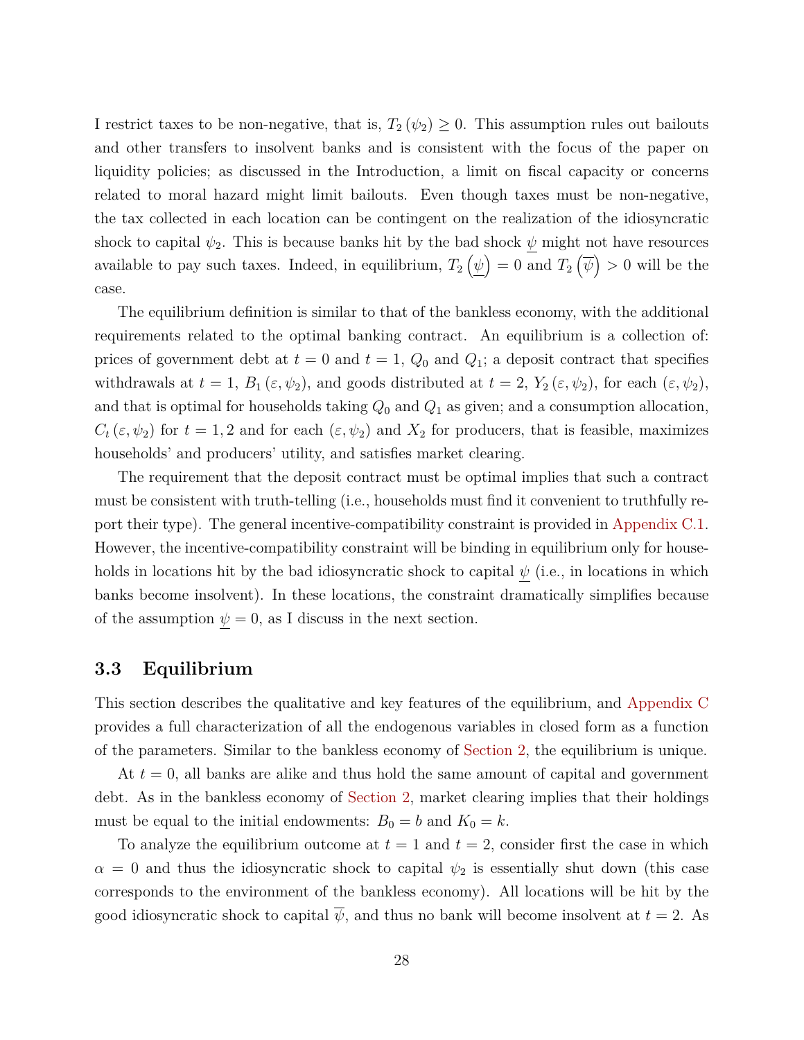I restrict taxes to be non-negative, that is, $T_2(\psi_2) \geq 0$. This assumption rules out bailouts and other transfers to insolvent banks and is consistent with the focus of the paper on liquidity policies; as discussed in the Introduction, a limit on fiscal capacity or concerns related to moral hazard might limit bailouts. Even though taxes must be non-negative, the tax collected in each location can be contingent on the realization of the idiosyncratic shock to capital $\psi_2$. This is because banks hit by the bad shock $\underline{\psi}$ might not have resources available to pay such taxes. Indeed, in equilibrium, $T_2(\underline{\psi}) = 0$ and $T_2(\overline{\psi}) > 0$ will be the case.

The equilibrium definition is similar to that of the bankless economy, with the additional requirements related to the optimal banking contract. An equilibrium is a collection of: prices of government debt at $t = 0$ and $t = 1$, $Q_0$ and $Q_1$; a deposit contract that specifies withdrawals at $t = 1$, $B_1(\varepsilon, \psi_2)$, and goods distributed at $t = 2$, $Y_2(\varepsilon, \psi_2)$, for each $(\varepsilon, \psi_2)$, and that is optimal for households taking $Q_0$ and $Q_1$ as given; and a consumption allocation, $C_t(\varepsilon, \psi_2)$ for $t = 1, 2$ and for each $(\varepsilon, \psi_2)$ and $X_2$ for producers, that is feasible, maximizes households' and producers' utility, and satisfies market clearing.

The requirement that the deposit contract must be optimal implies that such a contract must be consistent with truth-telling (i.e., households must find it convenient to truthfully report their type). The general incentive-compatibility constraint is provided in Appendix C.1. However, the incentive-compatibility constraint will be binding in equilibrium only for households in locations hit by the bad idiosyncratic shock to capital $\underline{\psi}$ (i.e., in locations in which banks become insolvent). In these locations, the constraint dramatically simplifies because of the assumption $\underline{\psi} = 0$, as I discuss in the next section.

### 3.3 Equilibrium

This section describes the qualitative and key features of the equilibrium, and Appendix C provides a full characterization of all the endogenous variables in closed form as a function of the parameters. Similar to the bankless economy of Section 2, the equilibrium is unique.

At $t = 0$, all banks are alike and thus hold the same amount of capital and government debt. As in the bankless economy of Section 2, market clearing implies that their holdings must be equal to the initial endowments: $B_0 = b$ and $K_0 = k$.

To analyze the equilibrium outcome at $t = 1$ and $t = 2$, consider first the case in which $\alpha = 0$ and thus the idiosyncratic shock to capital $\psi_2$ is essentially shut down (this case corresponds to the environment of the bankless economy). All locations will be hit by the good idiosyncratic shock to capital $\overline{\psi}$, and thus no bank will become insolvent at $t = 2$. As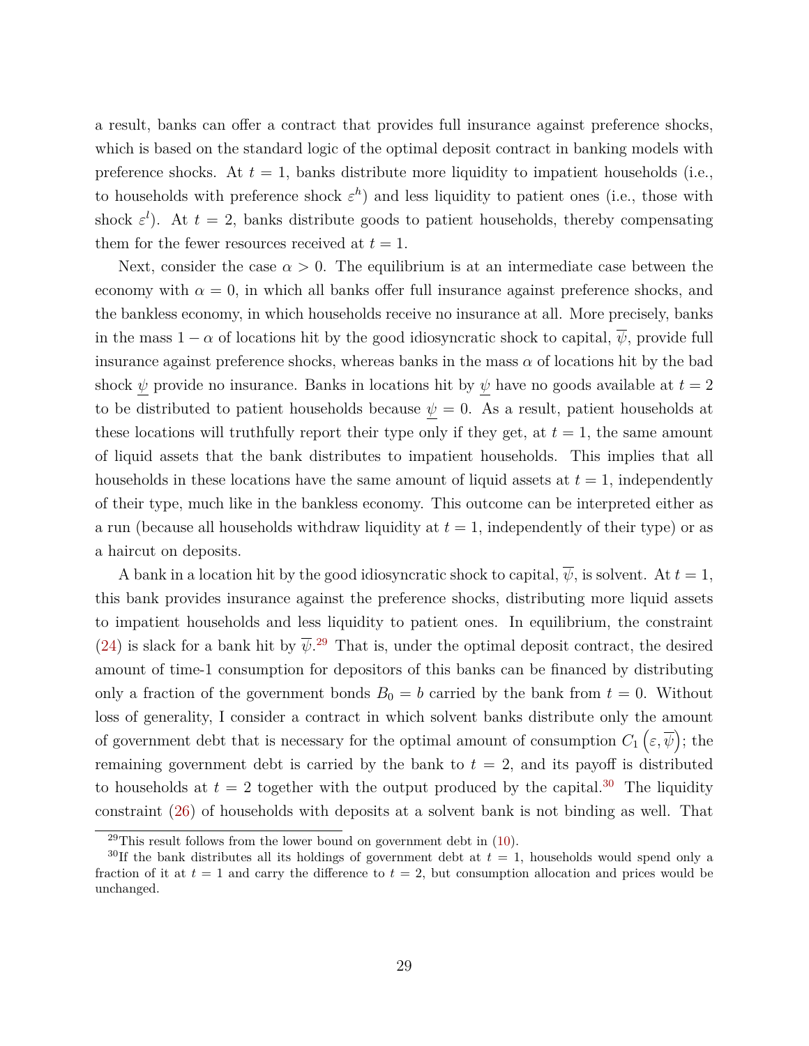a result, banks can offer a contract that provides full insurance against preference shocks, which is based on the standard logic of the optimal deposit contract in banking models with preference shocks. At $t = 1$, banks distribute more liquidity to impatient households (i.e., to households with preference shock $\varepsilon^h$) and less liquidity to patient ones (i.e., those with shock $\varepsilon^l$). At $t = 2$, banks distribute goods to patient households, thereby compensating them for the fewer resources received at $t = 1$.

Next, consider the case $\alpha > 0$. The equilibrium is at an intermediate case between the economy with $\alpha = 0$, in which all banks offer full insurance against preference shocks, and the bankless economy, in which households receive no insurance at all. More precisely, banks in the mass $1 - \alpha$ of locations hit by the good idiosyncratic shock to capital, $\overline{\psi}$, provide full insurance against preference shocks, whereas banks in the mass $\alpha$ of locations hit by the bad shock $\underline{\psi}$ provide no insurance. Banks in locations hit by $\underline{\psi}$ have no goods available at $t = 2$ to be distributed to patient households because $\underline{\psi} = 0$. As a result, patient households at these locations will truthfully report their type only if they get, at $t = 1$, the same amount of liquid assets that the bank distributes to impatient households. This implies that all households in these locations have the same amount of liquid assets at $t = 1$, independently of their type, much like in the bankless economy. This outcome can be interpreted either as a run (because all households withdraw liquidity at $t = 1$, independently of their type) or as a haircut on deposits.

A bank in a location hit by the good idiosyncratic shock to capital, $\overline{\psi}$, is solvent. At $t = 1$, this bank provides insurance against the preference shocks, distributing more liquid assets to impatient households and less liquidity to patient ones. In equilibrium, the constraint (24) is slack for a bank hit by $\overline{\psi}$.[29] That is, under the optimal deposit contract, the desired amount of time-1 consumption for depositors of this banks can be financed by distributing only a fraction of the government bonds $B_0 = b$ carried by the bank from $t = 0$. Without loss of generality, I consider a contract in which solvent banks distribute only the amount of government debt that is necessary for the optimal amount of consumption $C_1\left(\varepsilon, \overline{\psi}\right)$; the remaining government debt is carried by the bank to $t = 2$, and its payoff is distributed to households at $t = 2$ together with the output produced by the capital.[30] The liquidity constraint (26) of households with deposits at a solvent bank is not binding as well. That

[29] This result follows from the lower bound on government debt in (10).

[30] If the bank distributes all its holdings of government debt at $t = 1$, households would spend only a fraction of it at $t = 1$ and carry the difference to $t = 2$, but consumption allocation and prices would be unchanged.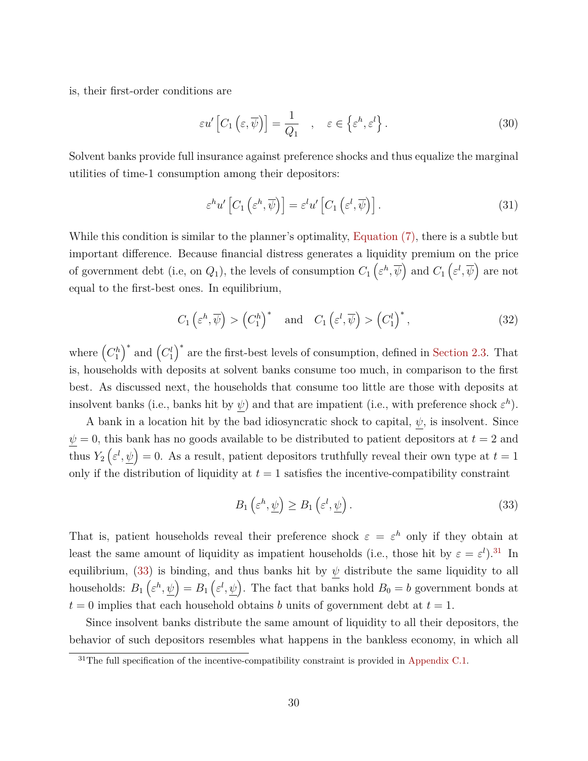is, their first-order conditions are

$$\varepsilon u' \left[ C_1 \left( \varepsilon, \overline{\psi} \right) \right] = \frac{1}{Q_1} \quad , \quad \varepsilon \in \left\{ \varepsilon^h, \varepsilon^l \right\}. \tag{30}$$

Solvent banks provide full insurance against preference shocks and thus equalize the marginal utilities of time-1 consumption among their depositors:

$$\varepsilon^h u' \left[ C_1 \left( \varepsilon^h, \overline{\psi} \right) \right] = \varepsilon^l u' \left[ C_1 \left( \varepsilon^l, \overline{\psi} \right) \right]. \tag{31}$$

While this condition is similar to the planner's optimality, Equation (7), there is a subtle but important difference. Because financial distress generates a liquidity premium on the price of government debt (i.e, on $Q_1$), the levels of consumption $C_1 \left( \varepsilon^h, \overline{\psi} \right)$ and $C_1 \left( \varepsilon^l, \overline{\psi} \right)$ are not equal to the first-best ones. In equilibrium,

$$C_1 \left( \varepsilon^h, \overline{\psi} \right) > \left( C_1^h \right)^* \quad \text{and} \quad C_1 \left( \varepsilon^l, \overline{\psi} \right) > \left( C_1^l \right)^*, \tag{32}$$

where $\left( C_1^h \right)^*$ and $\left( C_1^l \right)^*$ are the first-best levels of consumption, defined in Section 2.3. That is, households with deposits at solvent banks consume too much, in comparison to the first best. As discussed next, the households that consume too little are those with deposits at insolvent banks (i.e., banks hit by $\underline{\psi}$) and that are impatient (i.e., with preference shock $\varepsilon^h$).

A bank in a location hit by the bad idiosyncratic shock to capital, $\underline{\psi}$, is insolvent. Since $\underline{\psi} = 0$, this bank has no goods available to be distributed to patient depositors at $t = 2$ and thus $Y_2 \left( \varepsilon^l, \underline{\psi} \right) = 0$. As a result, patient depositors truthfully reveal their own type at $t = 1$ only if the distribution of liquidity at $t = 1$ satisfies the incentive-compatibility constraint

$$B_1 \left( \varepsilon^h, \underline{\psi} \right) \geq B_1 \left( \varepsilon^l, \underline{\psi} \right). \tag{33}$$

That is, patient households reveal their preference shock $\varepsilon = \varepsilon^h$ only if they obtain at least the same amount of liquidity as impatient households (i.e., those hit by $\varepsilon = \varepsilon^l$).[31] In equilibrium, (33) is binding, and thus banks hit by $\underline{\psi}$ distribute the same liquidity to all households: $B_1 \left( \varepsilon^h, \underline{\psi} \right) = B_1 \left( \varepsilon^l, \underline{\psi} \right)$. The fact that banks hold $B_0 = b$ government bonds at $t = 0$ implies that each household obtains $b$ units of government debt at $t = 1$.

Since insolvent banks distribute the same amount of liquidity to all their depositors, the behavior of such depositors resembles what happens in the bankless economy, in which all

[31] The full specification of the incentive-compatibility constraint is provided in Appendix C.1.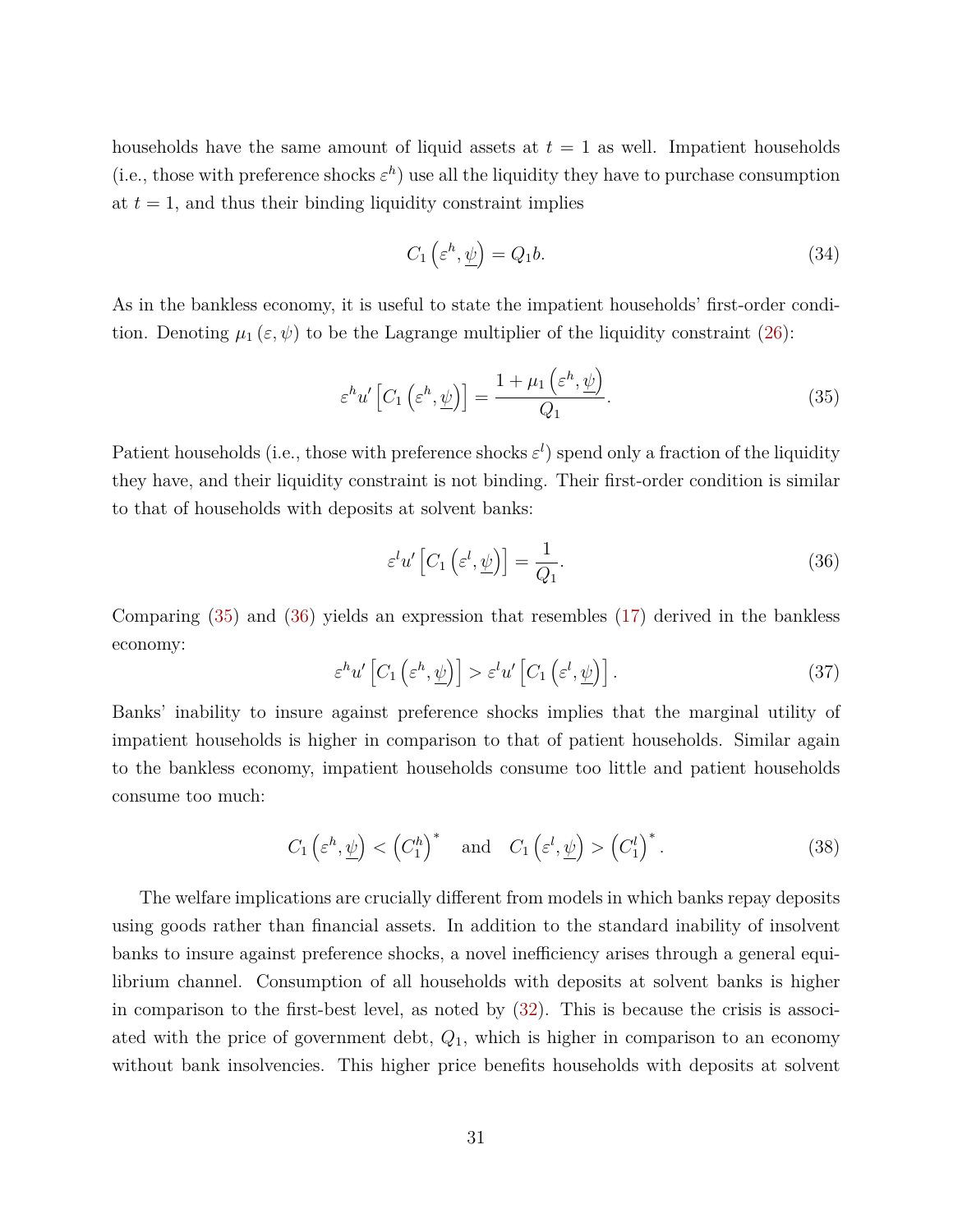households have the same amount of liquid assets at $t = 1$ as well. Impatient households (i.e., those with preference shocks $\varepsilon^h$) use all the liquidity they have to purchase consumption at $t = 1$, and thus their binding liquidity constraint implies

$$C_1\left(\varepsilon^h, \underline{\psi}\right) = Q_1 b. \tag{34}$$

As in the bankless economy, it is useful to state the impatient households' first-order condition. Denoting $\mu_1(\varepsilon, \psi)$ to be the Lagrange multiplier of the liquidity constraint (26):

$$\varepsilon^h u'\left[C_1\left(\varepsilon^h, \underline{\psi}\right)\right] = \frac{1 + \mu_1\left(\varepsilon^h, \underline{\psi}\right)}{Q_1}. \tag{35}$$

Patient households (i.e., those with preference shocks $\varepsilon^l$) spend only a fraction of the liquidity they have, and their liquidity constraint is not binding. Their first-order condition is similar to that of households with deposits at solvent banks:

$$\varepsilon^l u'\left[C_1\left(\varepsilon^l, \underline{\psi}\right)\right] = \frac{1}{Q_1}. \tag{36}$$

Comparing (35) and (36) yields an expression that resembles (17) derived in the bankless economy:

$$\varepsilon^h u'\left[C_1\left(\varepsilon^h, \underline{\psi}\right)\right] > \varepsilon^l u'\left[C_1\left(\varepsilon^l, \underline{\psi}\right)\right]. \tag{37}$$

Banks' inability to insure against preference shocks implies that the marginal utility of impatient households is higher in comparison to that of patient households. Similar again to the bankless economy, impatient households consume too little and patient households consume too much:

$$C_1\left(\varepsilon^h, \underline{\psi}\right) < \left(C_1^h\right)^* \quad \text{and} \quad C_1\left(\varepsilon^l, \underline{\psi}\right) > \left(C_1^l\right)^*. \tag{38}$$

The welfare implications are crucially different from models in which banks repay deposits using goods rather than financial assets. In addition to the standard inability of insolvent banks to insure against preference shocks, a novel inefficiency arises through a general equilibrium channel. Consumption of all households with deposits at solvent banks is higher in comparison to the first-best level, as noted by (32). This is because the crisis is associated with the price of government debt, $Q_1$, which is higher in comparison to an economy without bank insolvencies. This higher price benefits households with deposits at solvent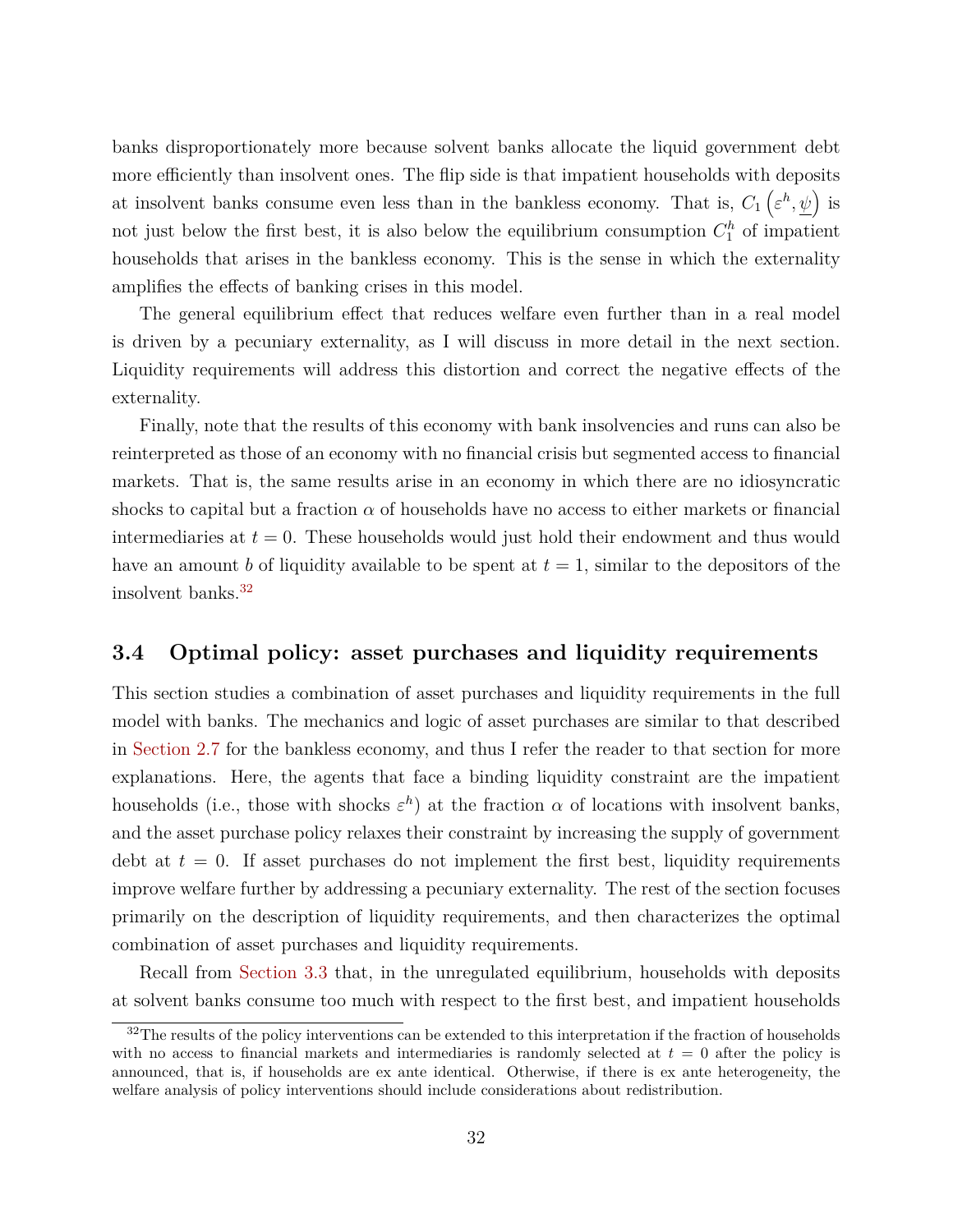banks disproportionately more because solvent banks allocate the liquid government debt more efficiently than insolvent ones. The flip side is that impatient households with deposits at insolvent banks consume even less than in the bankless economy. That is, $C_1\left(\varepsilon^h, \underline{\psi}\right)$ is not just below the first best, it is also below the equilibrium consumption $C_1^h$ of impatient households that arises in the bankless economy. This is the sense in which the externality amplifies the effects of banking crises in this model.

The general equilibrium effect that reduces welfare even further than in a real model is driven by a pecuniary externality, as I will discuss in more detail in the next section. Liquidity requirements will address this distortion and correct the negative effects of the externality.

Finally, note that the results of this economy with bank insolvencies and runs can also be reinterpreted as those of an economy with no financial crisis but segmented access to financial markets. That is, the same results arise in an economy in which there are no idiosyncratic shocks to capital but a fraction $\alpha$ of households have no access to either markets or financial intermediaries at $t = 0$. These households would just hold their endowment and thus would have an amount $b$ of liquidity available to be spent at $t = 1$, similar to the depositors of the insolvent banks.[32]

### 3.4 Optimal policy: asset purchases and liquidity requirements

This section studies a combination of asset purchases and liquidity requirements in the full model with banks. The mechanics and logic of asset purchases are similar to that described in Section 2.7 for the bankless economy, and thus I refer the reader to that section for more explanations. Here, the agents that face a binding liquidity constraint are the impatient households (i.e., those with shocks $\varepsilon^h$) at the fraction $\alpha$ of locations with insolvent banks, and the asset purchase policy relaxes their constraint by increasing the supply of government debt at $t = 0$. If asset purchases do not implement the first best, liquidity requirements improve welfare further by addressing a pecuniary externality. The rest of the section focuses primarily on the description of liquidity requirements, and then characterizes the optimal combination of asset purchases and liquidity requirements.

Recall from Section 3.3 that, in the unregulated equilibrium, households with deposits at solvent banks consume too much with respect to the first best, and impatient households

[32]The results of the policy interventions can be extended to this interpretation if the fraction of households with no access to financial markets and intermediaries is randomly selected at $t = 0$ after the policy is announced, that is, if households are ex ante identical. Otherwise, if there is ex ante heterogeneity, the welfare analysis of policy interventions should include considerations about redistribution.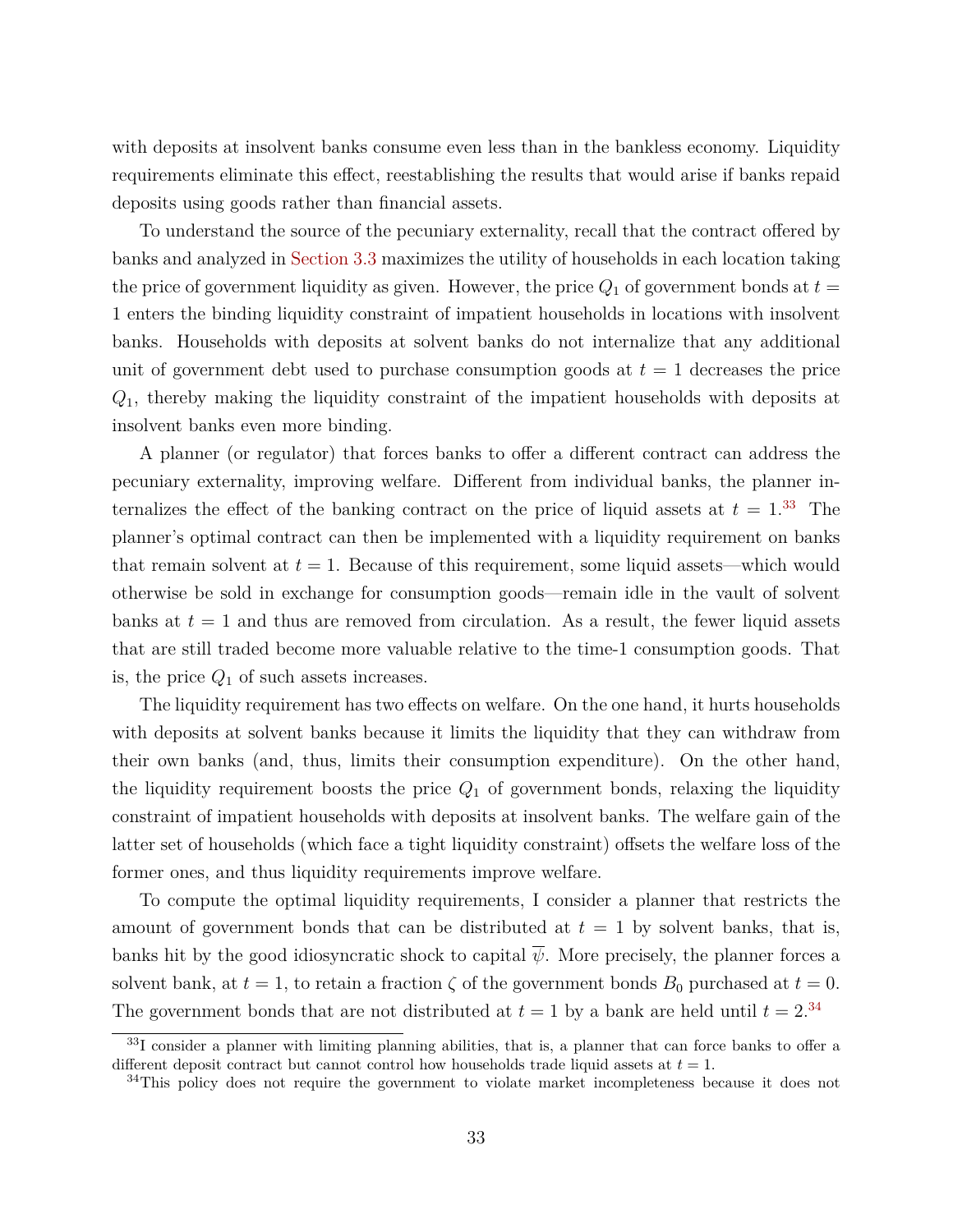with deposits at insolvent banks consume even less than in the bankless economy. Liquidity requirements eliminate this effect, reestablishing the results that would arise if banks repaid deposits using goods rather than financial assets.

To understand the source of the pecuniary externality, recall that the contract offered by banks and analyzed in Section 3.3 maximizes the utility of households in each location taking the price of government liquidity as given. However, the price $Q_1$ of government bonds at $t = 1$ enters the binding liquidity constraint of impatient households in locations with insolvent banks. Households with deposits at solvent banks do not internalize that any additional unit of government debt used to purchase consumption goods at $t = 1$ decreases the price $Q_1$, thereby making the liquidity constraint of the impatient households with deposits at insolvent banks even more binding.

A planner (or regulator) that forces banks to offer a different contract can address the pecuniary externality, improving welfare. Different from individual banks, the planner internalizes the effect of the banking contract on the price of liquid assets at $t = 1$.[33] The planner's optimal contract can then be implemented with a liquidity requirement on banks that remain solvent at $t = 1$. Because of this requirement, some liquid assets—which would otherwise be sold in exchange for consumption goods—remain idle in the vault of solvent banks at $t = 1$ and thus are removed from circulation. As a result, the fewer liquid assets that are still traded become more valuable relative to the time-1 consumption goods. That is, the price $Q_1$ of such assets increases.

The liquidity requirement has two effects on welfare. On the one hand, it hurts households with deposits at solvent banks because it limits the liquidity that they can withdraw from their own banks (and, thus, limits their consumption expenditure). On the other hand, the liquidity requirement boosts the price $Q_1$ of government bonds, relaxing the liquidity constraint of impatient households with deposits at insolvent banks. The welfare gain of the latter set of households (which face a tight liquidity constraint) offsets the welfare loss of the former ones, and thus liquidity requirements improve welfare.

To compute the optimal liquidity requirements, I consider a planner that restricts the amount of government bonds that can be distributed at $t = 1$ by solvent banks, that is, banks hit by the good idiosyncratic shock to capital $\overline{\psi}$. More precisely, the planner forces a solvent bank, at $t = 1$, to retain a fraction $\zeta$ of the government bonds $B_0$ purchased at $t = 0$. The government bonds that are not distributed at $t = 1$ by a bank are held until $t = 2$.[34]

[33] I consider a planner with limiting planning abilities, that is, a planner that can force banks to offer a different deposit contract but cannot control how households trade liquid assets at $t = 1$.

[34] This policy does not require the government to violate market incompleteness because it does not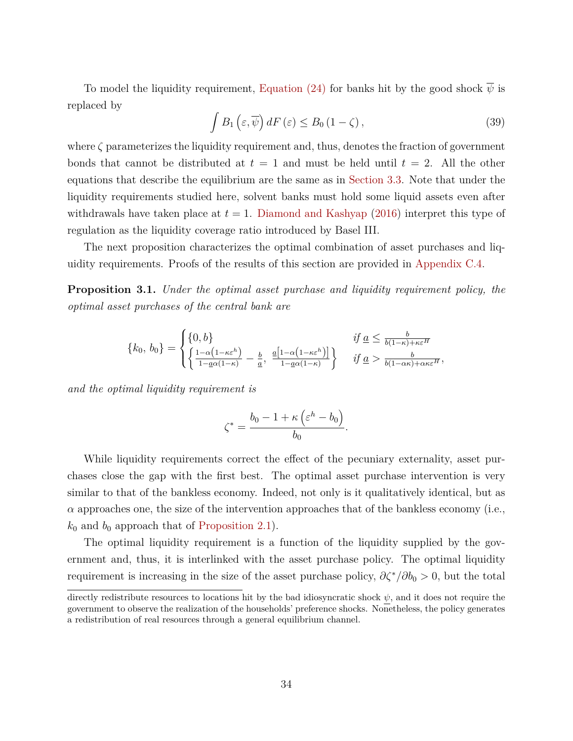To model the liquidity requirement, Equation (24) for banks hit by the good shock $\overline{\psi}$ is replaced by

$$\int B_1\left(\varepsilon, \overline{\psi}\right) dF\left(\varepsilon\right) \leq B_0\left(1-\zeta\right), \tag{39}$$

where $\zeta$ parameterizes the liquidity requirement and, thus, denotes the fraction of government bonds that cannot be distributed at $t = 1$ and must be held until $t = 2$. All the other equations that describe the equilibrium are the same as in Section 3.3. Note that under the liquidity requirements studied here, solvent banks must hold some liquid assets even after withdrawals have taken place at $t = 1$. Diamond and Kashyap (2016) interpret this type of regulation as the liquidity coverage ratio introduced by Basel III.

The next proposition characterizes the optimal combination of asset purchases and liquidity requirements. Proofs of the results of this section are provided in Appendix C.4.

**Proposition 3.1.** *Under the optimal asset purchase and liquidity requirement policy, the optimal asset purchases of the central bank are*

$$\{k_0,\, b_0\} = \begin{cases} \{0, b\} & \text{if } \underline{a} \leq \frac{b}{b(1-\kappa)+\kappa\varepsilon^H} \\ \left\{\frac{1-\alpha\left(1-\kappa\varepsilon^h\right)}{1-\underline{a}\alpha(1-\kappa)} - \frac{b}{\underline{a}},\; \frac{\underline{a}\left[1-\alpha\left(1-\kappa\varepsilon^h\right)\right]}{1-\underline{a}\alpha(1-\kappa)}\right\} & \text{if } \underline{a} > \frac{b}{b(1-\alpha\kappa)+\alpha\kappa\varepsilon^H}, \end{cases}$$

*and the optimal liquidity requirement is*

$$\zeta^* = \frac{b_0 - 1 + \kappa\left(\varepsilon^h - b_0\right)}{b_0}.$$

While liquidity requirements correct the effect of the pecuniary externality, asset purchases close the gap with the first best. The optimal asset purchase intervention is very similar to that of the bankless economy. Indeed, not only is it qualitatively identical, but as $\alpha$ approaches one, the size of the intervention approaches that of the bankless economy (i.e., $k_0$ and $b_0$ approach that of Proposition 2.1).

The optimal liquidity requirement is a function of the liquidity supplied by the government and, thus, it is interlinked with the asset purchase policy. The optimal liquidity requirement is increasing in the size of the asset purchase policy, $\partial\zeta^*/\partial b_0 > 0$, but the total

directly redistribute resources to locations hit by the bad idiosyncratic shock $\underline{\psi}$, and it does not require the government to observe the realization of the households' preference shocks. Nonetheless, the policy generates a redistribution of real resources through a general equilibrium channel.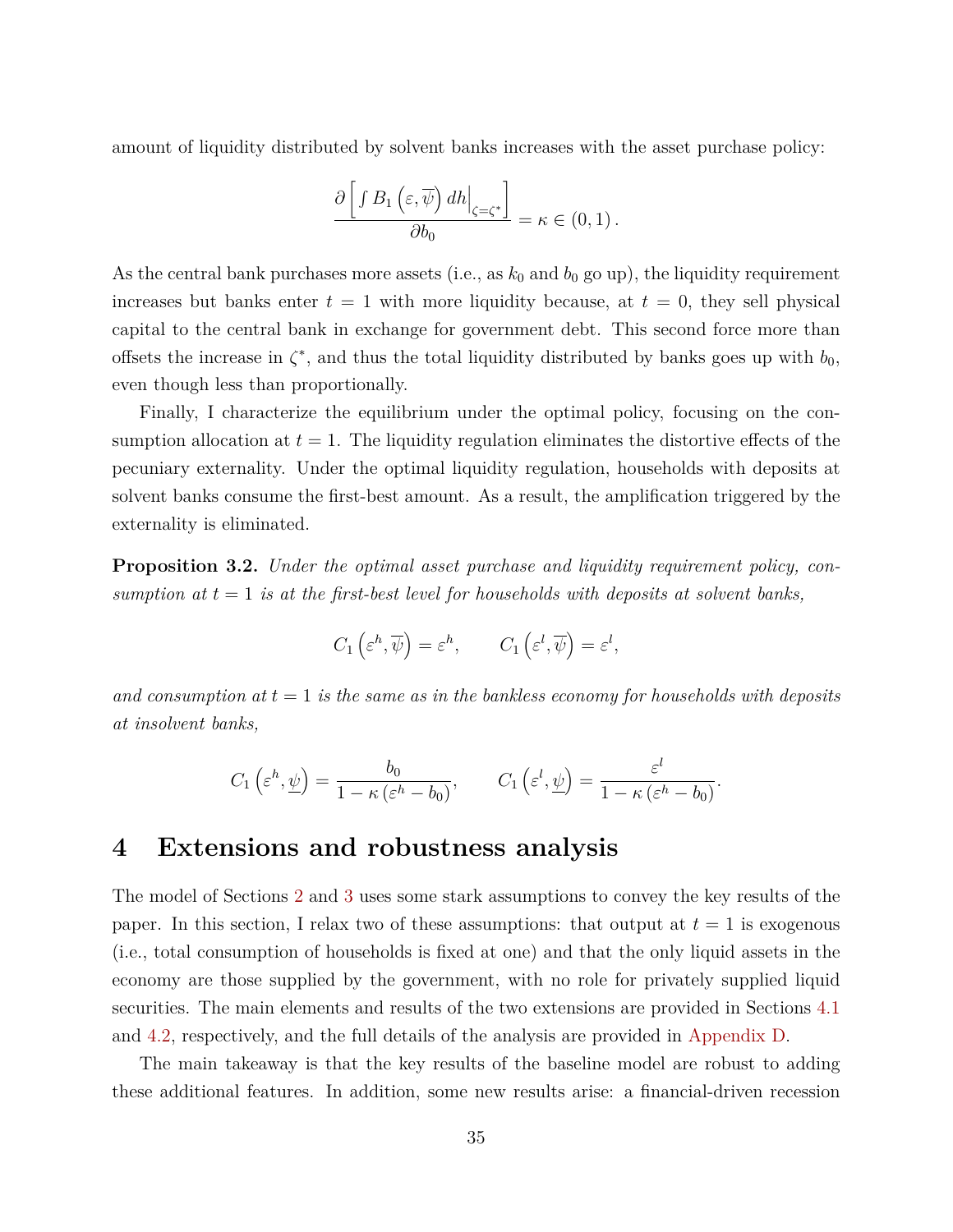amount of liquidity distributed by solvent banks increases with the asset purchase policy:

$$\frac{\partial \left[ \int B_1 \left( \varepsilon, \overline{\psi} \right) dh \Big|_{\zeta = \zeta^*} \right]}{\partial b_0} = \kappa \in (0,1) \, .$$

As the central bank purchases more assets (i.e., as $k_0$ and $b_0$ go up), the liquidity requirement increases but banks enter $t = 1$ with more liquidity because, at $t = 0$, they sell physical capital to the central bank in exchange for government debt. This second force more than offsets the increase in $\zeta^*$, and thus the total liquidity distributed by banks goes up with $b_0$, even though less than proportionally.

Finally, I characterize the equilibrium under the optimal policy, focusing on the consumption allocation at $t = 1$. The liquidity regulation eliminates the distortive effects of the pecuniary externality. Under the optimal liquidity regulation, households with deposits at solvent banks consume the first-best amount. As a result, the amplification triggered by the externality is eliminated.

**Proposition 3.2.** *Under the optimal asset purchase and liquidity requirement policy, consumption at $t = 1$ is at the first-best level for households with deposits at solvent banks,*

$$C_1 \left( \varepsilon^h, \overline{\psi} \right) = \varepsilon^h, \qquad C_1 \left( \varepsilon^l, \overline{\psi} \right) = \varepsilon^l,$$

*and consumption at $t = 1$ is the same as in the bankless economy for households with deposits at insolvent banks,*

$$C_1 \left( \varepsilon^h, \underline{\psi} \right) = \frac{b_0}{1 - \kappa \left( \varepsilon^h - b_0 \right)}, \qquad C_1 \left( \varepsilon^l, \underline{\psi} \right) = \frac{\varepsilon^l}{1 - \kappa \left( \varepsilon^h - b_0 \right)}.$$

# 4 Extensions and robustness analysis

The model of Sections 2 and 3 uses some stark assumptions to convey the key results of the paper. In this section, I relax two of these assumptions: that output at $t = 1$ is exogenous (i.e., total consumption of households is fixed at one) and that the only liquid assets in the economy are those supplied by the government, with no role for privately supplied liquid securities. The main elements and results of the two extensions are provided in Sections 4.1 and 4.2, respectively, and the full details of the analysis are provided in Appendix D.

The main takeaway is that the key results of the baseline model are robust to adding these additional features. In addition, some new results arise: a financial-driven recession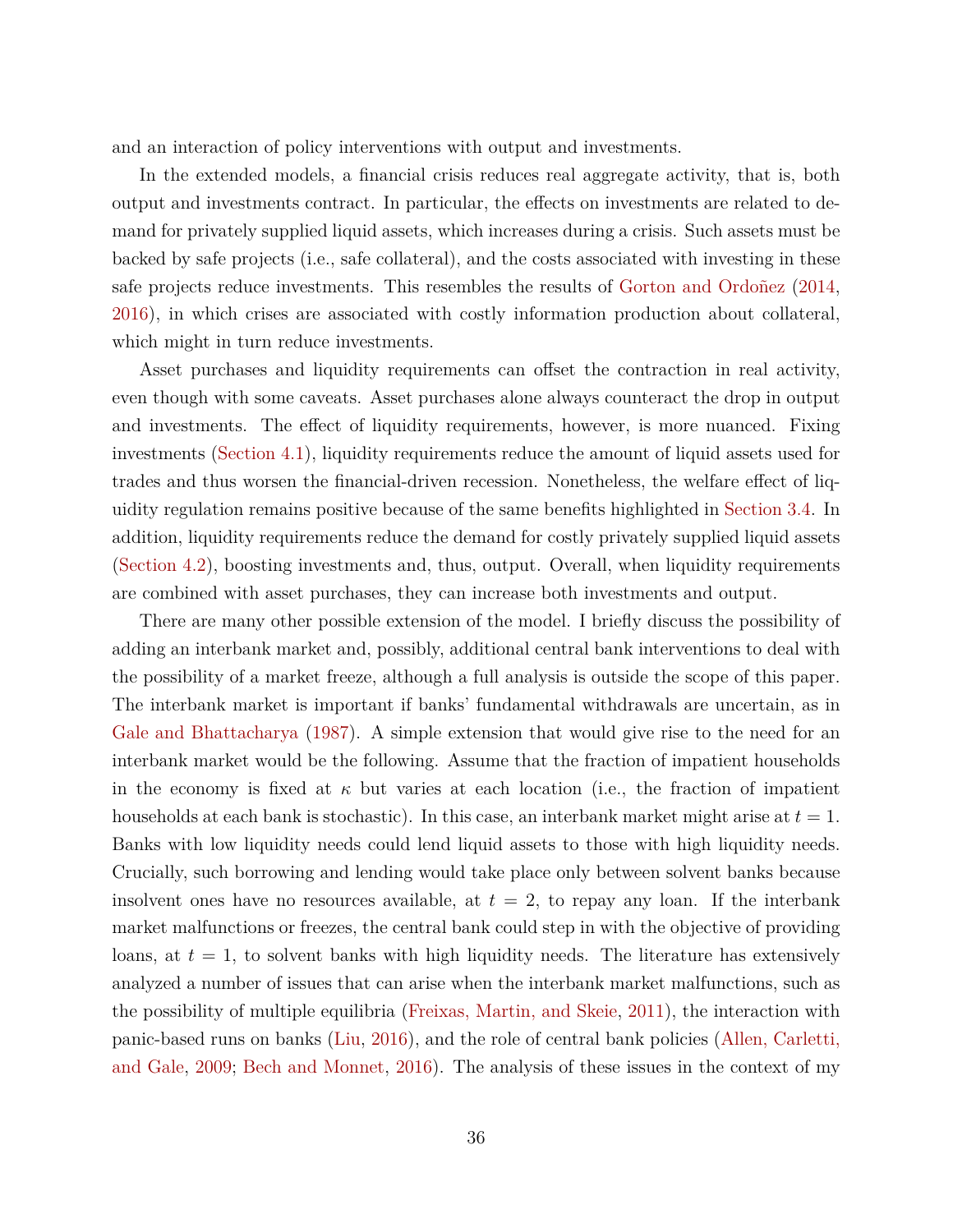and an interaction of policy interventions with output and investments.

In the extended models, a financial crisis reduces real aggregate activity, that is, both output and investments contract. In particular, the effects on investments are related to demand for privately supplied liquid assets, which increases during a crisis. Such assets must be backed by safe projects (i.e., safe collateral), and the costs associated with investing in these safe projects reduce investments. This resembles the results of Gorton and Ordoñez (2014, 2016), in which crises are associated with costly information production about collateral, which might in turn reduce investments.

Asset purchases and liquidity requirements can offset the contraction in real activity, even though with some caveats. Asset purchases alone always counteract the drop in output and investments. The effect of liquidity requirements, however, is more nuanced. Fixing investments (Section 4.1), liquidity requirements reduce the amount of liquid assets used for trades and thus worsen the financial-driven recession. Nonetheless, the welfare effect of liquidity regulation remains positive because of the same benefits highlighted in Section 3.4. In addition, liquidity requirements reduce the demand for costly privately supplied liquid assets (Section 4.2), boosting investments and, thus, output. Overall, when liquidity requirements are combined with asset purchases, they can increase both investments and output.

There are many other possible extension of the model. I briefly discuss the possibility of adding an interbank market and, possibly, additional central bank interventions to deal with the possibility of a market freeze, although a full analysis is outside the scope of this paper. The interbank market is important if banks' fundamental withdrawals are uncertain, as in Gale and Bhattacharya (1987). A simple extension that would give rise to the need for an interbank market would be the following. Assume that the fraction of impatient households in the economy is fixed at $\kappa$ but varies at each location (i.e., the fraction of impatient households at each bank is stochastic). In this case, an interbank market might arise at $t = 1$. Banks with low liquidity needs could lend liquid assets to those with high liquidity needs. Crucially, such borrowing and lending would take place only between solvent banks because insolvent ones have no resources available, at $t = 2$, to repay any loan. If the interbank market malfunctions or freezes, the central bank could step in with the objective of providing loans, at $t = 1$, to solvent banks with high liquidity needs. The literature has extensively analyzed a number of issues that can arise when the interbank market malfunctions, such as the possibility of multiple equilibria (Freixas, Martin, and Skeie, 2011), the interaction with panic-based runs on banks (Liu, 2016), and the role of central bank policies (Allen, Carletti, and Gale, 2009; Bech and Monnet, 2016). The analysis of these issues in the context of my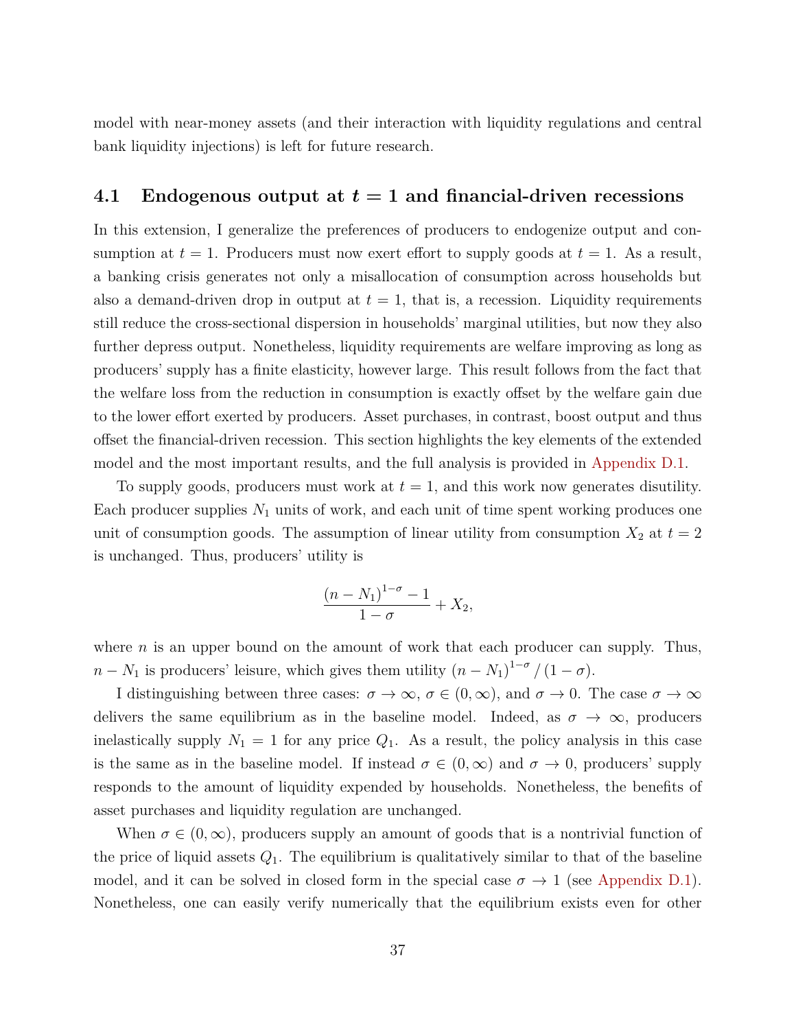model with near-money assets (and their interaction with liquidity regulations and central bank liquidity injections) is left for future research.

## 4.1 Endogenous output at $t = 1$ and financial-driven recessions

In this extension, I generalize the preferences of producers to endogenize output and consumption at $t = 1$. Producers must now exert effort to supply goods at $t = 1$. As a result, a banking crisis generates not only a misallocation of consumption across households but also a demand-driven drop in output at $t = 1$, that is, a recession. Liquidity requirements still reduce the cross-sectional dispersion in households' marginal utilities, but now they also further depress output. Nonetheless, liquidity requirements are welfare improving as long as producers' supply has a finite elasticity, however large. This result follows from the fact that the welfare loss from the reduction in consumption is exactly offset by the welfare gain due to the lower effort exerted by producers. Asset purchases, in contrast, boost output and thus offset the financial-driven recession. This section highlights the key elements of the extended model and the most important results, and the full analysis is provided in Appendix D.1.

To supply goods, producers must work at $t = 1$, and this work now generates disutility. Each producer supplies $N_1$ units of work, and each unit of time spent working produces one unit of consumption goods. The assumption of linear utility from consumption $X_2$ at $t = 2$ is unchanged. Thus, producers' utility is

$$\frac{(n - N_1)^{1-\sigma} - 1}{1 - \sigma} + X_2,$$

where $n$ is an upper bound on the amount of work that each producer can supply. Thus, $n - N_1$ is producers' leisure, which gives them utility $(n - N_1)^{1-\sigma} / (1 - \sigma)$.

I distinguishing between three cases: $\sigma \to \infty$, $\sigma \in (0, \infty)$, and $\sigma \to 0$. The case $\sigma \to \infty$ delivers the same equilibrium as in the baseline model. Indeed, as $\sigma \to \infty$, producers inelastically supply $N_1 = 1$ for any price $Q_1$. As a result, the policy analysis in this case is the same as in the baseline model. If instead $\sigma \in (0, \infty)$ and $\sigma \to 0$, producers' supply responds to the amount of liquidity expended by households. Nonetheless, the benefits of asset purchases and liquidity regulation are unchanged.

When $\sigma \in (0, \infty)$, producers supply an amount of goods that is a nontrivial function of the price of liquid assets $Q_1$. The equilibrium is qualitatively similar to that of the baseline model, and it can be solved in closed form in the special case $\sigma \to 1$ (see Appendix D.1). Nonetheless, one can easily verify numerically that the equilibrium exists even for other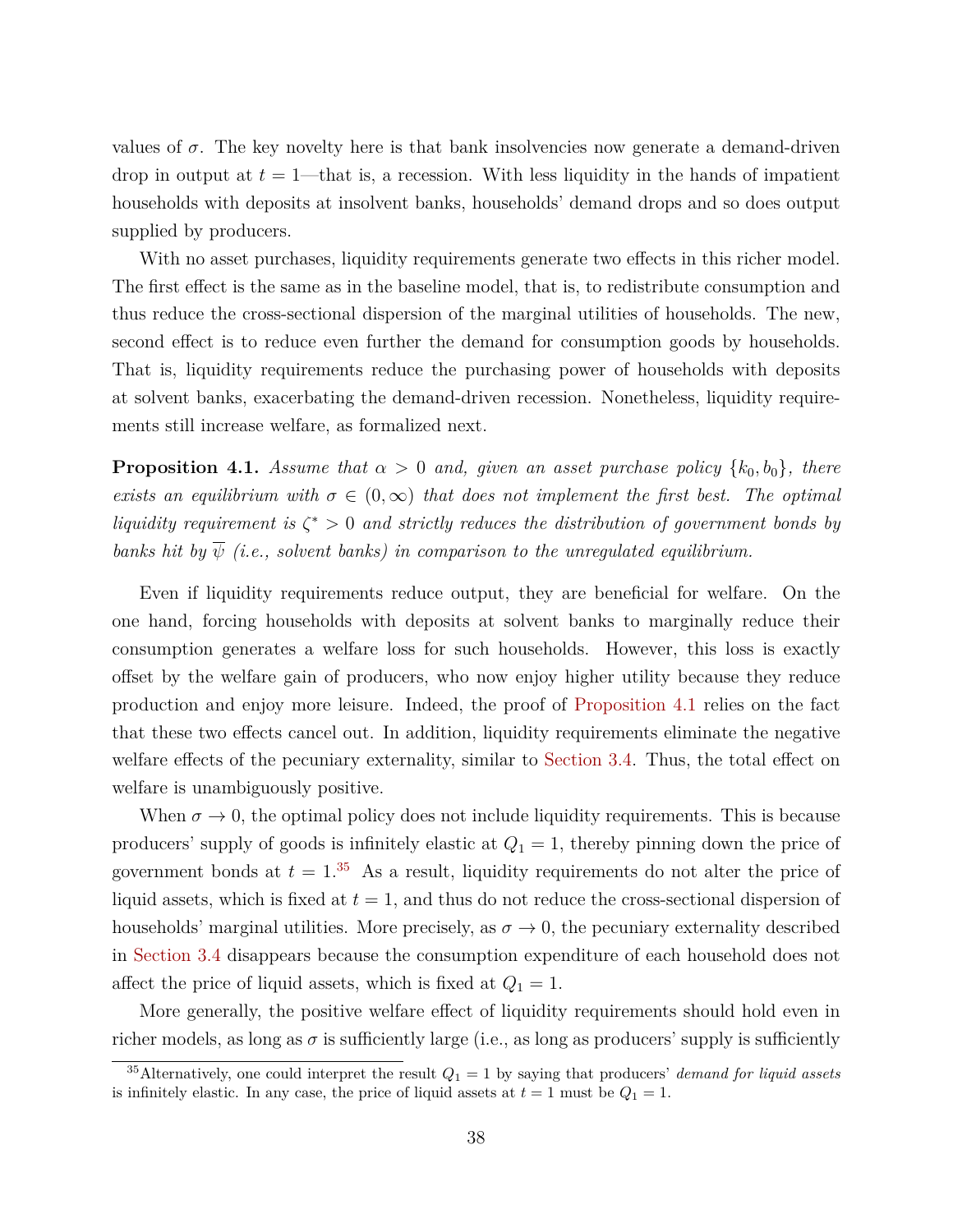values of $\sigma$. The key novelty here is that bank insolvencies now generate a demand-driven drop in output at $t = 1$—that is, a recession. With less liquidity in the hands of impatient households with deposits at insolvent banks, households' demand drops and so does output supplied by producers.

With no asset purchases, liquidity requirements generate two effects in this richer model. The first effect is the same as in the baseline model, that is, to redistribute consumption and thus reduce the cross-sectional dispersion of the marginal utilities of households. The new, second effect is to reduce even further the demand for consumption goods by households. That is, liquidity requirements reduce the purchasing power of households with deposits at solvent banks, exacerbating the demand-driven recession. Nonetheless, liquidity requirements still increase welfare, as formalized next.

**Proposition 4.1.** *Assume that $\alpha > 0$ and, given an asset purchase policy $\{k_0, b_0\}$, there exists an equilibrium with $\sigma \in (0, \infty)$ that does not implement the first best. The optimal liquidity requirement is $\zeta^* > 0$ and strictly reduces the distribution of government bonds by banks hit by $\overline{\psi}$ (i.e., solvent banks) in comparison to the unregulated equilibrium.*

Even if liquidity requirements reduce output, they are beneficial for welfare. On the one hand, forcing households with deposits at solvent banks to marginally reduce their consumption generates a welfare loss for such households. However, this loss is exactly offset by the welfare gain of producers, who now enjoy higher utility because they reduce production and enjoy more leisure. Indeed, the proof of Proposition 4.1 relies on the fact that these two effects cancel out. In addition, liquidity requirements eliminate the negative welfare effects of the pecuniary externality, similar to Section 3.4. Thus, the total effect on welfare is unambiguously positive.

When $\sigma \to 0$, the optimal policy does not include liquidity requirements. This is because producers' supply of goods is infinitely elastic at $Q_1 = 1$, thereby pinning down the price of government bonds at $t = 1$.[35] As a result, liquidity requirements do not alter the price of liquid assets, which is fixed at $t = 1$, and thus do not reduce the cross-sectional dispersion of households' marginal utilities. More precisely, as $\sigma \to 0$, the pecuniary externality described in Section 3.4 disappears because the consumption expenditure of each household does not affect the price of liquid assets, which is fixed at $Q_1 = 1$.

More generally, the positive welfare effect of liquidity requirements should hold even in richer models, as long as $\sigma$ is sufficiently large (i.e., as long as producers' supply is sufficiently

[35] Alternatively, one could interpret the result $Q_1 = 1$ by saying that producers' *demand for liquid assets* is infinitely elastic. In any case, the price of liquid assets at $t = 1$ must be $Q_1 = 1$.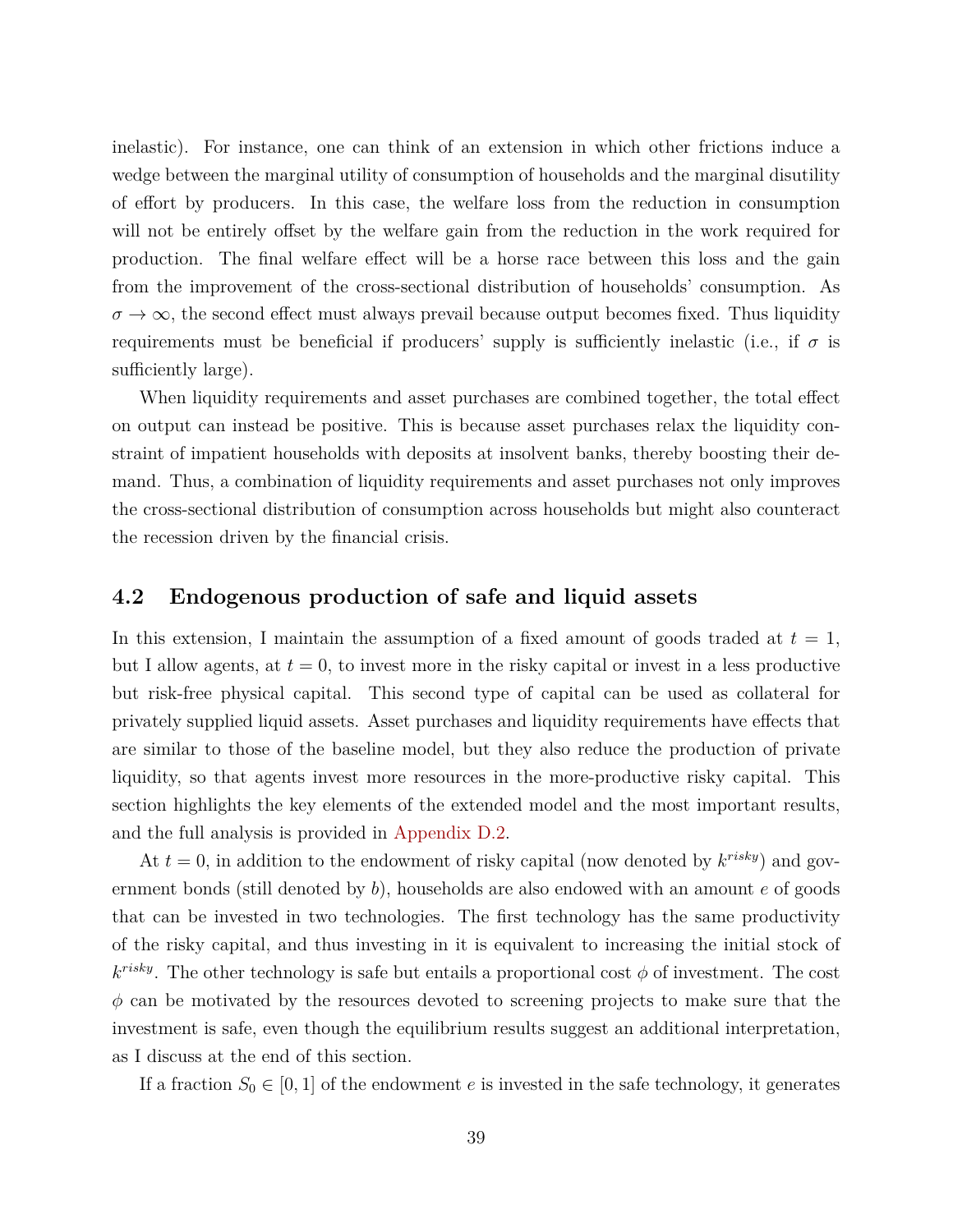inelastic). For instance, one can think of an extension in which other frictions induce a wedge between the marginal utility of consumption of households and the marginal disutility of effort by producers. In this case, the welfare loss from the reduction in consumption will not be entirely offset by the welfare gain from the reduction in the work required for production. The final welfare effect will be a horse race between this loss and the gain from the improvement of the cross-sectional distribution of households' consumption. As $\sigma \to \infty$, the second effect must always prevail because output becomes fixed. Thus liquidity requirements must be beneficial if producers' supply is sufficiently inelastic (i.e., if $\sigma$ is sufficiently large).

When liquidity requirements and asset purchases are combined together, the total effect on output can instead be positive. This is because asset purchases relax the liquidity constraint of impatient households with deposits at insolvent banks, thereby boosting their demand. Thus, a combination of liquidity requirements and asset purchases not only improves the cross-sectional distribution of consumption across households but might also counteract the recession driven by the financial crisis.

## 4.2 Endogenous production of safe and liquid assets

In this extension, I maintain the assumption of a fixed amount of goods traded at $t = 1$, but I allow agents, at $t = 0$, to invest more in the risky capital or invest in a less productive but risk-free physical capital. This second type of capital can be used as collateral for privately supplied liquid assets. Asset purchases and liquidity requirements have effects that are similar to those of the baseline model, but they also reduce the production of private liquidity, so that agents invest more resources in the more-productive risky capital. This section highlights the key elements of the extended model and the most important results, and the full analysis is provided in Appendix D.2.

At $t = 0$, in addition to the endowment of risky capital (now denoted by $k^{risky}$) and government bonds (still denoted by $b$), households are also endowed with an amount $e$ of goods that can be invested in two technologies. The first technology has the same productivity of the risky capital, and thus investing in it is equivalent to increasing the initial stock of $k^{risky}$. The other technology is safe but entails a proportional cost $\phi$ of investment. The cost $\phi$ can be motivated by the resources devoted to screening projects to make sure that the investment is safe, even though the equilibrium results suggest an additional interpretation, as I discuss at the end of this section.

If a fraction $S_0 \in [0, 1]$ of the endowment $e$ is invested in the safe technology, it generates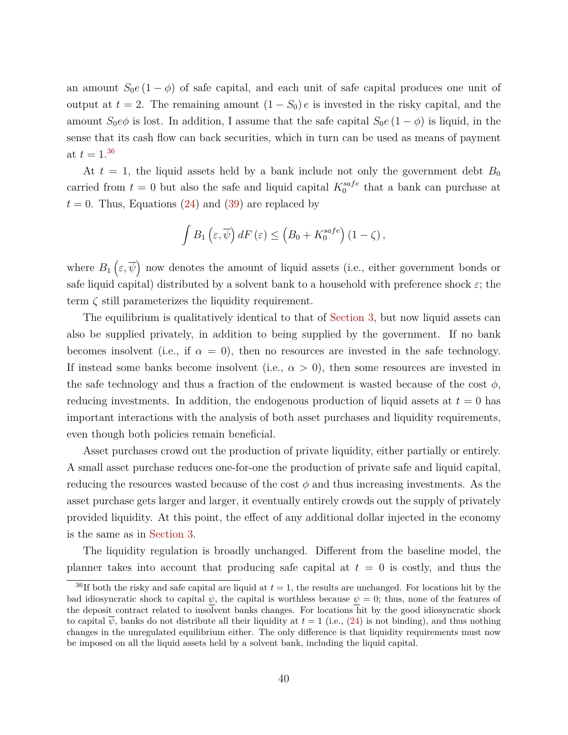an amount $S_0 e (1-\phi)$ of safe capital, and each unit of safe capital produces one unit of output at $t=2$. The remaining amount $(1-S_0)e$ is invested in the risky capital, and the amount $S_0 e\phi$ is lost. In addition, I assume that the safe capital $S_0 e (1-\phi)$ is liquid, in the sense that its cash flow can back securities, which in turn can be used as means of payment at $t=1$.[36]

At $t=1$, the liquid assets held by a bank include not only the government debt $B_0$ carried from $t=0$ but also the safe and liquid capital $K_0^{safe}$ that a bank can purchase at $t=0$. Thus, Equations (24) and (39) are replaced by

$$\int B_1\left(\varepsilon, \overline{\psi}\right) dF\left(\varepsilon\right) \leq \left(B_0 + K_0^{safe}\right)\left(1-\zeta\right),$$

where $B_1\left(\varepsilon, \overline{\psi}\right)$ now denotes the amount of liquid assets (i.e., either government bonds or safe liquid capital) distributed by a solvent bank to a household with preference shock $\varepsilon$; the term $\zeta$ still parameterizes the liquidity requirement.

The equilibrium is qualitatively identical to that of Section 3, but now liquid assets can also be supplied privately, in addition to being supplied by the government. If no bank becomes insolvent (i.e., if $\alpha = 0$), then no resources are invested in the safe technology. If instead some banks become insolvent (i.e., $\alpha > 0$), then some resources are invested in the safe technology and thus a fraction of the endowment is wasted because of the cost $\phi$, reducing investments. In addition, the endogenous production of liquid assets at $t=0$ has important interactions with the analysis of both asset purchases and liquidity requirements, even though both policies remain beneficial.

Asset purchases crowd out the production of private liquidity, either partially or entirely. A small asset purchase reduces one-for-one the production of private safe and liquid capital, reducing the resources wasted because of the cost $\phi$ and thus increasing investments. As the asset purchase gets larger and larger, it eventually entirely crowds out the supply of privately provided liquidity. At this point, the effect of any additional dollar injected in the economy is the same as in Section 3.

The liquidity regulation is broadly unchanged. Different from the baseline model, the planner takes into account that producing safe capital at $t=0$ is costly, and thus the

[36] If both the risky and safe capital are liquid at $t=1$, the results are unchanged. For locations hit by the bad idiosyncratic shock to capital $\underline{\psi}$, the capital is worthless because $\underline{\psi}=0$; thus, none of the features of the deposit contract related to insolvent banks changes. For locations hit by the good idiosyncratic shock to capital $\overline{\psi}$, banks do not distribute all their liquidity at $t=1$ (i.e., (24) is not binding), and thus nothing changes in the unregulated equilibrium either. The only difference is that liquidity requirements must now be imposed on all the liquid assets held by a solvent bank, including the liquid capital.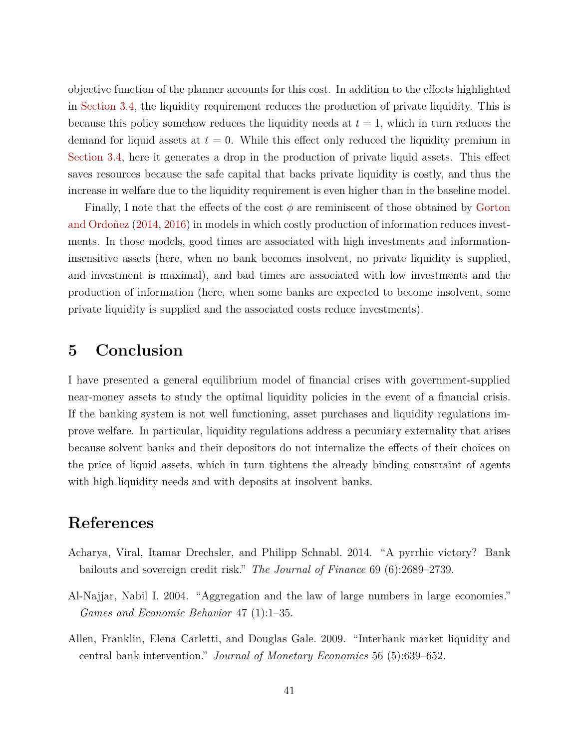objective function of the planner accounts for this cost. In addition to the effects highlighted in Section 3.4, the liquidity requirement reduces the production of private liquidity. This is because this policy somehow reduces the liquidity needs at $t = 1$, which in turn reduces the demand for liquid assets at $t = 0$. While this effect only reduced the liquidity premium in Section 3.4, here it generates a drop in the production of private liquid assets. This effect saves resources because the safe capital that backs private liquidity is costly, and thus the increase in welfare due to the liquidity requirement is even higher than in the baseline model.

Finally, I note that the effects of the cost $\phi$ are reminiscent of those obtained by Gorton and Ordoñez (2014, 2016) in models in which costly production of information reduces investments. In those models, good times are associated with high investments and information-insensitive assets (here, when no bank becomes insolvent, no private liquidity is supplied, and investment is maximal), and bad times are associated with low investments and the production of information (here, when some banks are expected to become insolvent, some private liquidity is supplied and the associated costs reduce investments).

# 5 Conclusion

I have presented a general equilibrium model of financial crises with government-supplied near-money assets to study the optimal liquidity policies in the event of a financial crisis. If the banking system is not well functioning, asset purchases and liquidity regulations improve welfare. In particular, liquidity regulations address a pecuniary externality that arises because solvent banks and their depositors do not internalize the effects of their choices on the price of liquid assets, which in turn tightens the already binding constraint of agents with high liquidity needs and with deposits at insolvent banks.

# References

Acharya, Viral, Itamar Drechsler, and Philipp Schnabl. 2014. "A pyrrhic victory? Bank bailouts and sovereign credit risk." *The Journal of Finance* 69 (6):2689–2739.

Al-Najjar, Nabil I. 2004. "Aggregation and the law of large numbers in large economies." *Games and Economic Behavior* 47 (1):1–35.

Allen, Franklin, Elena Carletti, and Douglas Gale. 2009. "Interbank market liquidity and central bank intervention." *Journal of Monetary Economics* 56 (5):639–652.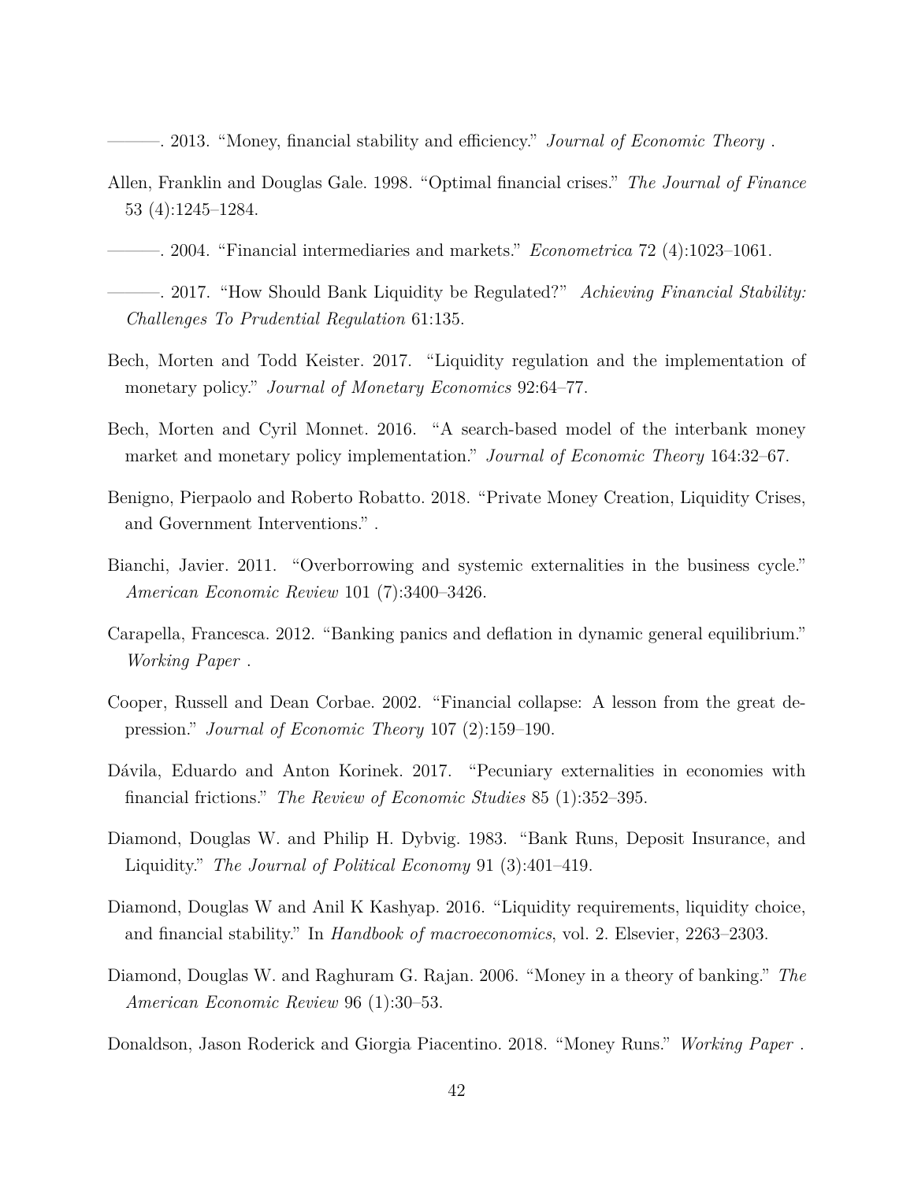———. 2013. “Money, financial stability and efficiency.” *Journal of Economic Theory* .

Allen, Franklin and Douglas Gale. 1998. “Optimal financial crises.” *The Journal of Finance* 53 (4):1245–1284.

———. 2004. “Financial intermediaries and markets.” *Econometrica* 72 (4):1023–1061.

———. 2017. “How Should Bank Liquidity be Regulated?” *Achieving Financial Stability: Challenges To Prudential Regulation* 61:135.

Bech, Morten and Todd Keister. 2017. “Liquidity regulation and the implementation of monetary policy.” *Journal of Monetary Economics* 92:64–77.

Bech, Morten and Cyril Monnet. 2016. “A search-based model of the interbank money market and monetary policy implementation.” *Journal of Economic Theory* 164:32–67.

Benigno, Pierpaolo and Roberto Robatto. 2018. “Private Money Creation, Liquidity Crises, and Government Interventions.” .

Bianchi, Javier. 2011. “Overborrowing and systemic externalities in the business cycle.” *American Economic Review* 101 (7):3400–3426.

Carapella, Francesca. 2012. “Banking panics and deflation in dynamic general equilibrium.” *Working Paper* .

Cooper, Russell and Dean Corbae. 2002. “Financial collapse: A lesson from the great depression.” *Journal of Economic Theory* 107 (2):159–190.

Dávila, Eduardo and Anton Korinek. 2017. “Pecuniary externalities in economies with financial frictions.” *The Review of Economic Studies* 85 (1):352–395.

Diamond, Douglas W. and Philip H. Dybvig. 1983. “Bank Runs, Deposit Insurance, and Liquidity.” *The Journal of Political Economy* 91 (3):401–419.

Diamond, Douglas W and Anil K Kashyap. 2016. “Liquidity requirements, liquidity choice, and financial stability.” In *Handbook of macroeconomics*, vol. 2. Elsevier, 2263–2303.

Diamond, Douglas W. and Raghuram G. Rajan. 2006. “Money in a theory of banking.” *The American Economic Review* 96 (1):30–53.

Donaldson, Jason Roderick and Giorgia Piacentino. 2018. “Money Runs.” *Working Paper* .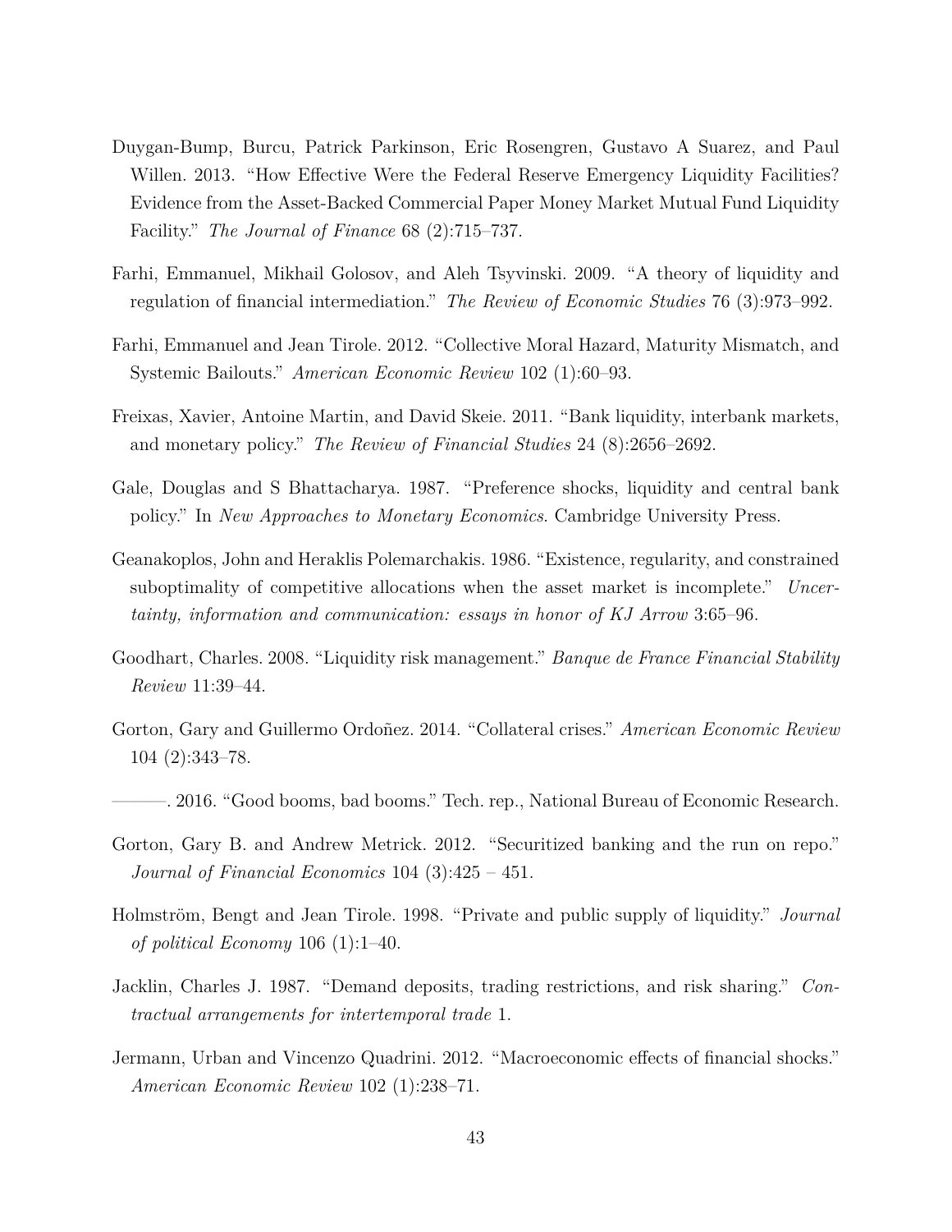Duygan-Bump, Burcu, Patrick Parkinson, Eric Rosengren, Gustavo A Suarez, and Paul Willen. 2013. "How Effective Were the Federal Reserve Emergency Liquidity Facilities? Evidence from the Asset-Backed Commercial Paper Money Market Mutual Fund Liquidity Facility." *The Journal of Finance* 68 (2):715–737.

Farhi, Emmanuel, Mikhail Golosov, and Aleh Tsyvinski. 2009. "A theory of liquidity and regulation of financial intermediation." *The Review of Economic Studies* 76 (3):973–992.

Farhi, Emmanuel and Jean Tirole. 2012. "Collective Moral Hazard, Maturity Mismatch, and Systemic Bailouts." *American Economic Review* 102 (1):60–93.

Freixas, Xavier, Antoine Martin, and David Skeie. 2011. "Bank liquidity, interbank markets, and monetary policy." *The Review of Financial Studies* 24 (8):2656–2692.

Gale, Douglas and S Bhattacharya. 1987. "Preference shocks, liquidity and central bank policy." In *New Approaches to Monetary Economics*. Cambridge University Press.

Geanakoplos, John and Heraklis Polemarchakis. 1986. "Existence, regularity, and constrained suboptimality of competitive allocations when the asset market is incomplete." *Uncertainty, information and communication: essays in honor of KJ Arrow* 3:65–96.

Goodhart, Charles. 2008. "Liquidity risk management." *Banque de France Financial Stability Review* 11:39–44.

Gorton, Gary and Guillermo Ordoñez. 2014. "Collateral crises." *American Economic Review* 104 (2):343–78.

———. 2016. "Good booms, bad booms." Tech. rep., National Bureau of Economic Research.

Gorton, Gary B. and Andrew Metrick. 2012. "Securitized banking and the run on repo." *Journal of Financial Economics* 104 (3):425 – 451.

Holmström, Bengt and Jean Tirole. 1998. "Private and public supply of liquidity." *Journal of political Economy* 106 (1):1–40.

Jacklin, Charles J. 1987. "Demand deposits, trading restrictions, and risk sharing." *Contractual arrangements for intertemporal trade* 1.

Jermann, Urban and Vincenzo Quadrini. 2012. "Macroeconomic effects of financial shocks." *American Economic Review* 102 (1):238–71.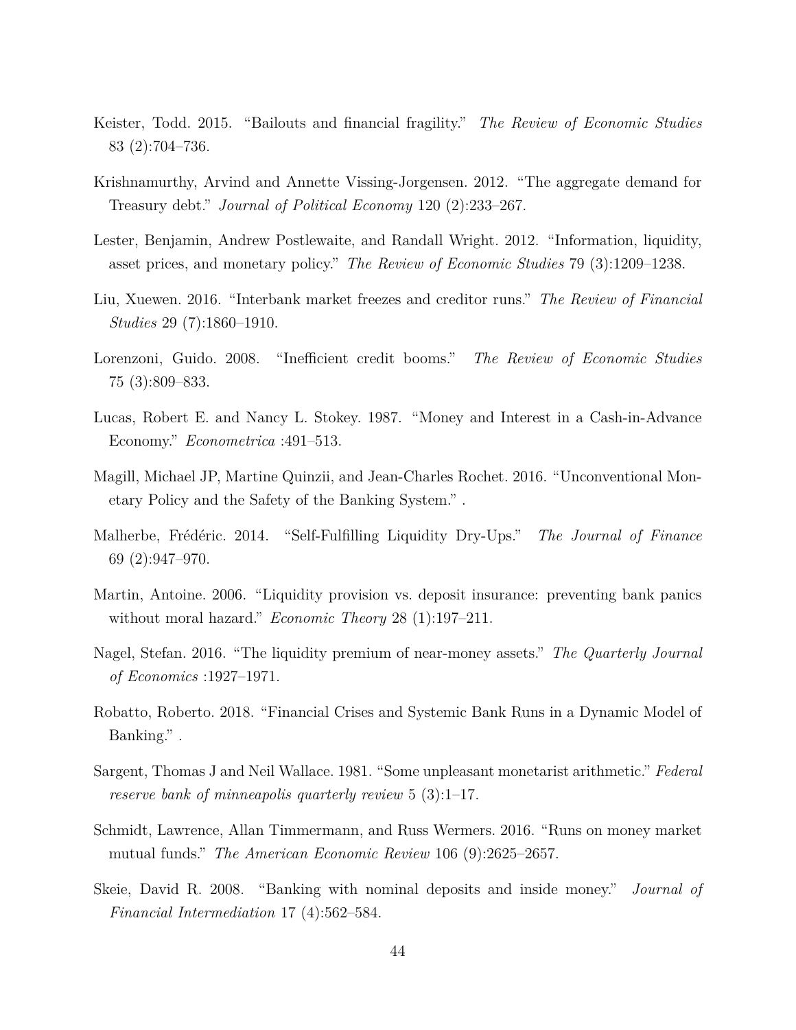Keister, Todd. 2015. "Bailouts and financial fragility." *The Review of Economic Studies* 83 (2):704–736.

Krishnamurthy, Arvind and Annette Vissing-Jorgensen. 2012. "The aggregate demand for Treasury debt." *Journal of Political Economy* 120 (2):233–267.

Lester, Benjamin, Andrew Postlewaite, and Randall Wright. 2012. "Information, liquidity, asset prices, and monetary policy." *The Review of Economic Studies* 79 (3):1209–1238.

Liu, Xuewen. 2016. "Interbank market freezes and creditor runs." *The Review of Financial Studies* 29 (7):1860–1910.

Lorenzoni, Guido. 2008. "Inefficient credit booms." *The Review of Economic Studies* 75 (3):809–833.

Lucas, Robert E. and Nancy L. Stokey. 1987. "Money and Interest in a Cash-in-Advance Economy." *Econometrica* :491–513.

Magill, Michael JP, Martine Quinzii, and Jean-Charles Rochet. 2016. "Unconventional Monetary Policy and the Safety of the Banking System." .

Malherbe, Frédéric. 2014. "Self-Fulfilling Liquidity Dry-Ups." *The Journal of Finance* 69 (2):947–970.

Martin, Antoine. 2006. "Liquidity provision vs. deposit insurance: preventing bank panics without moral hazard." *Economic Theory* 28 (1):197–211.

Nagel, Stefan. 2016. "The liquidity premium of near-money assets." *The Quarterly Journal of Economics* :1927–1971.

Robatto, Roberto. 2018. "Financial Crises and Systemic Bank Runs in a Dynamic Model of Banking." .

Sargent, Thomas J and Neil Wallace. 1981. "Some unpleasant monetarist arithmetic." *Federal reserve bank of minneapolis quarterly review* 5 (3):1–17.

Schmidt, Lawrence, Allan Timmermann, and Russ Wermers. 2016. "Runs on money market mutual funds." *The American Economic Review* 106 (9):2625–2657.

Skeie, David R. 2008. "Banking with nominal deposits and inside money." *Journal of Financial Intermediation* 17 (4):562–584.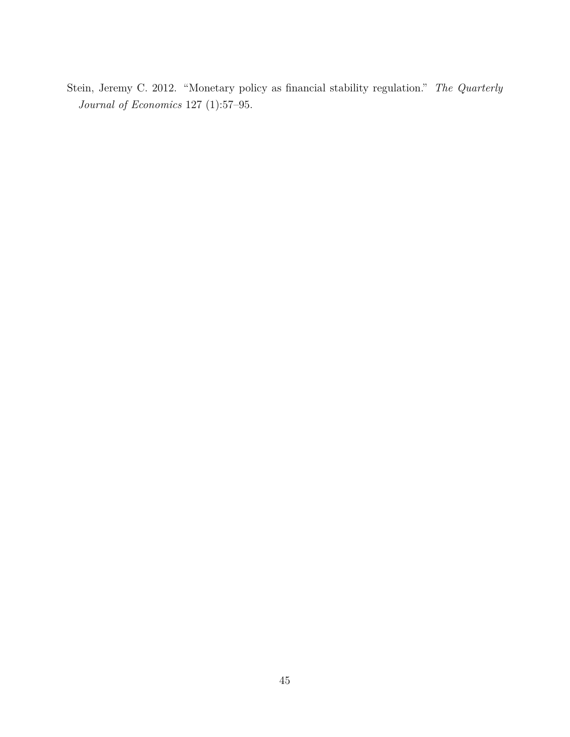Stein, Jeremy C. 2012. "Monetary policy as financial stability regulation." *The Quarterly Journal of Economics* 127 (1):57–95.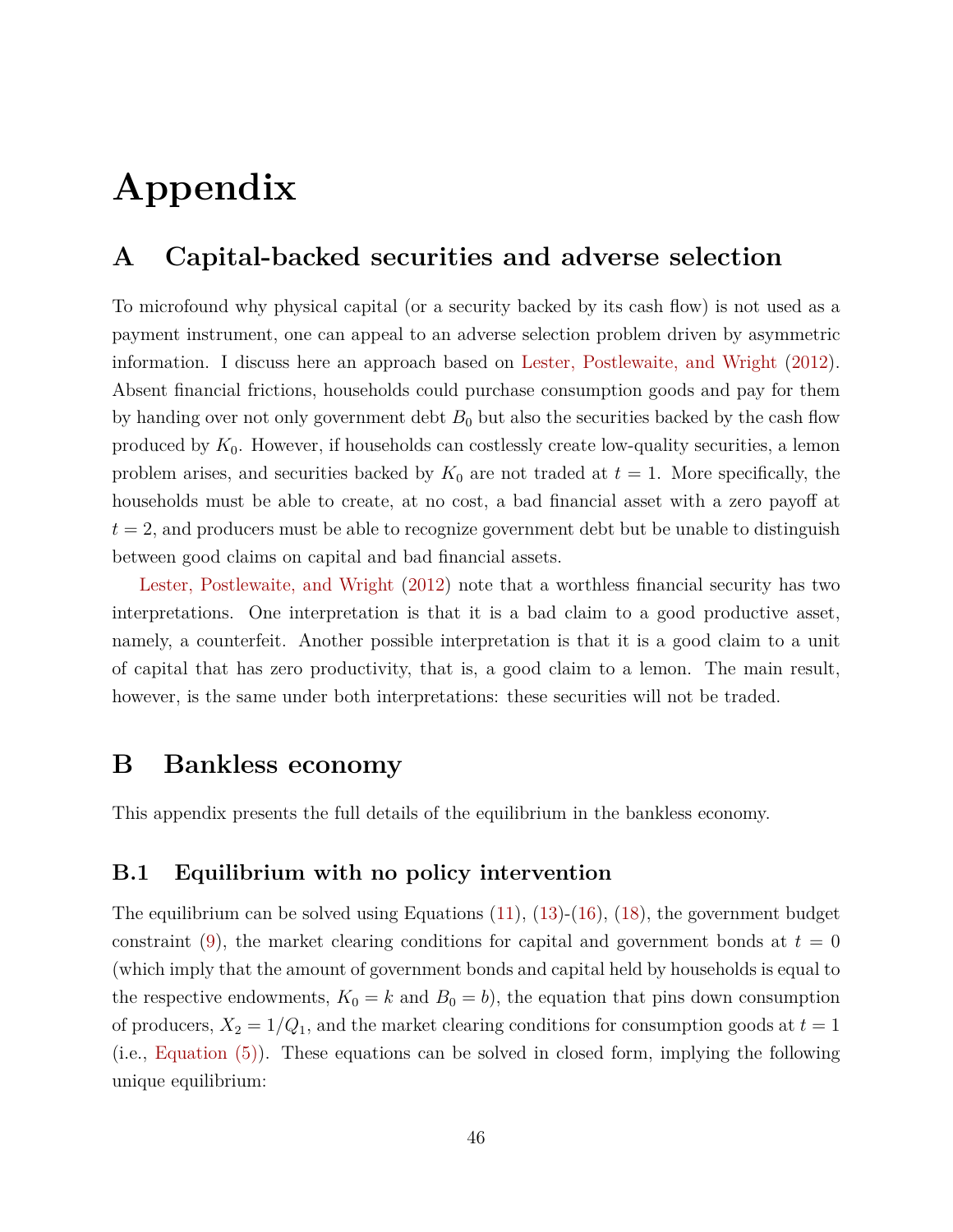# Appendix

## A Capital-backed securities and adverse selection

To microfound why physical capital (or a security backed by its cash flow) is not used as a payment instrument, one can appeal to an adverse selection problem driven by asymmetric information. I discuss here an approach based on Lester, Postlewaite, and Wright (2012). Absent financial frictions, households could purchase consumption goods and pay for them by handing over not only government debt $B_0$ but also the securities backed by the cash flow produced by $K_0$. However, if households can costlessly create low-quality securities, a lemon problem arises, and securities backed by $K_0$ are not traded at $t = 1$. More specifically, the households must be able to create, at no cost, a bad financial asset with a zero payoff at $t = 2$, and producers must be able to recognize government debt but be unable to distinguish between good claims on capital and bad financial assets.

Lester, Postlewaite, and Wright (2012) note that a worthless financial security has two interpretations. One interpretation is that it is a bad claim to a good productive asset, namely, a counterfeit. Another possible interpretation is that it is a good claim to a unit of capital that has zero productivity, that is, a good claim to a lemon. The main result, however, is the same under both interpretations: these securities will not be traded.

## B Bankless economy

This appendix presents the full details of the equilibrium in the bankless economy.

### B.1 Equilibrium with no policy intervention

The equilibrium can be solved using Equations (11), (13)-(16), (18), the government budget constraint (9), the market clearing conditions for capital and government bonds at $t = 0$ (which imply that the amount of government bonds and capital held by households is equal to the respective endowments, $K_0 = k$ and $B_0 = b$), the equation that pins down consumption of producers, $X_2 = 1/Q_1$, and the market clearing conditions for consumption goods at $t = 1$ (i.e., Equation (5)). These equations can be solved in closed form, implying the following unique equilibrium: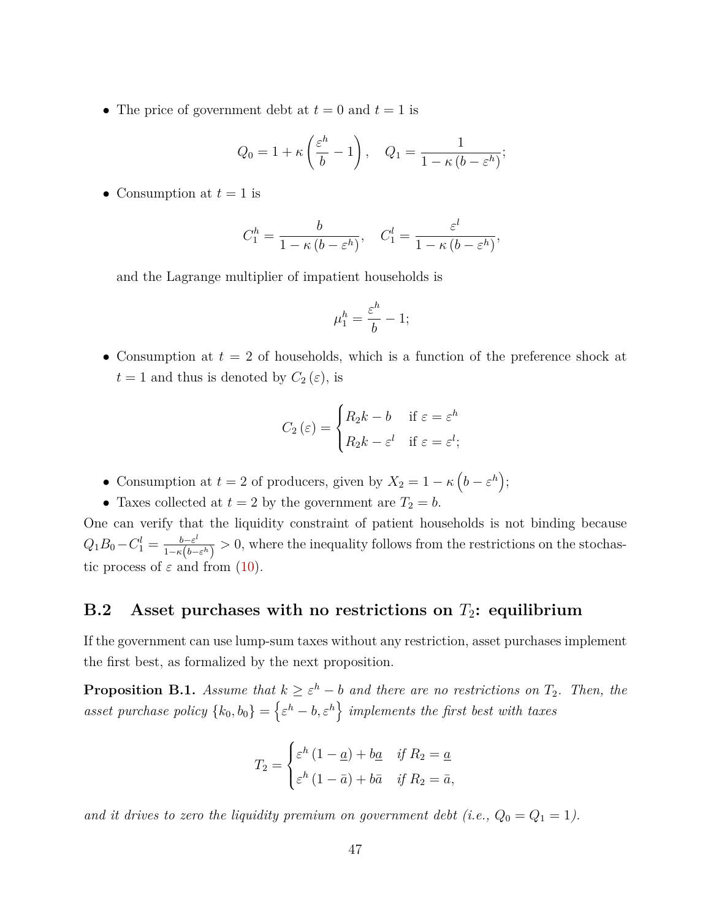- The price of government debt at $t = 0$ and $t = 1$ is

$$Q_0 = 1 + \kappa \left( \frac{\varepsilon^h}{b} - 1 \right), \quad Q_1 = \frac{1}{1 - \kappa \left( b - \varepsilon^h \right)};$$

- Consumption at $t = 1$ is

$$C_1^h = \frac{b}{1 - \kappa \left( b - \varepsilon^h \right)}, \quad C_1^l = \frac{\varepsilon^l}{1 - \kappa \left( b - \varepsilon^h \right)},$$

  and the Lagrange multiplier of impatient households is

$$\mu_1^h = \frac{\varepsilon^h}{b} - 1;$$

- Consumption at $t = 2$ of households, which is a function of the preference shock at $t = 1$ and thus is denoted by $C_2(\varepsilon)$, is

$$C_2(\varepsilon) = \begin{cases} R_2 k - b & \text{if } \varepsilon = \varepsilon^h \\ R_2 k - \varepsilon^l & \text{if } \varepsilon = \varepsilon^l; \end{cases}$$

- Consumption at $t = 2$ of producers, given by $X_2 = 1 - \kappa \left( b - \varepsilon^h \right)$;
- Taxes collected at $t = 2$ by the government are $T_2 = b$.

One can verify that the liquidity constraint of patient households is not binding because $Q_1 B_0 - C_1^l = \frac{b - \varepsilon^l}{1 - \kappa \left( b - \varepsilon^h \right)} > 0$, where the inequality follows from the restrictions on the stochastic process of $\varepsilon$ and from (10).

## B.2 Asset purchases with no restrictions on $T_2$: equilibrium

If the government can use lump-sum taxes without any restriction, asset purchases implement the first best, as formalized by the next proposition.

**Proposition B.1.** *Assume that $k \geq \varepsilon^h - b$ and there are no restrictions on $T_2$. Then, the asset purchase policy $\{k_0, b_0\} = \left\{ \varepsilon^h - b, \varepsilon^h \right\}$ implements the first best with taxes*

$$T_2 = \begin{cases} \varepsilon^h (1 - \underline{a}) + b\underline{a} & \text{if } R_2 = \underline{a} \\ \varepsilon^h (1 - \bar{a}) + b\bar{a} & \text{if } R_2 = \bar{a}, \end{cases}$$

*and it drives to zero the liquidity premium on government debt (i.e., $Q_0 = Q_1 = 1$).*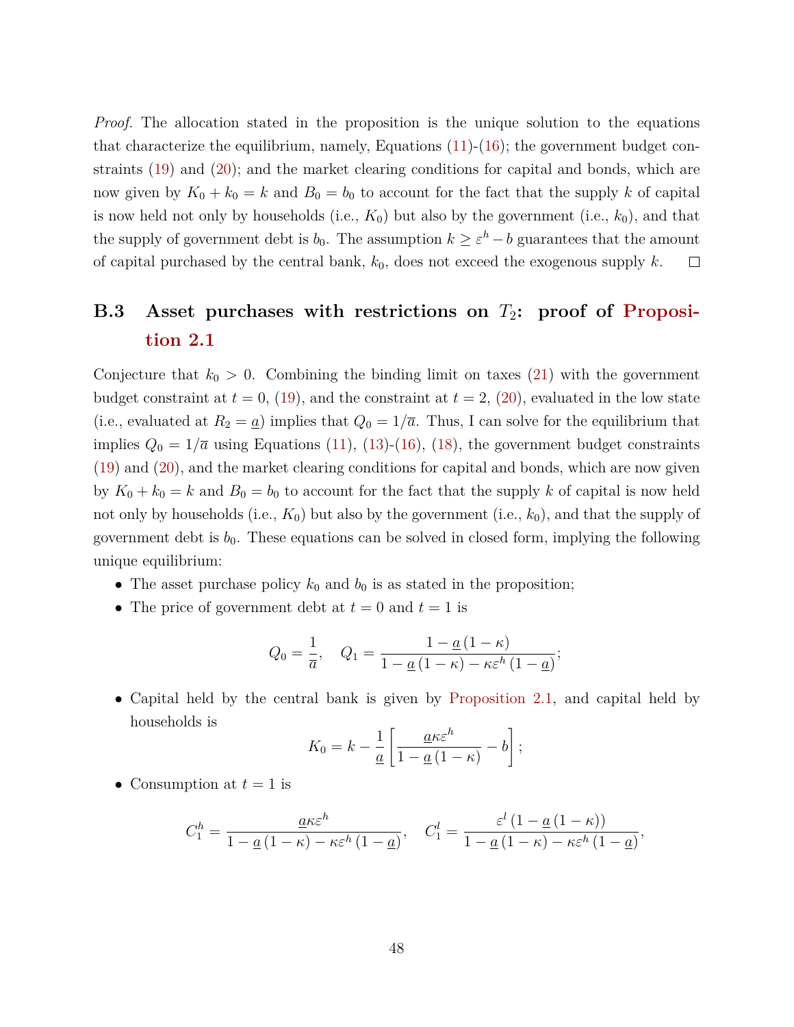*Proof.* The allocation stated in the proposition is the unique solution to the equations that characterize the equilibrium, namely, Equations (11)-(16); the government budget constraints (19) and (20); and the market clearing conditions for capital and bonds, which are now given by $K_0 + k_0 = k$ and $B_0 = b_0$ to account for the fact that the supply $k$ of capital is now held not only by households (i.e., $K_0$) but also by the government (i.e., $k_0$), and that the supply of government debt is $b_0$. The assumption $k \geq \varepsilon^h - b$ guarantees that the amount of capital purchased by the central bank, $k_0$, does not exceed the exogenous supply $k$. □

## B.3 Asset purchases with restrictions on $T_2$: proof of Proposition 2.1

Conjecture that $k_0 > 0$. Combining the binding limit on taxes (21) with the government budget constraint at $t = 0$, (19), and the constraint at $t = 2$, (20), evaluated in the low state (i.e., evaluated at $R_2 = \underline{a}$) implies that $Q_0 = 1/\overline{a}$. Thus, I can solve for the equilibrium that implies $Q_0 = 1/\overline{a}$ using Equations (11), (13)-(16), (18), the government budget constraints (19) and (20), and the market clearing conditions for capital and bonds, which are now given by $K_0 + k_0 = k$ and $B_0 = b_0$ to account for the fact that the supply $k$ of capital is now held not only by households (i.e., $K_0$) but also by the government (i.e., $k_0$), and that the supply of government debt is $b_0$. These equations can be solved in closed form, implying the following unique equilibrium:

- The asset purchase policy $k_0$ and $b_0$ is as stated in the proposition;
- The price of government debt at $t = 0$ and $t = 1$ is

$$Q_0 = \frac{1}{\overline{a}}, \quad Q_1 = \frac{1 - \underline{a}(1-\kappa)}{1 - \underline{a}(1-\kappa) - \kappa\varepsilon^h(1-\underline{a})};$$

- Capital held by the central bank is given by Proposition 2.1, and capital held by households is

$$K_0 = k - \frac{1}{\underline{a}}\left[\frac{\underline{a}\kappa\varepsilon^h}{1 - \underline{a}(1-\kappa)} - b\right];$$

- Consumption at $t = 1$ is

$$C_1^h = \frac{\underline{a}\kappa\varepsilon^h}{1 - \underline{a}(1-\kappa) - \kappa\varepsilon^h(1-\underline{a})}, \quad C_1^l = \frac{\varepsilon^l(1 - \underline{a}(1-\kappa))}{1 - \underline{a}(1-\kappa) - \kappa\varepsilon^h(1-\underline{a})},$$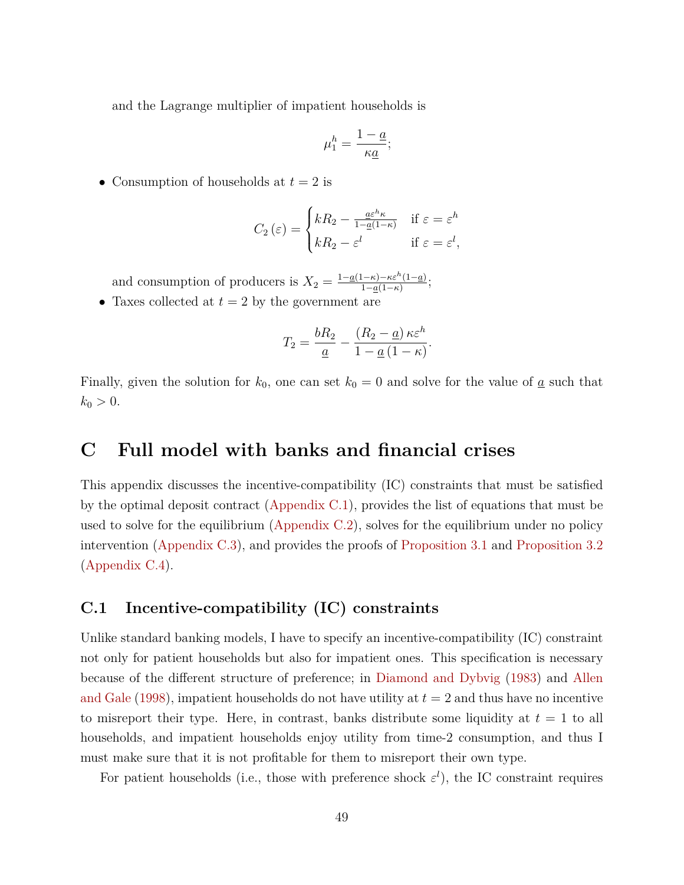and the Lagrange multiplier of impatient households is

$$\mu_1^h = \frac{1 - \underline{a}}{\kappa \underline{a}};$$

- Consumption of households at $t = 2$ is

$$C_2(\varepsilon) = \begin{cases} kR_2 - \frac{\underline{a}\varepsilon^h \kappa}{1-\underline{a}(1-\kappa)} & \text{if } \varepsilon = \varepsilon^h \\ kR_2 - \varepsilon^l & \text{if } \varepsilon = \varepsilon^l, \end{cases}$$

and consumption of producers is $X_2 = \frac{1-\underline{a}(1-\kappa)-\kappa\varepsilon^h(1-\underline{a})}{1-\underline{a}(1-\kappa)}$;

- Taxes collected at $t = 2$ by the government are

$$T_2 = \frac{bR_2}{\underline{a}} - \frac{(R_2 - \underline{a})\,\kappa\varepsilon^h}{1 - \underline{a}\,(1-\kappa)}.$$

Finally, given the solution for $k_0$, one can set $k_0 = 0$ and solve for the value of $\underline{a}$ such that $k_0 > 0$.

# C Full model with banks and financial crises

This appendix discusses the incentive-compatibility (IC) constraints that must be satisfied by the optimal deposit contract (Appendix C.1), provides the list of equations that must be used to solve for the equilibrium (Appendix C.2), solves for the equilibrium under no policy intervention (Appendix C.3), and provides the proofs of Proposition 3.1 and Proposition 3.2 (Appendix C.4).

## C.1 Incentive-compatibility (IC) constraints

Unlike standard banking models, I have to specify an incentive-compatibility (IC) constraint not only for patient households but also for impatient ones. This specification is necessary because of the different structure of preference; in Diamond and Dybvig (1983) and Allen and Gale (1998), impatient households do not have utility at $t = 2$ and thus have no incentive to misreport their type. Here, in contrast, banks distribute some liquidity at $t = 1$ to all households, and impatient households enjoy utility from time-2 consumption, and thus I must make sure that it is not profitable for them to misreport their own type.

For patient households (i.e., those with preference shock $\varepsilon^l$), the IC constraint requires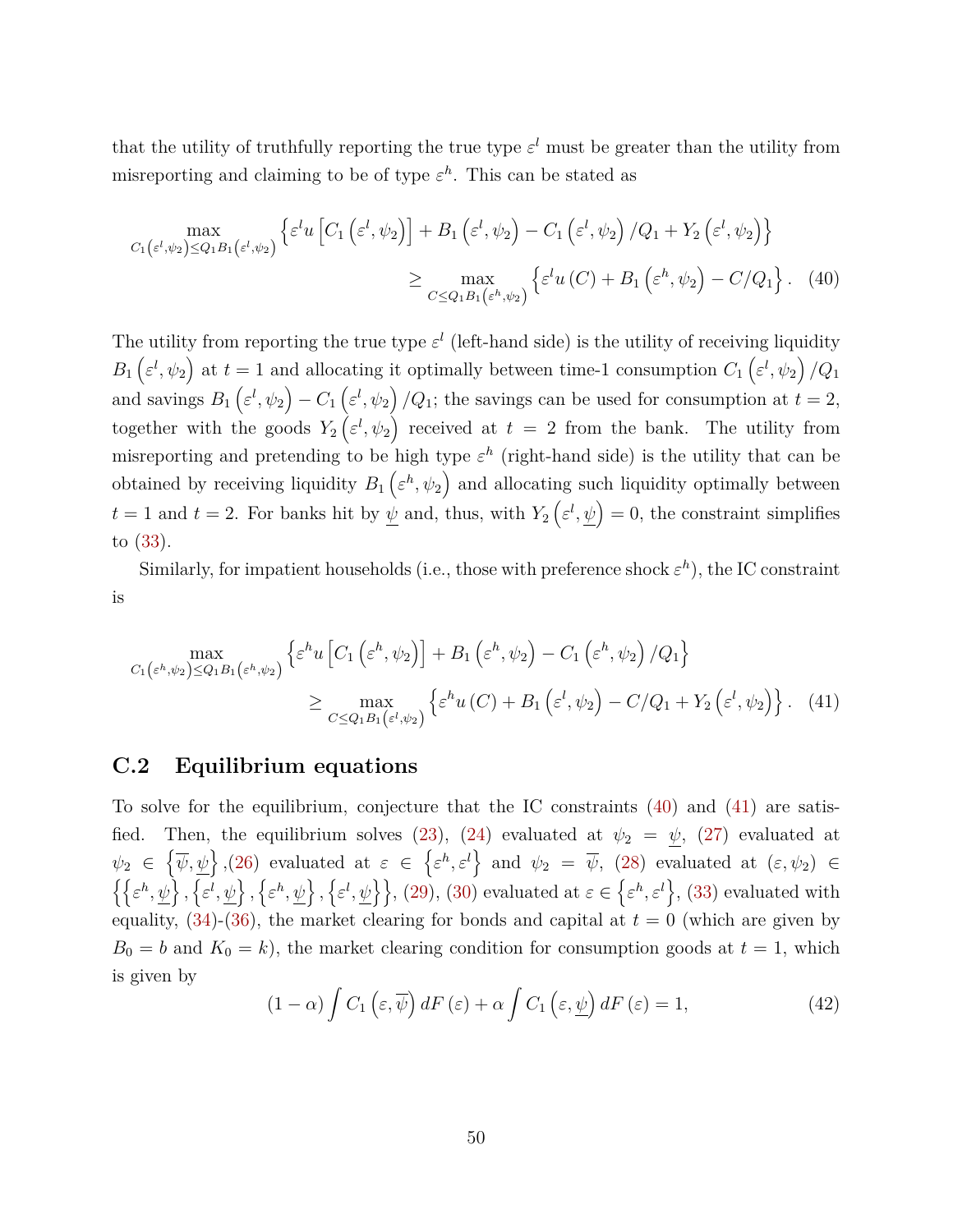that the utility of truthfully reporting the true type $\varepsilon^l$ must be greater than the utility from misreporting and claiming to be of type $\varepsilon^h$. This can be stated as

$$\max_{C_1\left(\varepsilon^l,\psi_2\right)\leq Q_1 B_1\left(\varepsilon^l,\psi_2\right)} \left\{\varepsilon^l u\left[C_1\left(\varepsilon^l,\psi_2\right)\right] + B_1\left(\varepsilon^l,\psi_2\right) - C_1\left(\varepsilon^l,\psi_2\right)/Q_1 + Y_2\left(\varepsilon^l,\psi_2\right)\right\}$$
$$\geq \max_{C\leq Q_1 B_1\left(\varepsilon^h,\psi_2\right)} \left\{\varepsilon^l u\left(C\right) + B_1\left(\varepsilon^h,\psi_2\right) - C/Q_1\right\}. \quad (40)$$

The utility from reporting the true type $\varepsilon^l$ (left-hand side) is the utility of receiving liquidity $B_1\left(\varepsilon^l,\psi_2\right)$ at $t=1$ and allocating it optimally between time-1 consumption $C_1\left(\varepsilon^l,\psi_2\right)/Q_1$ and savings $B_1\left(\varepsilon^l,\psi_2\right) - C_1\left(\varepsilon^l,\psi_2\right)/Q_1$; the savings can be used for consumption at $t=2$, together with the goods $Y_2\left(\varepsilon^l,\psi_2\right)$ received at $t=2$ from the bank. The utility from misreporting and pretending to be high type $\varepsilon^h$ (right-hand side) is the utility that can be obtained by receiving liquidity $B_1\left(\varepsilon^h,\psi_2\right)$ and allocating such liquidity optimally between $t=1$ and $t=2$. For banks hit by $\underline{\psi}$ and, thus, with $Y_2\left(\varepsilon^l,\underline{\psi}\right)=0$, the constraint simplifies to (33).

Similarly, for impatient households (i.e., those with preference shock $\varepsilon^h$), the IC constraint is

$$\max_{C_1\left(\varepsilon^h,\psi_2\right)\leq Q_1 B_1\left(\varepsilon^h,\psi_2\right)} \left\{\varepsilon^h u\left[C_1\left(\varepsilon^h,\psi_2\right)\right] + B_1\left(\varepsilon^h,\psi_2\right) - C_1\left(\varepsilon^h,\psi_2\right)/Q_1\right\}$$
$$\geq \max_{C\leq Q_1 B_1\left(\varepsilon^l,\psi_2\right)} \left\{\varepsilon^h u\left(C\right) + B_1\left(\varepsilon^l,\psi_2\right) - C/Q_1 + Y_2\left(\varepsilon^l,\psi_2\right)\right\}. \quad (41)$$

## C.2 Equilibrium equations

To solve for the equilibrium, conjecture that the IC constraints (40) and (41) are satisfied. Then, the equilibrium solves (23), (24) evaluated at $\psi_2 = \underline{\psi}$, (27) evaluated at $\psi_2 \in \left\{\overline{\psi},\underline{\psi}\right\}$,(26) evaluated at $\varepsilon \in \left\{\varepsilon^h,\varepsilon^l\right\}$ and $\psi_2 = \overline{\psi}$, (28) evaluated at $(\varepsilon,\psi_2) \in \left\{\left\{\varepsilon^h,\underline{\psi}\right\},\left\{\varepsilon^l,\underline{\psi}\right\},\left\{\varepsilon^h,\underline{\psi}\right\},\left\{\varepsilon^l,\underline{\psi}\right\}\right\}$, (29), (30) evaluated at $\varepsilon \in \left\{\varepsilon^h,\varepsilon^l\right\}$, (33) evaluated with equality, (34)-(36), the market clearing for bonds and capital at $t=0$ (which are given by $B_0 = b$ and $K_0 = k$), the market clearing condition for consumption goods at $t=1$, which is given by

$$(1-\alpha)\int C_1\left(\varepsilon,\overline{\psi}\right)dF\left(\varepsilon\right) + \alpha\int C_1\left(\varepsilon,\underline{\psi}\right)dF\left(\varepsilon\right) = 1, \quad (42)$$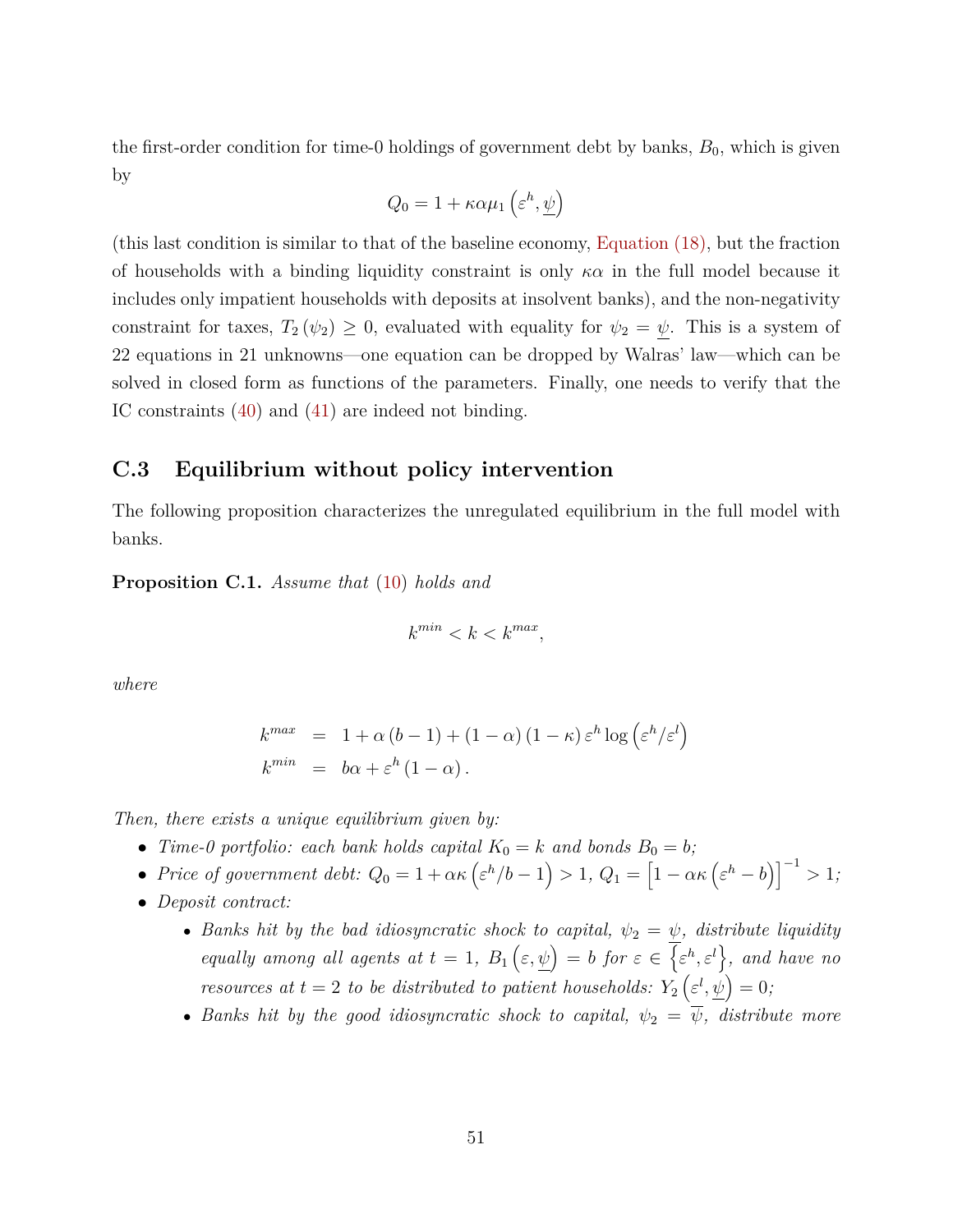the first-order condition for time-0 holdings of government debt by banks, $B_0$, which is given by

$$Q_0 = 1 + \kappa\alpha\mu_1\left(\varepsilon^h, \underline{\psi}\right)$$

(this last condition is similar to that of the baseline economy, Equation (18), but the fraction of households with a binding liquidity constraint is only $\kappa\alpha$ in the full model because it includes only impatient households with deposits at insolvent banks), and the non-negativity constraint for taxes, $T_2(\psi_2) \geq 0$, evaluated with equality for $\psi_2 = \underline{\psi}$. This is a system of 22 equations in 21 unknowns—one equation can be dropped by Walras' law—which can be solved in closed form as functions of the parameters. Finally, one needs to verify that the IC constraints (40) and (41) are indeed not binding.

## C.3 Equilibrium without policy intervention

The following proposition characterizes the unregulated equilibrium in the full model with banks.

**Proposition C.1.** *Assume that* (10) *holds and*

$$k^{min} < k < k^{max},$$

*where*

$$\begin{aligned}
k^{max} &= 1 + \alpha(b-1) + (1-\alpha)(1-\kappa)\varepsilon^h \log\left(\varepsilon^h/\varepsilon^l\right) \\
k^{min} &= b\alpha + \varepsilon^h(1-\alpha).
\end{aligned}$$

*Then, there exists a unique equilibrium given by:*

- *Time-0 portfolio: each bank holds capital $K_0 = k$ and bonds $B_0 = b$;*
- *Price of government debt: $Q_0 = 1 + \alpha\kappa\left(\varepsilon^h/b - 1\right) > 1$, $Q_1 = \left[1 - \alpha\kappa\left(\varepsilon^h - b\right)\right]^{-1} > 1$;*
- *Deposit contract:*
    - *Banks hit by the bad idiosyncratic shock to capital, $\psi_2 = \underline{\psi}$, distribute liquidity equally among all agents at $t = 1$, $B_1\left(\varepsilon, \underline{\psi}\right) = b$ for $\varepsilon \in \left\{\varepsilon^h, \varepsilon^l\right\}$, and have no resources at $t = 2$ to be distributed to patient households: $Y_2\left(\varepsilon^l, \underline{\psi}\right) = 0$;*
    - *Banks hit by the good idiosyncratic shock to capital, $\psi_2 = \overline{\psi}$, distribute more*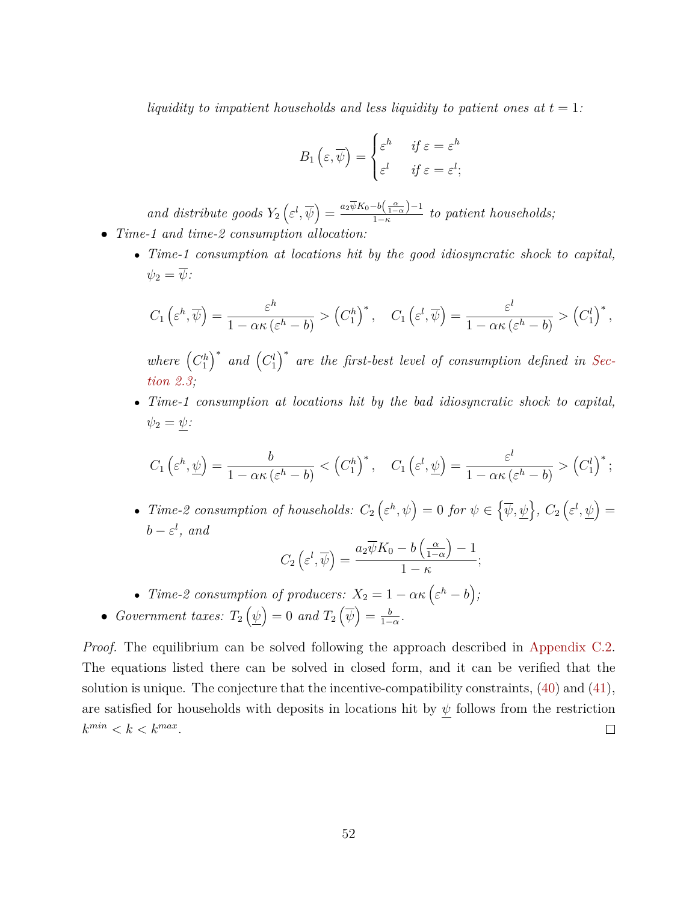*liquidity to impatient households and less liquidity to patient ones at $t = 1$:*

$$B_1\left(\varepsilon, \overline{\psi}\right) = \begin{cases} \varepsilon^h & \text{if } \varepsilon = \varepsilon^h \\ \varepsilon^l & \text{if } \varepsilon = \varepsilon^l; \end{cases}$$

*and distribute goods* $Y_2\left(\varepsilon^l, \overline{\psi}\right) = \frac{a_2 \overline{\psi} K_0 - b\left(\frac{\alpha}{1-\alpha}\right) - 1}{1-\kappa}$ *to patient households;*

- *Time-1 and time-2 consumption allocation:*
  - *Time-1 consumption at locations hit by the good idiosyncratic shock to capital,* $\psi_2 = \overline{\psi}$:

    $$C_1\left(\varepsilon^h, \overline{\psi}\right) = \frac{\varepsilon^h}{1 - \alpha\kappa\left(\varepsilon^h - b\right)} > \left(C_1^h\right)^*, \quad C_1\left(\varepsilon^l, \overline{\psi}\right) = \frac{\varepsilon^l}{1 - \alpha\kappa\left(\varepsilon^h - b\right)} > \left(C_1^l\right)^*,$$

    *where* $\left(C_1^h\right)^*$ *and* $\left(C_1^l\right)^*$ *are the first-best level of consumption defined in Section 2.3;*
  - *Time-1 consumption at locations hit by the bad idiosyncratic shock to capital,* $\psi_2 = \underline{\psi}$:

    $$C_1\left(\varepsilon^h, \underline{\psi}\right) = \frac{b}{1 - \alpha\kappa\left(\varepsilon^h - b\right)} < \left(C_1^h\right)^*, \quad C_1\left(\varepsilon^l, \underline{\psi}\right) = \frac{\varepsilon^l}{1 - \alpha\kappa\left(\varepsilon^h - b\right)} > \left(C_1^l\right)^*;$$

  - *Time-2 consumption of households:* $C_2\left(\varepsilon^h, \psi\right) = 0$ *for* $\psi \in \left\{\overline{\psi}, \underline{\psi}\right\}$, $C_2\left(\varepsilon^l, \underline{\psi}\right) = b - \varepsilon^l$, *and*

    $$C_2\left(\varepsilon^l, \overline{\psi}\right) = \frac{a_2 \overline{\psi} K_0 - b\left(\frac{\alpha}{1-\alpha}\right) - 1}{1-\kappa};$$

  - *Time-2 consumption of producers:* $X_2 = 1 - \alpha\kappa\left(\varepsilon^h - b\right)$;
- *Government taxes:* $T_2\left(\underline{\psi}\right) = 0$ *and* $T_2\left(\overline{\psi}\right) = \frac{b}{1-\alpha}$.

*Proof.* The equilibrium can be solved following the approach described in Appendix C.2. The equations listed there can be solved in closed form, and it can be verified that the solution is unique. The conjecture that the incentive-compatibility constraints, (40) and (41), are satisfied for households with deposits in locations hit by $\underline{\psi}$ follows from the restriction $k^{min} < k < k^{max}$. ◻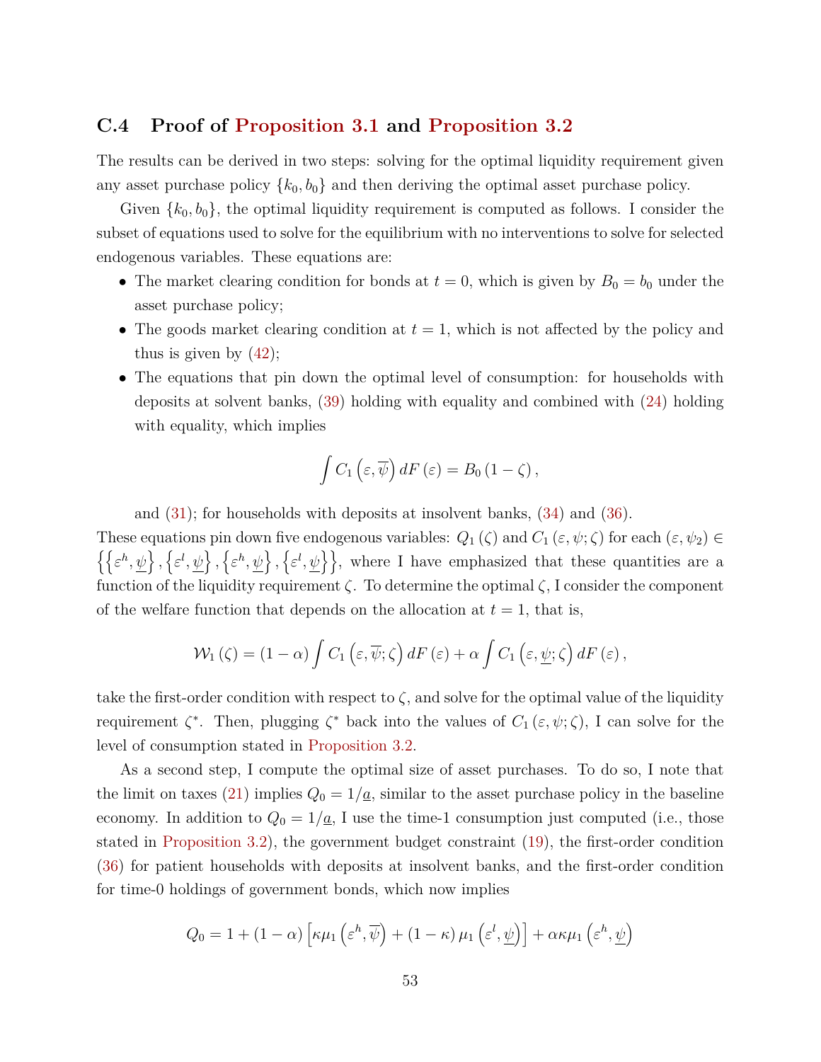## C.4 Proof of Proposition 3.1 and Proposition 3.2

The results can be derived in two steps: solving for the optimal liquidity requirement given any asset purchase policy $\{k_0, b_0\}$ and then deriving the optimal asset purchase policy.

Given $\{k_0, b_0\}$, the optimal liquidity requirement is computed as follows. I consider the subset of equations used to solve for the equilibrium with no interventions to solve for selected endogenous variables. These equations are:

- The market clearing condition for bonds at $t = 0$, which is given by $B_0 = b_0$ under the asset purchase policy;
- The goods market clearing condition at $t = 1$, which is not affected by the policy and thus is given by (42);
- The equations that pin down the optimal level of consumption: for households with deposits at solvent banks, (39) holding with equality and combined with (24) holding with equality, which implies

$$\int C_1\left(\varepsilon, \overline{\psi}\right) dF\left(\varepsilon\right) = B_0\left(1 - \zeta\right),$$

  and (31); for households with deposits at insolvent banks, (34) and (36).

These equations pin down five endogenous variables: $Q_1(\zeta)$ and $C_1(\varepsilon, \psi; \zeta)$ for each $(\varepsilon, \psi_2) \in \left\{\left\{\varepsilon^h, \underline{\psi}\right\}, \left\{\varepsilon^l, \underline{\psi}\right\}, \left\{\varepsilon^h, \underline{\psi}\right\}, \left\{\varepsilon^l, \underline{\psi}\right\}\right\}$, where I have emphasized that these quantities are a function of the liquidity requirement $\zeta$. To determine the optimal $\zeta$, I consider the component of the welfare function that depends on the allocation at $t = 1$, that is,

$$\mathcal{W}_1(\zeta) = (1 - \alpha) \int C_1\left(\varepsilon, \overline{\psi}; \zeta\right) dF\left(\varepsilon\right) + \alpha \int C_1\left(\varepsilon, \underline{\psi}; \zeta\right) dF\left(\varepsilon\right),$$

take the first-order condition with respect to $\zeta$, and solve for the optimal value of the liquidity requirement $\zeta^*$. Then, plugging $\zeta^*$ back into the values of $C_1(\varepsilon, \psi; \zeta)$, I can solve for the level of consumption stated in Proposition 3.2.

As a second step, I compute the optimal size of asset purchases. To do so, I note that the limit on taxes (21) implies $Q_0 = 1/\underline{a}$, similar to the asset purchase policy in the baseline economy. In addition to $Q_0 = 1/\underline{a}$, I use the time-1 consumption just computed (i.e., those stated in Proposition 3.2), the government budget constraint (19), the first-order condition (36) for patient households with deposits at insolvent banks, and the first-order condition for time-0 holdings of government bonds, which now implies

$$Q_0 = 1 + (1 - \alpha)\left[\kappa \mu_1\left(\varepsilon^h, \overline{\psi}\right) + (1 - \kappa)\, \mu_1\left(\varepsilon^l, \underline{\psi}\right)\right] + \alpha \kappa \mu_1\left(\varepsilon^h, \underline{\psi}\right)$$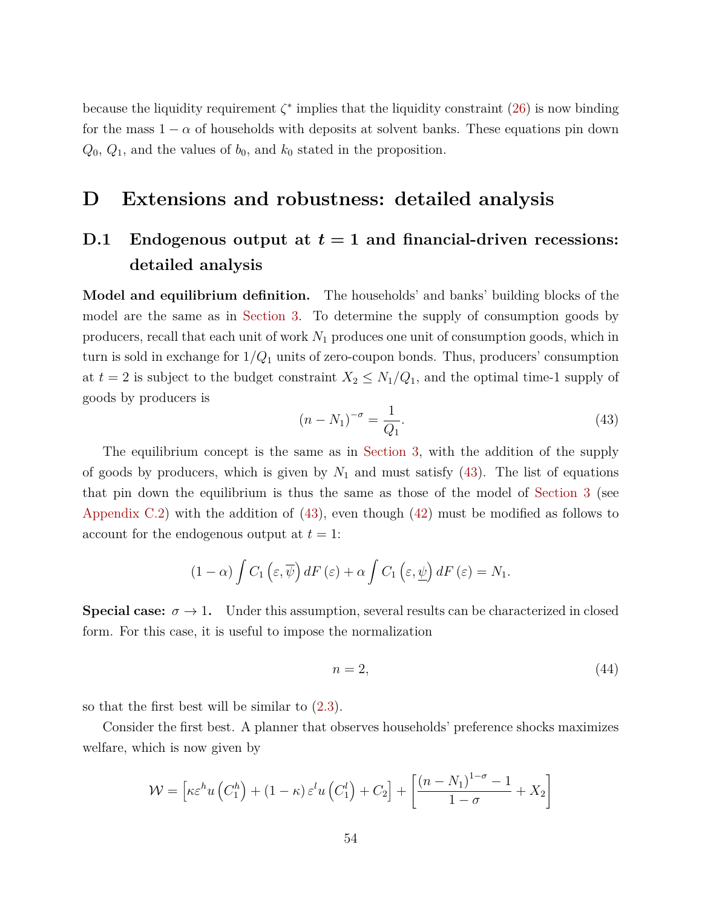because the liquidity requirement $\zeta^*$ implies that the liquidity constraint (26) is now binding for the mass $1-\alpha$ of households with deposits at solvent banks. These equations pin down $Q_0$, $Q_1$, and the values of $b_0$, and $k_0$ stated in the proposition.

# D Extensions and robustness: detailed analysis

## D.1 Endogenous output at $t = 1$ and financial-driven recessions: detailed analysis

**Model and equilibrium definition.** The households' and banks' building blocks of the model are the same as in Section 3. To determine the supply of consumption goods by producers, recall that each unit of work $N_1$ produces one unit of consumption goods, which in turn is sold in exchange for $1/Q_1$ units of zero-coupon bonds. Thus, producers' consumption at $t = 2$ is subject to the budget constraint $X_2 \leq N_1/Q_1$, and the optimal time-1 supply of goods by producers is

$$(n - N_1)^{-\sigma} = \frac{1}{Q_1}. \tag{43}$$

The equilibrium concept is the same as in Section 3, with the addition of the supply of goods by producers, which is given by $N_1$ and must satisfy (43). The list of equations that pin down the equilibrium is thus the same as those of the model of Section 3 (see Appendix C.2) with the addition of (43), even though (42) must be modified as follows to account for the endogenous output at $t = 1$:

$$(1-\alpha) \int C_1\left(\varepsilon, \overline{\psi}\right) dF(\varepsilon) + \alpha \int C_1\left(\varepsilon, \underline{\psi}\right) dF(\varepsilon) = N_1.$$

**Special case: $\sigma \to 1$.** Under this assumption, several results can be characterized in closed form. For this case, it is useful to impose the normalization

$$n = 2, \tag{44}$$

so that the first best will be similar to (2.3).

Consider the first best. A planner that observes households' preference shocks maximizes welfare, which is now given by

$$\mathcal{W} = \left[\kappa\varepsilon^h u\left(C_1^h\right) + (1-\kappa)\,\varepsilon^l u\left(C_1^l\right) + C_2\right] + \left[\frac{(n - N_1)^{1-\sigma} - 1}{1-\sigma} + X_2\right]$$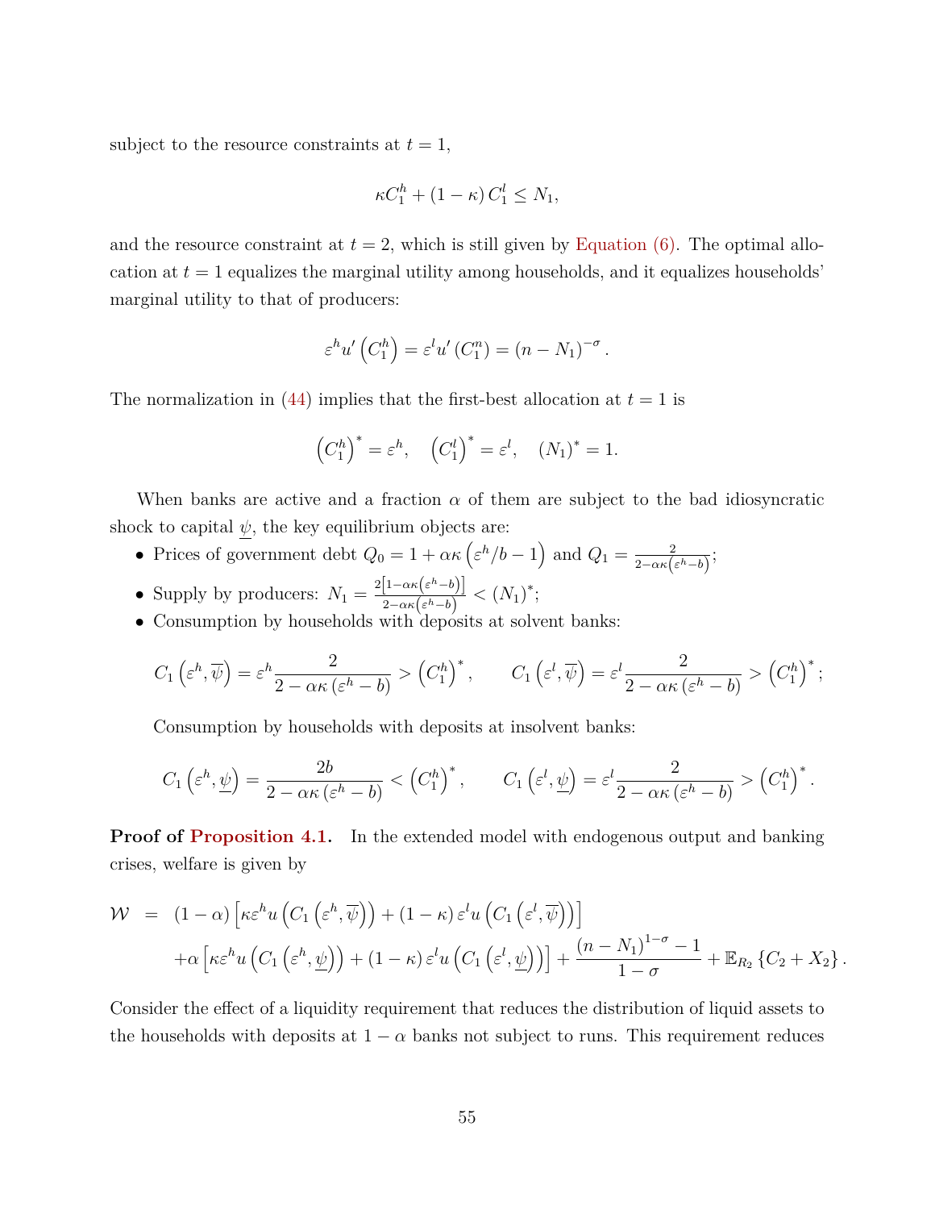subject to the resource constraints at $t = 1$,

$$\kappa C_1^h + (1-\kappa) C_1^l \leq N_1,$$

and the resource constraint at $t = 2$, which is still given by Equation (6). The optimal allocation at $t = 1$ equalizes the marginal utility among households, and it equalizes households' marginal utility to that of producers:

$$\varepsilon^h u'\left(C_1^h\right) = \varepsilon^l u'\left(C_1^n\right) = \left(n - N_1\right)^{-\sigma}.$$

The normalization in (44) implies that the first-best allocation at $t = 1$ is

$$\left(C_1^h\right)^* = \varepsilon^h, \quad \left(C_1^l\right)^* = \varepsilon^l, \quad \left(N_1\right)^* = 1.$$

When banks are active and a fraction $\alpha$ of them are subject to the bad idiosyncratic shock to capital $\underline{\psi}$, the key equilibrium objects are:

- Prices of government debt $Q_0 = 1 + \alpha\kappa\left(\varepsilon^h/b - 1\right)$ and $Q_1 = \frac{2}{2-\alpha\kappa\left(\varepsilon^h - b\right)}$;
- Supply by producers: $N_1 = \frac{2\left[1-\alpha\kappa\left(\varepsilon^h-b\right)\right]}{2-\alpha\kappa\left(\varepsilon^h-b\right)} < \left(N_1\right)^*$;
- Consumption by households with deposits at solvent banks:

$$C_1\left(\varepsilon^h, \overline{\psi}\right) = \varepsilon^h \frac{2}{2-\alpha\kappa\left(\varepsilon^h - b\right)} > \left(C_1^h\right)^*, \qquad C_1\left(\varepsilon^l, \overline{\psi}\right) = \varepsilon^l \frac{2}{2-\alpha\kappa\left(\varepsilon^h - b\right)} > \left(C_1^h\right)^*;$$

  Consumption by households with deposits at insolvent banks:

$$C_1\left(\varepsilon^h, \underline{\psi}\right) = \frac{2b}{2-\alpha\kappa\left(\varepsilon^h - b\right)} < \left(C_1^h\right)^*, \qquad C_1\left(\varepsilon^l, \underline{\psi}\right) = \varepsilon^l \frac{2}{2-\alpha\kappa\left(\varepsilon^h - b\right)} > \left(C_1^h\right)^*.$$

**Proof of Proposition 4.1.** In the extended model with endogenous output and banking crises, welfare is given by

$$\begin{aligned}
\mathcal{W} &= (1-\alpha)\left[\kappa\varepsilon^h u\left(C_1\left(\varepsilon^h, \overline{\psi}\right)\right) + (1-\kappa)\varepsilon^l u\left(C_1\left(\varepsilon^l, \overline{\psi}\right)\right)\right] \\
&\quad + \alpha\left[\kappa\varepsilon^h u\left(C_1\left(\varepsilon^h, \underline{\psi}\right)\right) + (1-\kappa)\varepsilon^l u\left(C_1\left(\varepsilon^l, \underline{\psi}\right)\right)\right] + \frac{\left(n - N_1\right)^{1-\sigma} - 1}{1-\sigma} + \mathbb{E}_{R_2}\left\{C_2 + X_2\right\}.
\end{aligned}$$

Consider the effect of a liquidity requirement that reduces the distribution of liquid assets to the households with deposits at $1-\alpha$ banks not subject to runs. This requirement reduces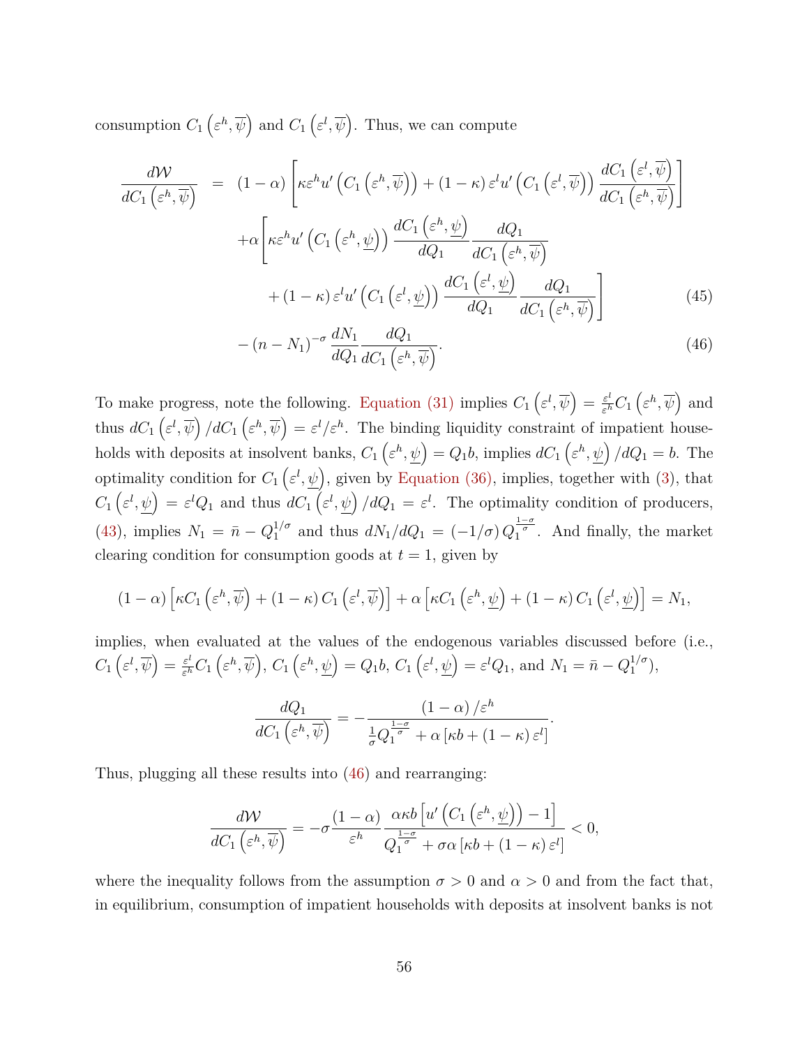consumption $C_1\left(\varepsilon^h, \overline{\psi}\right)$ and $C_1\left(\varepsilon^l, \overline{\psi}\right)$. Thus, we can compute

$$
\begin{aligned}
\frac{d\mathcal{W}}{dC_1\left(\varepsilon^h, \overline{\psi}\right)} \;=\;& (1-\alpha)\left[\kappa \varepsilon^h u'\left(C_1\left(\varepsilon^h, \overline{\psi}\right)\right) + (1-\kappa)\,\varepsilon^l u'\left(C_1\left(\varepsilon^l, \overline{\psi}\right)\right) \frac{dC_1\left(\varepsilon^l, \overline{\psi}\right)}{dC_1\left(\varepsilon^h, \overline{\psi}\right)}\right] \\
&+\alpha\Bigg[\kappa \varepsilon^h u'\left(C_1\left(\varepsilon^h, \underline{\psi}\right)\right) \frac{dC_1\left(\varepsilon^h, \underline{\psi}\right)}{dQ_1} \frac{dQ_1}{dC_1\left(\varepsilon^h, \overline{\psi}\right)} \\
&\qquad + (1-\kappa)\,\varepsilon^l u'\left(C_1\left(\varepsilon^l, \underline{\psi}\right)\right) \frac{dC_1\left(\varepsilon^l, \underline{\psi}\right)}{dQ_1} \frac{dQ_1}{dC_1\left(\varepsilon^h, \overline{\psi}\right)}\Bigg] \qquad (45) \\
&- (n - N_1)^{-\sigma} \frac{dN_1}{dQ_1} \frac{dQ_1}{dC_1\left(\varepsilon^h, \overline{\psi}\right)}. \qquad (46)
\end{aligned}
$$

To make progress, note the following. Equation (31) implies $C_1\left(\varepsilon^l, \overline{\psi}\right) = \frac{\varepsilon^l}{\varepsilon^h} C_1\left(\varepsilon^h, \overline{\psi}\right)$ and thus $dC_1\left(\varepsilon^l, \overline{\psi}\right)/dC_1\left(\varepsilon^h, \overline{\psi}\right) = \varepsilon^l/\varepsilon^h$. The binding liquidity constraint of impatient households with deposits at insolvent banks, $C_1\left(\varepsilon^h, \underline{\psi}\right) = Q_1 b$, implies $dC_1\left(\varepsilon^h, \underline{\psi}\right)/dQ_1 = b$. The optimality condition for $C_1\left(\varepsilon^l, \underline{\psi}\right)$, given by Equation (36), implies, together with (3), that $C_1\left(\varepsilon^l, \underline{\psi}\right) = \varepsilon^l Q_1$ and thus $dC_1\left(\varepsilon^l, \underline{\psi}\right)/dQ_1 = \varepsilon^l$. The optimality condition of producers, (43), implies $N_1 = \bar{n} - Q_1^{1/\sigma}$ and thus $dN_1/dQ_1 = (-1/\sigma)\, Q_1^{\frac{1-\sigma}{\sigma}}$. And finally, the market clearing condition for consumption goods at $t = 1$, given by

$$
(1-\alpha)\left[\kappa C_1\left(\varepsilon^h, \overline{\psi}\right) + (1-\kappa)\, C_1\left(\varepsilon^l, \overline{\psi}\right)\right] + \alpha\left[\kappa C_1\left(\varepsilon^h, \underline{\psi}\right) + (1-\kappa)\, C_1\left(\varepsilon^l, \underline{\psi}\right)\right] = N_1,
$$

implies, when evaluated at the values of the endogenous variables discussed before (i.e., $C_1\left(\varepsilon^l, \overline{\psi}\right) = \frac{\varepsilon^l}{\varepsilon^h} C_1\left(\varepsilon^h, \overline{\psi}\right)$, $C_1\left(\varepsilon^h, \underline{\psi}\right) = Q_1 b$, $C_1\left(\varepsilon^l, \underline{\psi}\right) = \varepsilon^l Q_1$, and $N_1 = \bar{n} - Q_1^{1/\sigma}$),

$$
\frac{dQ_1}{dC_1\left(\varepsilon^h, \overline{\psi}\right)} = -\frac{(1-\alpha)/\varepsilon^h}{\frac{1}{\sigma} Q_1^{\frac{1-\sigma}{\sigma}} + \alpha\left[\kappa b + (1-\kappa)\,\varepsilon^l\right]}.
$$

Thus, plugging all these results into (46) and rearranging:

$$
\frac{d\mathcal{W}}{dC_1\left(\varepsilon^h, \overline{\psi}\right)} = -\sigma \frac{(1-\alpha)}{\varepsilon^h} \frac{\alpha\kappa b\left[u'\left(C_1\left(\varepsilon^h, \underline{\psi}\right)\right) - 1\right]}{Q_1^{\frac{1-\sigma}{\sigma}} + \sigma\alpha\left[\kappa b + (1-\kappa)\,\varepsilon^l\right]} < 0,
$$

where the inequality follows from the assumption $\sigma > 0$ and $\alpha > 0$ and from the fact that, in equilibrium, consumption of impatient households with deposits at insolvent banks is not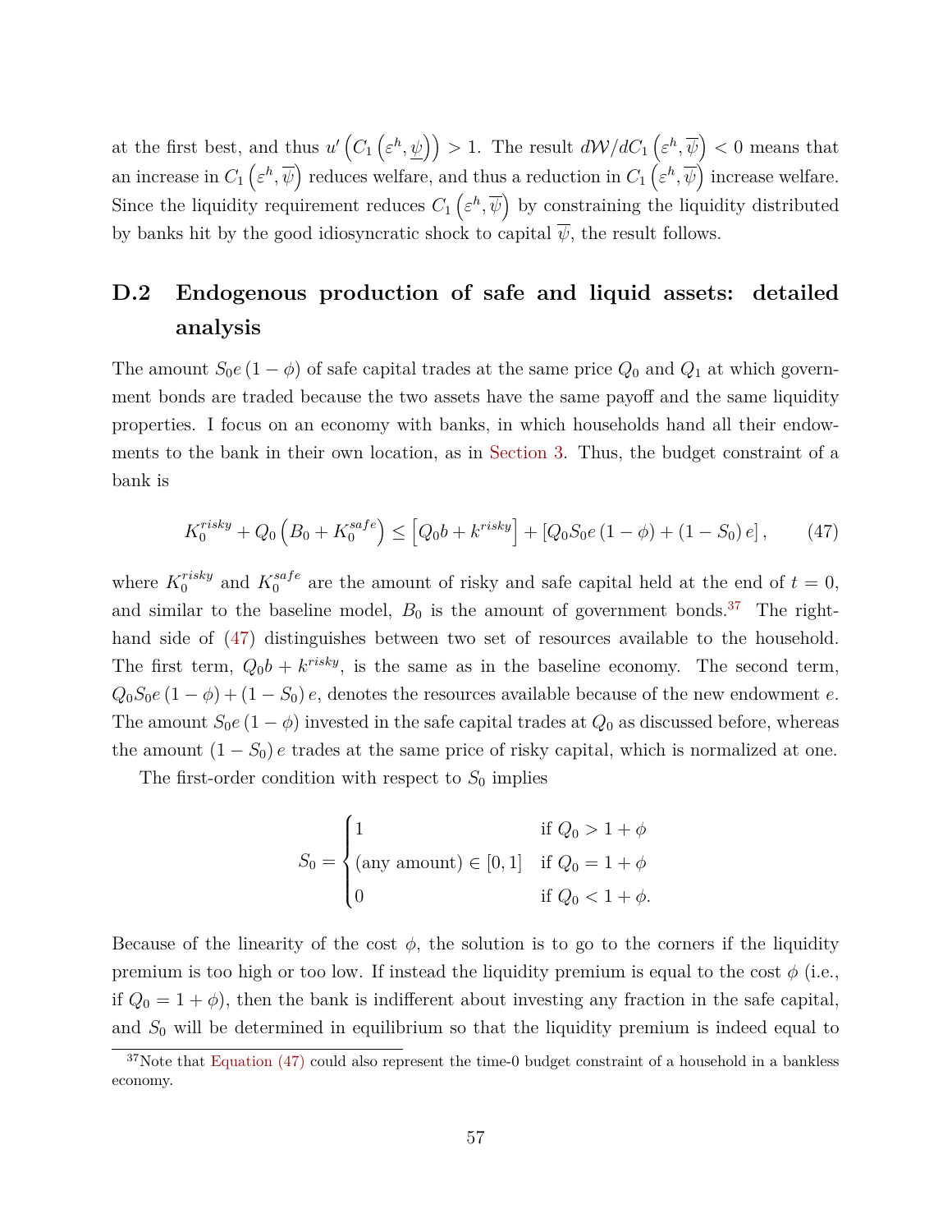at the first best, and thus $u'\left(C_1\left(\varepsilon^h, \underline{\psi}\right)\right) > 1$. The result $d\mathcal{W}/dC_1\left(\varepsilon^h, \overline{\psi}\right) < 0$ means that an increase in $C_1\left(\varepsilon^h, \overline{\psi}\right)$ reduces welfare, and thus a reduction in $C_1\left(\varepsilon^h, \overline{\psi}\right)$ increase welfare. Since the liquidity requirement reduces $C_1\left(\varepsilon^h, \overline{\psi}\right)$ by constraining the liquidity distributed by banks hit by the good idiosyncratic shock to capital $\overline{\psi}$, the result follows.

## D.2 Endogenous production of safe and liquid assets: detailed analysis

The amount $S_0 e\left(1-\phi\right)$ of safe capital trades at the same price $Q_0$ and $Q_1$ at which government bonds are traded because the two assets have the same payoff and the same liquidity properties. I focus on an economy with banks, in which households hand all their endowments to the bank in their own location, as in Section 3. Thus, the budget constraint of a bank is

$$K_0^{risky} + Q_0\left(B_0 + K_0^{safe}\right) \leq \left[Q_0 b + k^{risky}\right] + \left[Q_0 S_0 e\left(1-\phi\right) + \left(1-S_0\right)e\right], \tag{47}$$

where $K_0^{risky}$ and $K_0^{safe}$ are the amount of risky and safe capital held at the end of $t=0$, and similar to the baseline model, $B_0$ is the amount of government bonds.[37] The right-hand side of (47) distinguishes between two set of resources available to the household. The first term, $Q_0 b + k^{risky}$, is the same as in the baseline economy. The second term, $Q_0 S_0 e\left(1-\phi\right) + \left(1-S_0\right)e$, denotes the resources available because of the new endowment $e$. The amount $S_0 e\left(1-\phi\right)$ invested in the safe capital trades at $Q_0$ as discussed before, whereas the amount $\left(1-S_0\right)e$ trades at the same price of risky capital, which is normalized at one.

The first-order condition with respect to $S_0$ implies

$$S_0 = \begin{cases} 1 & \text{if } Q_0 > 1+\phi \\ (\text{any amount}) \in [0,1] & \text{if } Q_0 = 1+\phi \\ 0 & \text{if } Q_0 < 1+\phi. \end{cases}$$

Because of the linearity of the cost $\phi$, the solution is to go to the corners if the liquidity premium is too high or too low. If instead the liquidity premium is equal to the cost $\phi$ (i.e., if $Q_0 = 1+\phi$), then the bank is indifferent about investing any fraction in the safe capital, and $S_0$ will be determined in equilibrium so that the liquidity premium is indeed equal to

[37] Note that Equation (47) could also represent the time-0 budget constraint of a household in a bankless economy.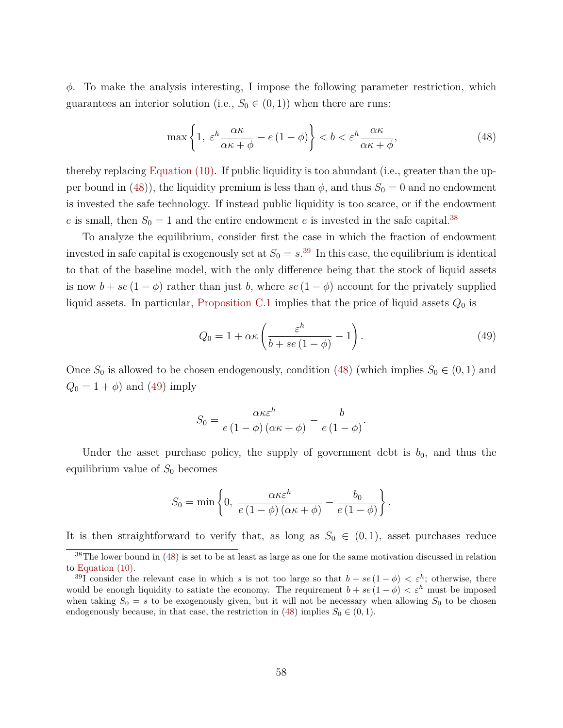$\phi$. To make the analysis interesting, I impose the following parameter restriction, which guarantees an interior solution (i.e., $S_0 \in (0,1)$) when there are runs:

$$\max\left\{1,\ \varepsilon^h \frac{\alpha\kappa}{\alpha\kappa+\phi} - e(1-\phi)\right\} < b < \varepsilon^h \frac{\alpha\kappa}{\alpha\kappa+\phi}, \tag{48}$$

thereby replacing Equation (10). If public liquidity is too abundant (i.e., greater than the upper bound in (48)), the liquidity premium is less than $\phi$, and thus $S_0 = 0$ and no endowment is invested the safe technology. If instead public liquidity is too scarce, or if the endowment $e$ is small, then $S_0 = 1$ and the entire endowment $e$ is invested in the safe capital.[38]

To analyze the equilibrium, consider first the case in which the fraction of endowment invested in safe capital is exogenously set at $S_0 = s$.[39] In this case, the equilibrium is identical to that of the baseline model, with the only difference being that the stock of liquid assets is now $b + se(1-\phi)$ rather than just $b$, where $se(1-\phi)$ account for the privately supplied liquid assets. In particular, Proposition C.1 implies that the price of liquid assets $Q_0$ is

$$Q_0 = 1 + \alpha\kappa\left(\frac{\varepsilon^h}{b + se(1-\phi)} - 1\right). \tag{49}$$

Once $S_0$ is allowed to be chosen endogenously, condition (48) (which implies $S_0 \in (0,1)$ and $Q_0 = 1+\phi$) and (49) imply

$$S_0 = \frac{\alpha\kappa\varepsilon^h}{e(1-\phi)(\alpha\kappa+\phi)} - \frac{b}{e(1-\phi)}.$$

Under the asset purchase policy, the supply of government debt is $b_0$, and thus the equilibrium value of $S_0$ becomes

$$S_0 = \min\left\{0,\ \frac{\alpha\kappa\varepsilon^h}{e(1-\phi)(\alpha\kappa+\phi)} - \frac{b_0}{e(1-\phi)}\right\}.$$

It is then straightforward to verify that, as long as $S_0 \in (0,1)$, asset purchases reduce

---

[38] The lower bound in (48) is set to be at least as large as one for the same motivation discussed in relation to Equation (10).

[39] I consider the relevant case in which $s$ is not too large so that $b + se(1-\phi) < \varepsilon^h$; otherwise, there would be enough liquidity to satiate the economy. The requirement $b + se(1-\phi) < \varepsilon^h$ must be imposed when taking $S_0 = s$ to be exogenously given, but it will not be necessary when allowing $S_0$ to be chosen endogenously because, in that case, the restriction in (48) implies $S_0 \in (0,1)$.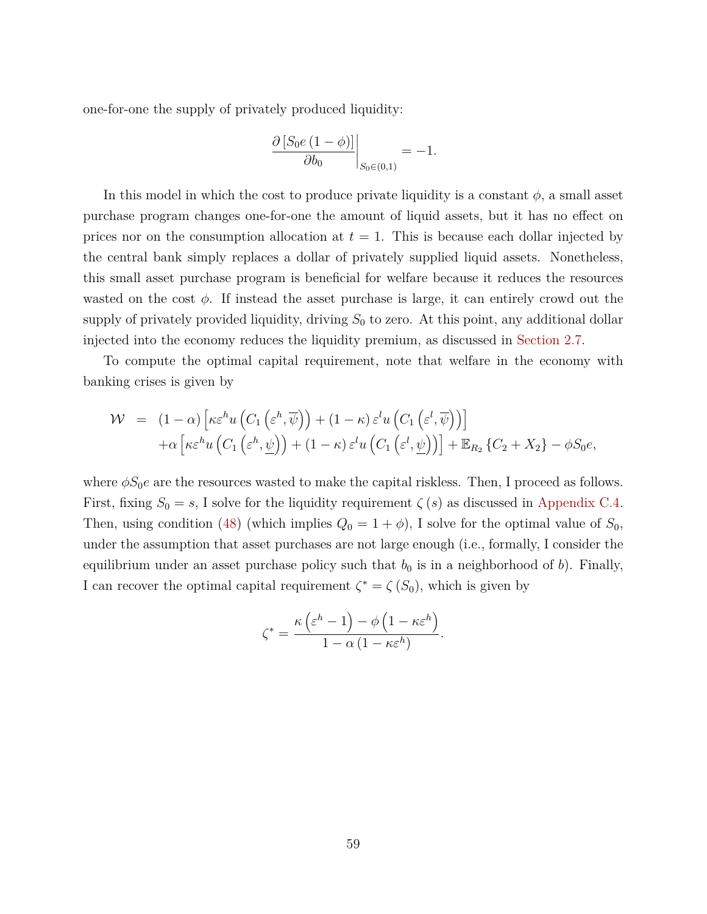one-for-one the supply of privately produced liquidity:

$$\left.\frac{\partial\left[S_0 e\left(1-\phi\right)\right]}{\partial b_0}\right|_{S_0\in(0,1)} = -1.$$

In this model in which the cost to produce private liquidity is a constant $\phi$, a small asset purchase program changes one-for-one the amount of liquid assets, but it has no effect on prices nor on the consumption allocation at $t = 1$. This is because each dollar injected by the central bank simply replaces a dollar of privately supplied liquid assets. Nonetheless, this small asset purchase program is beneficial for welfare because it reduces the resources wasted on the cost $\phi$. If instead the asset purchase is large, it can entirely crowd out the supply of privately provided liquidity, driving $S_0$ to zero. At this point, any additional dollar injected into the economy reduces the liquidity premium, as discussed in Section 2.7.

To compute the optimal capital requirement, note that welfare in the economy with banking crises is given by

$$\begin{aligned}
\mathcal{W} \;=\; & (1-\alpha)\left[\kappa\varepsilon^h u\left(C_1\left(\varepsilon^h,\overline{\psi}\right)\right) + (1-\kappa)\,\varepsilon^l u\left(C_1\left(\varepsilon^l,\overline{\psi}\right)\right)\right] \\
& +\alpha\left[\kappa\varepsilon^h u\left(C_1\left(\varepsilon^h,\underline{\psi}\right)\right) + (1-\kappa)\,\varepsilon^l u\left(C_1\left(\varepsilon^l,\underline{\psi}\right)\right)\right] + \mathbb{E}_{R_2}\left\{C_2 + X_2\right\} - \phi S_0 e,
\end{aligned}$$

where $\phi S_0 e$ are the resources wasted to make the capital riskless. Then, I proceed as follows. First, fixing $S_0 = s$, I solve for the liquidity requirement $\zeta(s)$ as discussed in Appendix C.4. Then, using condition (48) (which implies $Q_0 = 1+\phi$), I solve for the optimal value of $S_0$, under the assumption that asset purchases are not large enough (i.e., formally, I consider the equilibrium under an asset purchase policy such that $b_0$ is in a neighborhood of $b$). Finally, I can recover the optimal capital requirement $\zeta^* = \zeta(S_0)$, which is given by

$$\zeta^* = \frac{\kappa\left(\varepsilon^h - 1\right) - \phi\left(1-\kappa\varepsilon^h\right)}{1-\alpha\left(1-\kappa\varepsilon^h\right)}.$$